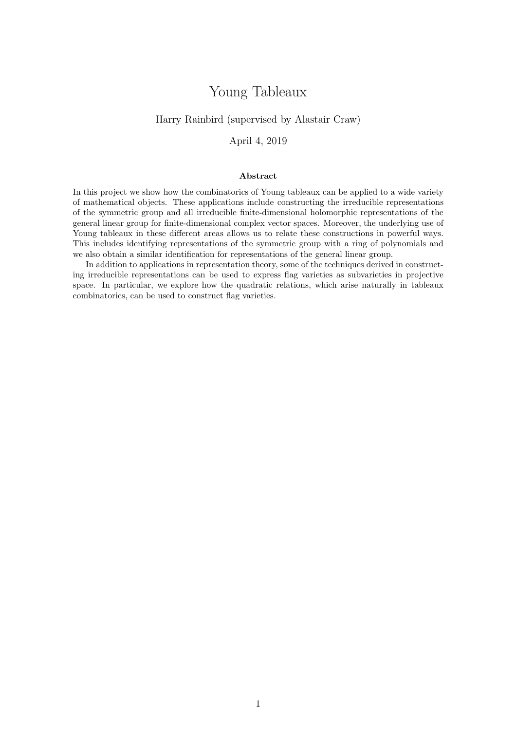# Young Tableaux

Harry Rainbird (supervised by Alastair Craw)

April 4, 2019

### Abstract

In this project we show how the combinatorics of Young tableaux can be applied to a wide variety of mathematical objects. These applications include constructing the irreducible representations of the symmetric group and all irreducible finite-dimensional holomorphic representations of the general linear group for finite-dimensional complex vector spaces. Moreover, the underlying use of Young tableaux in these different areas allows us to relate these constructions in powerful ways. This includes identifying representations of the symmetric group with a ring of polynomials and we also obtain a similar identification for representations of the general linear group.

In addition to applications in representation theory, some of the techniques derived in constructing irreducible representations can be used to express flag varieties as subvarieties in projective space. In particular, we explore how the quadratic relations, which arise naturally in tableaux combinatorics, can be used to construct flag varieties.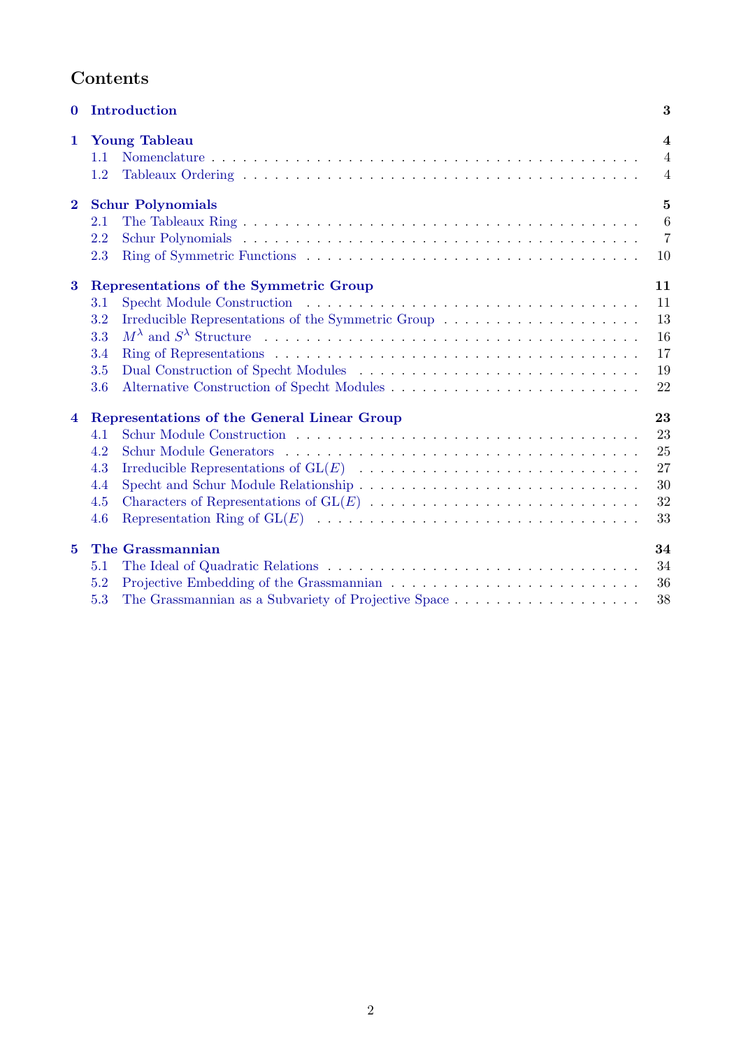# Contents

**0 Introduction** — **3**

**1 Young Tableau** — **4**
- 1.1 Nomenclature — 4
- 1.2 Tableaux Ordering — 4

**2 Schur Polynomials** — **5**
- 2.1 The Tableaux Ring — 6
- 2.2 Schur Polynomials — 7
- 2.3 Ring of Symmetric Functions — 10

**3 Representations of the Symmetric Group** — **11**
- 3.1 Specht Module Construction — 11
- 3.2 Irreducible Representations of the Symmetric Group — 13
- 3.3 $M^\lambda$ and $S^\lambda$ Structure — 16
- 3.4 Ring of Representations — 17
- 3.5 Dual Construction of Specht Modules — 19
- 3.6 Alternative Construction of Specht Modules — 22

**4 Representations of the General Linear Group** — **23**
- 4.1 Schur Module Construction — 23
- 4.2 Schur Module Generators — 25
- 4.3 Irreducible Representations of $\mathrm{GL}(E)$ — 27
- 4.4 Specht and Schur Module Relationship — 30
- 4.5 Characters of Representations of $\mathrm{GL}(E)$ — 32
- 4.6 Representation Ring of $\mathrm{GL}(E)$ — 33

**5 The Grassmannian** — **34**
- 5.1 The Ideal of Quadratic Relations — 34
- 5.2 Projective Embedding of the Grassmannian — 36
- 5.3 The Grassmannian as a Subvariety of Projective Space — 38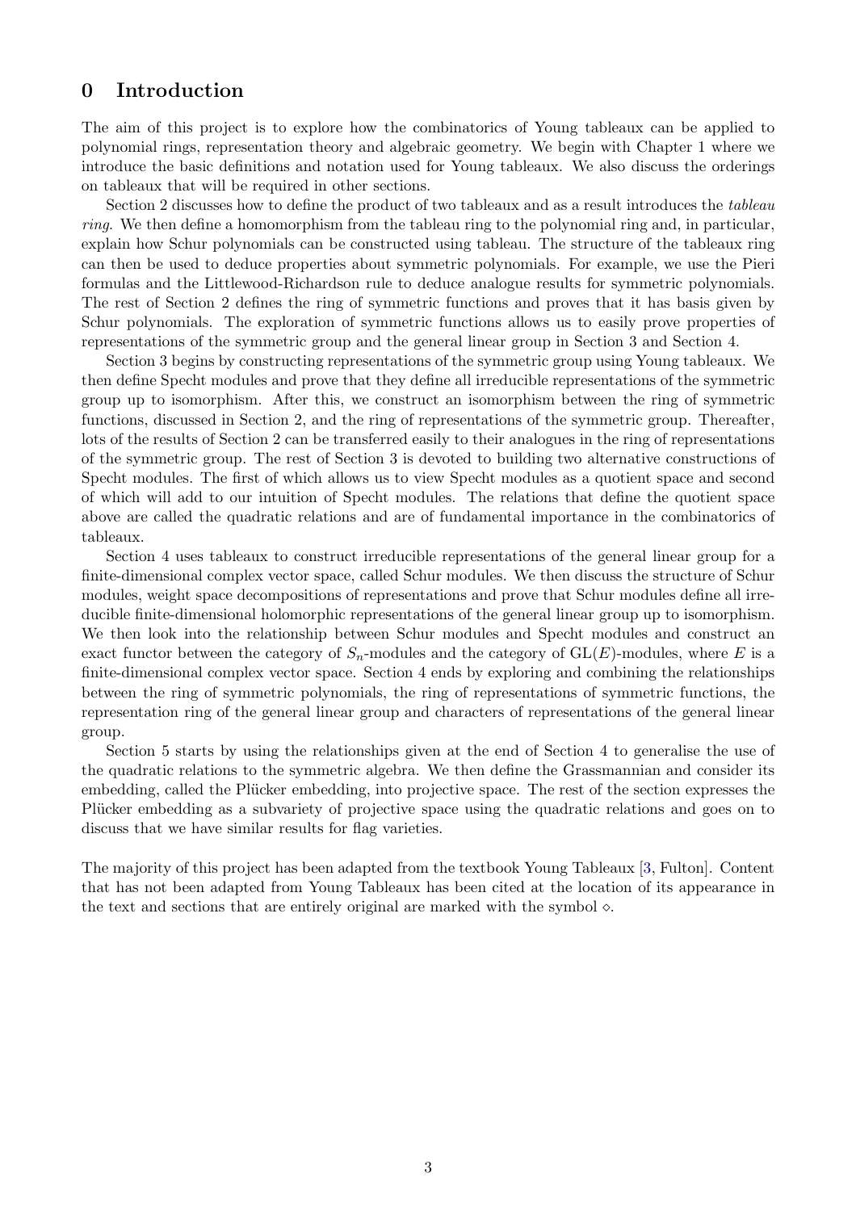# 0 Introduction

The aim of this project is to explore how the combinatorics of Young tableaux can be applied to polynomial rings, representation theory and algebraic geometry. We begin with Chapter 1 where we introduce the basic definitions and notation used for Young tableaux. We also discuss the orderings on tableaux that will be required in other sections.

Section 2 discusses how to define the product of two tableaux and as a result introduces the *tableau ring*. We then define a homomorphism from the tableau ring to the polynomial ring and, in particular, explain how Schur polynomials can be constructed using tableau. The structure of the tableaux ring can then be used to deduce properties about symmetric polynomials. For example, we use the Pieri formulas and the Littlewood-Richardson rule to deduce analogue results for symmetric polynomials. The rest of Section 2 defines the ring of symmetric functions and proves that it has basis given by Schur polynomials. The exploration of symmetric functions allows us to easily prove properties of representations of the symmetric group and the general linear group in Section 3 and Section 4.

Section 3 begins by constructing representations of the symmetric group using Young tableaux. We then define Specht modules and prove that they define all irreducible representations of the symmetric group up to isomorphism. After this, we construct an isomorphism between the ring of symmetric functions, discussed in Section 2, and the ring of representations of the symmetric group. Thereafter, lots of the results of Section 2 can be transferred easily to their analogues in the ring of representations of the symmetric group. The rest of Section 3 is devoted to building two alternative constructions of Specht modules. The first of which allows us to view Specht modules as a quotient space and second of which will add to our intuition of Specht modules. The relations that define the quotient space above are called the quadratic relations and are of fundamental importance in the combinatorics of tableaux.

Section 4 uses tableaux to construct irreducible representations of the general linear group for a finite-dimensional complex vector space, called Schur modules. We then discuss the structure of Schur modules, weight space decompositions of representations and prove that Schur modules define all irreducible finite-dimensional holomorphic representations of the general linear group up to isomorphism. We then look into the relationship between Schur modules and Specht modules and construct an exact functor between the category of $S_n$-modules and the category of $\mathrm{GL}(E)$-modules, where $E$ is a finite-dimensional complex vector space. Section 4 ends by exploring and combining the relationships between the ring of symmetric polynomials, the ring of representations of symmetric functions, the representation ring of the general linear group and characters of representations of the general linear group.

Section 5 starts by using the relationships given at the end of Section 4 to generalise the use of the quadratic relations to the symmetric algebra. We then define the Grassmannian and consider its embedding, called the Plücker embedding, into projective space. The rest of the section expresses the Plücker embedding as a subvariety of projective space using the quadratic relations and goes on to discuss that we have similar results for flag varieties.

The majority of this project has been adapted from the textbook Young Tableaux [3, Fulton]. Content that has not been adapted from Young Tableaux has been cited at the location of its appearance in the text and sections that are entirely original are marked with the symbol $\diamond$.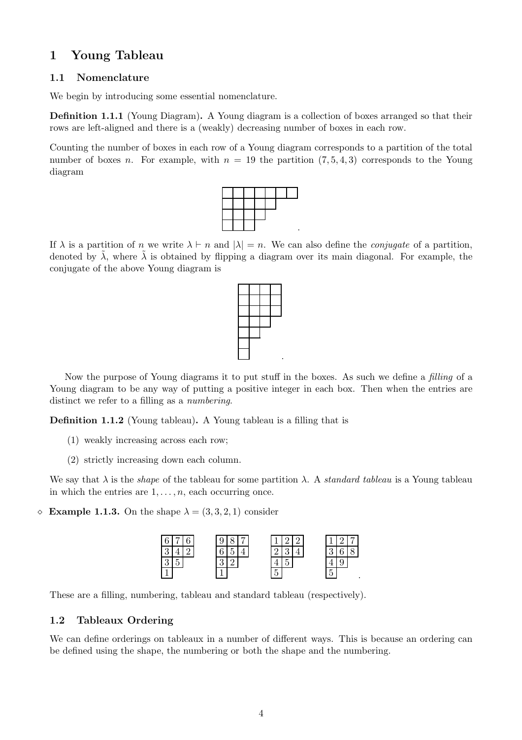# 1 Young Tableau

## 1.1 Nomenclature

We begin by introducing some essential nomenclature.

**Definition 1.1.1** (Young Diagram)**.** A Young diagram is a collection of boxes arranged so that their rows are left-aligned and there is a (weakly) decreasing number of boxes in each row.

Counting the number of boxes in each row of a Young diagram corresponds to a partition of the total number of boxes $n$. For example, with $n = 19$ the partition $(7, 5, 4, 3)$ corresponds to the Young diagram

| | | | | | | |
|---|---|---|---|---|---|---|
| | | | | | | |
| | | | | | | |
| | | | | | | |

.

If $\lambda$ is a partition of $n$ we write $\lambda \vdash n$ and $|\lambda| = n$. We can also define the *conjugate* of a partition, denoted by $\tilde{\lambda}$, where $\tilde{\lambda}$ is obtained by flipping a diagram over its main diagonal. For example, the conjugate of the above Young diagram is

| | | | |
|---|---|---|---|
| | | | |
| | | | |
| | | | |
| | | | |
| | | | |
| | | | |

.

Now the purpose of Young diagrams it to put stuff in the boxes. As such we define a *filling* of a Young diagram to be any way of putting a positive integer in each box. Then when the entries are distinct we refer to a filling as a *numbering*.

**Definition 1.1.2** (Young tableau)**.** A Young tableau is a filling that is

(1) weakly increasing across each row;

(2) strictly increasing down each column.

We say that $\lambda$ is the *shape* of the tableau for some partition $\lambda$. A *standard tableau* is a Young tableau in which the entries are $1, \ldots, n$, each occurring once.

◇ **Example 1.1.3.** On the shape $\lambda = (3, 3, 2, 1)$ consider

$$\begin{array}{ccc} 6 & 7 & 6 \\ 3 & 4 & 2 \\ 3 & 5 & \\ 1 & & \end{array} \qquad \begin{array}{ccc} 9 & 8 & 7 \\ 6 & 5 & 4 \\ 3 & 2 & \\ 1 & & \end{array} \qquad \begin{array}{ccc} 1 & 2 & 2 \\ 2 & 3 & 4 \\ 4 & 5 & \\ 5 & & \end{array} \qquad \begin{array}{ccc} 1 & 2 & 7 \\ 3 & 6 & 8 \\ 4 & 9 & \\ 5 & & \end{array} .$$

These are a filling, numbering, tableau and standard tableau (respectively).

## 1.2 Tableaux Ordering

We can define orderings on tableaux in a number of different ways. This is because an ordering can be defined using the shape, the numbering or both the shape and the numbering.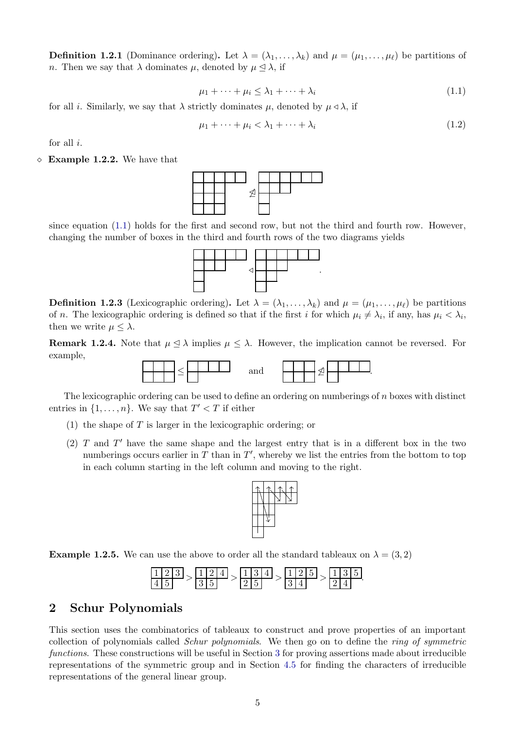**Definition 1.2.1** (Dominance ordering)**.** Let $\lambda = (\lambda_1, \ldots, \lambda_k)$ and $\mu = (\mu_1, \ldots, \mu_\ell)$ be partitions of $n$. Then we say that $\lambda$ dominates $\mu$, denoted by $\mu \trianglelefteq \lambda$, if

$$\mu_1 + \cdots + \mu_i \leq \lambda_1 + \cdots + \lambda_i \tag{1.1}$$

for all $i$. Similarly, we say that $\lambda$ strictly dominates $\mu$, denoted by $\mu \triangleleft \lambda$, if

$$\mu_1 + \cdots + \mu_i < \lambda_1 + \cdots + \lambda_i \tag{1.2}$$

for all $i$.

◇ **Example 1.2.2.** We have that

$$(5,3,3,3) \ntrianglelefteq (6,3,1,1)$$

since equation (1.1) holds for the first and second row, but not the third and fourth row. However, changing the number of boxes in the third and fourth rows of the two diagrams yields

$$(5,3,1,1) \triangleleft (6,3,2,1).$$

**Definition 1.2.3** (Lexicographic ordering)**.** Let $\lambda = (\lambda_1, \ldots, \lambda_k)$ and $\mu = (\mu_1, \ldots, \mu_\ell)$ be partitions of $n$. The lexicographic ordering is defined so that if the first $i$ for which $\mu_i \neq \lambda_i$, if any, has $\mu_i < \lambda_i$, then we write $\mu \leq \lambda$.

**Remark 1.2.4.** Note that $\mu \trianglelefteq \lambda$ implies $\mu \leq \lambda$. However, the implication cannot be reversed. For example,

$$(3,3) \leq (4,1) \quad \text{and} \quad (3,3) \ntrianglelefteq (4,1).$$

The lexicographic ordering can be used to define an ordering on numberings of $n$ boxes with distinct entries in $\{1, \ldots, n\}$. We say that $T' < T$ if either

(1) the shape of $T$ is larger in the lexicographic ordering; or

(2) $T$ and $T'$ have the same shape and the largest entry that is in a different box in the two numberings occurs earlier in $T$ than in $T'$, whereby we list the entries from the bottom to top in each column starting in the left column and moving to the right.

**Example 1.2.5.** We can use the above to order all the standard tableaux on $\lambda = (3, 2)$

$$\begin{array}{|c|c|c|}\hline 1&2&3\\\hline 4&5\\\cline{1-2}\end{array} > \begin{array}{|c|c|c|}\hline 1&2&4\\\hline 3&5\\\cline{1-2}\end{array} > \begin{array}{|c|c|c|}\hline 1&3&4\\\hline 2&5\\\cline{1-2}\end{array} > \begin{array}{|c|c|c|}\hline 1&2&5\\\hline 3&4\\\cline{1-2}\end{array} > \begin{array}{|c|c|c|}\hline 1&3&5\\\hline 2&4\\\cline{1-2}\end{array}.$$

## 2 Schur Polynomials

This section uses the combinatorics of tableaux to construct and prove properties of an important collection of polynomials called *Schur polynomials*. We then go on to define the *ring of symmetric functions*. These constructions will be useful in Section 3 for proving assertions made about irreducible representations of the symmetric group and in Section 4.5 for finding the characters of irreducible representations of the general linear group.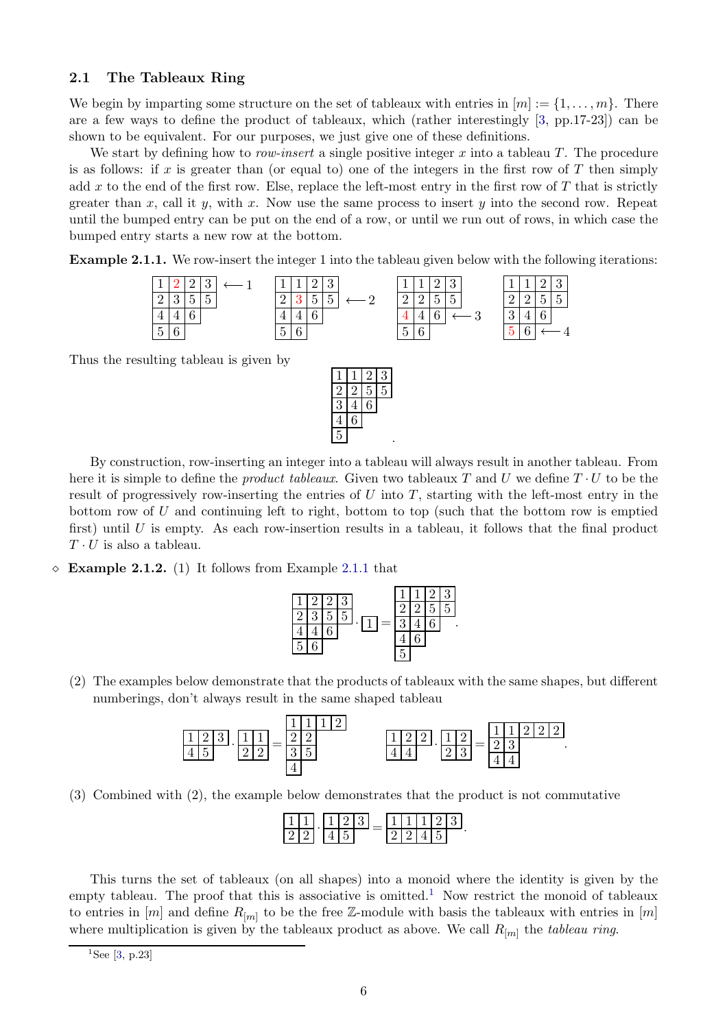### 2.1 The Tableaux Ring

We begin by imparting some structure on the set of tableaux with entries in $[m] := \{1, \ldots, m\}$. There are a few ways to define the product of tableaux, which (rather interestingly [3, pp.17-23]) can be shown to be equivalent. For our purposes, we just give one of these definitions.

We start by defining how to *row-insert* a single positive integer $x$ into a tableau $T$. The procedure is as follows: if $x$ is greater than (or equal to) one of the integers in the first row of $T$ then simply add $x$ to the end of the first row. Else, replace the left-most entry in the first row of $T$ that is strictly greater than $x$, call it $y$, with $x$. Now use the same process to insert $y$ into the second row. Repeat until the bumped entry can be put on the end of a row, or until we run out of rows, in which case the bumped entry starts a new row at the bottom.

**Example 2.1.1.** We row-insert the integer 1 into the tableau given below with the following iterations:

$$\begin{array}{|c|c|c|c|}\hline 1&2&2&3\\\hline 2&3&5&5\\\hline 4&4&6\\\cline{1-3} 5&6\\\cline{1-2}\end{array} \longleftarrow 1 \qquad \begin{array}{|c|c|c|c|}\hline 1&1&2&3\\\hline 2&3&5&5\\\hline 4&4&6\\\cline{1-3} 5&6\\\cline{1-2}\end{array} \longleftarrow 2 \qquad \begin{array}{|c|c|c|c|}\hline 1&1&2&3\\\hline 2&2&5&5\\\hline 4&4&6\\\cline{1-3} 5&6\\\cline{1-2}\end{array} \longleftarrow 3 \qquad \begin{array}{|c|c|c|c|}\hline 1&1&2&3\\\hline 2&2&5&5\\\hline 3&4&6\\\cline{1-3} 5&6\\\cline{1-2}\end{array} \longleftarrow 4$$

Thus the resulting tableau is given by

$$\begin{array}{|c|c|c|c|}\hline 1&1&2&3\\\hline 2&2&5&5\\\hline 3&4&6\\\cline{1-3} 4&6\\\cline{1-2} 5\\\cline{1-1}\end{array}.$$

By construction, row-inserting an integer into a tableau will always result in another tableau. From here it is simple to define the *product tableaux*. Given two tableaux $T$ and $U$ we define $T \cdot U$ to be the result of progressively row-inserting the entries of $U$ into $T$, starting with the left-most entry in the bottom row of $U$ and continuing left to right, bottom to top (such that the bottom row is emptied first) until $U$ is empty. As each row-insertion results in a tableau, it follows that the final product $T \cdot U$ is also a tableau.

◇ **Example 2.1.2.** (1) It follows from Example 2.1.1 that

$$\begin{array}{|c|c|c|c|}\hline 1&2&2&3\\\hline 2&3&5&5\\\hline 4&4&6\\\cline{1-3} 5&6\\\cline{1-2}\end{array} \cdot \begin{array}{|c|}\hline 1\\\hline\end{array} = \begin{array}{|c|c|c|c|}\hline 1&1&2&3\\\hline 2&2&5&5\\\hline 3&4&6\\\cline{1-3} 4&6\\\cline{1-2} 5\\\cline{1-1}\end{array}.$$

(2) The examples below demonstrate that the products of tableaux with the same shapes, but different numberings, don't always result in the same shaped tableau

$$\begin{array}{|c|c|c|}\hline 1&2&3\\\hline 4&5\\\cline{1-2}\end{array} \cdot \begin{array}{|c|c|}\hline 1&1\\\hline 2&2\\\hline\end{array} = \begin{array}{|c|c|c|c|}\hline 1&1&1&2\\\hline 2&2\\\cline{1-2} 3&5\\\cline{1-2} 4\\\cline{1-1}\end{array} \qquad \begin{array}{|c|c|c|}\hline 1&2&2\\\hline 4&4\\\cline{1-2}\end{array} \cdot \begin{array}{|c|c|}\hline 1&2\\\hline 2&3\\\hline\end{array} = \begin{array}{|c|c|c|c|c|}\hline 1&1&2&2&2\\\hline 2&3\\\cline{1-2} 4&4\\\cline{1-2}\end{array}.$$

(3) Combined with (2), the example below demonstrates that the product is not commutative

$$\begin{array}{|c|c|}\hline 1&1\\\hline 2&2\\\hline\end{array} \cdot \begin{array}{|c|c|c|}\hline 1&2&3\\\hline 4&5\\\cline{1-2}\end{array} = \begin{array}{|c|c|c|c|c|}\hline 1&1&1&2&3\\\hline 2&2&4&5\\\cline{1-4}\end{array}.$$

This turns the set of tableaux (on all shapes) into a monoid where the identity is given by the empty tableau. The proof that this is associative is omitted.[1] Now restrict the monoid of tableaux to entries in $[m]$ and define $R_{[m]}$ to be the free $\mathbb{Z}$-module with basis the tableaux with entries in $[m]$ where multiplication is given by the tableaux product as above. We call $R_{[m]}$ the *tableau ring*.

[1] See [3, p.23]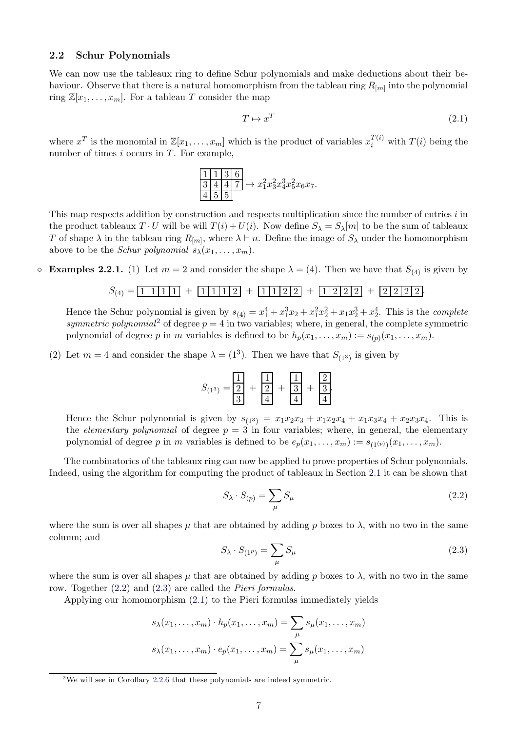### 2.2 Schur Polynomials

We can now use the tableaux ring to define Schur polynomials and make deductions about their behaviour. Observe that there is a natural homomorphism from the tableau ring $R_{[m]}$ into the polynomial ring $\mathbb{Z}[x_1, \ldots, x_m]$. For a tableau $T$ consider the map

$$T \mapsto x^T \tag{2.1}$$

where $x^T$ is the monomial in $\mathbb{Z}[x_1, \ldots, x_m]$ which is the product of variables $x_i^{T(i)}$ with $T(i)$ being the number of times $i$ occurs in $T$. For example,

$$\begin{array}{|c|c|c|c|}\hline 1 & 1 & 3 & 6 \\ \hline 3 & 4 & 4 & 7 \\ \hline 4 & 5 & 5 \\ \cline{1-3}\end{array} \mapsto x_1^2 x_3^2 x_4^3 x_5^2 x_6 x_7.$$

This map respects addition by construction and respects multiplication since the number of entries $i$ in the product tableaux $T \cdot U$ will be will $T(i) + U(i)$. Now define $S_\lambda = S_\lambda[m]$ to be the sum of tableaux $T$ of shape $\lambda$ in the tableau ring $R_{[m]}$, where $\lambda \vdash n$. Define the image of $S_\lambda$ under the homomorphism above to be the *Schur polynomial* $s_\lambda(x_1, \ldots, x_m)$.

◇ **Examples 2.2.1.** (1) Let $m = 2$ and consider the shape $\lambda = (4)$. Then we have that $S_{(4)}$ is given by

$$S_{(4)} = \boxed{1\,|\,1\,|\,1\,|\,1} + \boxed{1\,|\,1\,|\,1\,|\,2} + \boxed{1\,|\,1\,|\,2\,|\,2} + \boxed{1\,|\,2\,|\,2\,|\,2} + \boxed{2\,|\,2\,|\,2\,|\,2}.$$

Hence the Schur polynomial is given by $s_{(4)} = x_1^4 + x_1^3 x_2 + x_1^2 x_2^2 + x_1 x_2^3 + x_2^4$. This is the *complete symmetric polynomial*[2] of degree $p = 4$ in two variables; where, in general, the complete symmetric polynomial of degree $p$ in $m$ variables is defined to be $h_p(x_1, \ldots, x_m) := s_{(p)}(x_1, \ldots, x_m)$.

(2) Let $m = 4$ and consider the shape $\lambda = (1^3)$. Then we have that $S_{(1^3)}$ is given by

$$S_{(1^3)} = \begin{array}{|c|}\hline 1 \\ \hline 2 \\ \hline 3 \\ \hline\end{array} + \begin{array}{|c|}\hline 1 \\ \hline 2 \\ \hline 4 \\ \hline\end{array} + \begin{array}{|c|}\hline 1 \\ \hline 3 \\ \hline 4 \\ \hline\end{array} + \begin{array}{|c|}\hline 2 \\ \hline 3 \\ \hline 4 \\ \hline\end{array}.$$

Hence the Schur polynomial is given by $s_{(1^3)} = x_1x_2x_3 + x_1x_2x_4 + x_1x_3x_4 + x_2x_3x_4$. This is the *elementary polynomial* of degree $p = 3$ in four variables; where, in general, the elementary polynomial of degree $p$ in $m$ variables is defined to be $e_p(x_1, \ldots, x_m) := s_{(1^{(p)})}(x_1, \ldots, x_m)$.

The combinatorics of the tableaux ring can now be applied to prove properties of Schur polynomials. Indeed, using the algorithm for computing the product of tableaux in Section 2.1 it can be shown that

$$S_\lambda \cdot S_{(p)} = \sum_\mu S_\mu \tag{2.2}$$

where the sum is over all shapes $\mu$ that are obtained by adding $p$ boxes to $\lambda$, with no two in the same column; and

$$S_\lambda \cdot S_{(1^p)} = \sum_\mu S_\mu \tag{2.3}$$

where the sum is over all shapes $\mu$ that are obtained by adding $p$ boxes to $\lambda$, with no two in the same row. Together (2.2) and (2.3) are called the *Pieri formulas*.

Applying our homomorphism (2.1) to the Pieri formulas immediately yields

$$s_\lambda(x_1, \ldots, x_m) \cdot h_p(x_1, \ldots, x_m) = \sum_\mu s_\mu(x_1, \ldots, x_m)$$

$$s_\lambda(x_1, \ldots, x_m) \cdot e_p(x_1, \ldots, x_m) = \sum_\mu s_\mu(x_1, \ldots, x_m)$$

---

[2] We will see in Corollary 2.2.6 that these polynomials are indeed symmetric.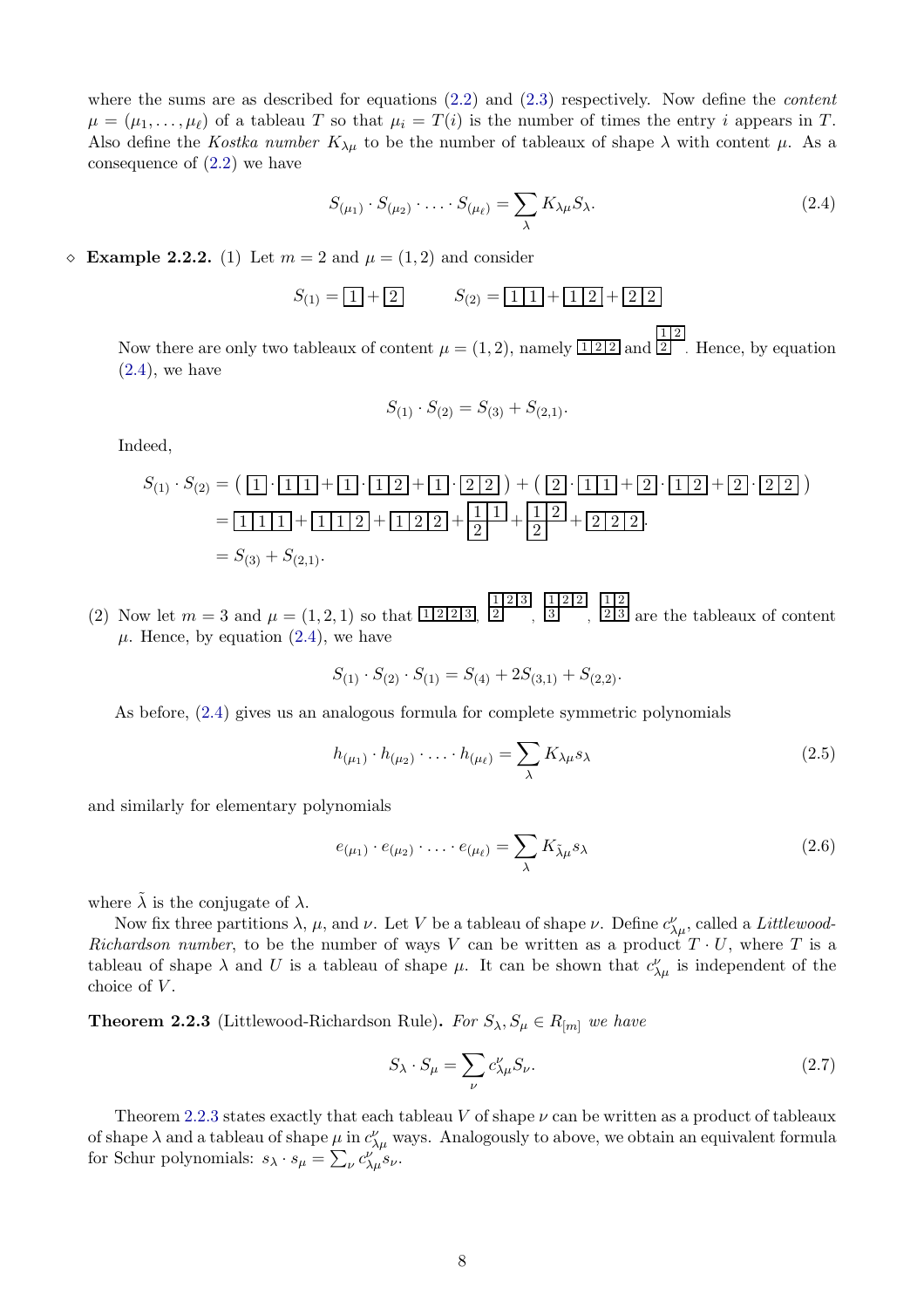where the sums are as described for equations (2.2) and (2.3) respectively. Now define the *content* $\mu = (\mu_1, \ldots, \mu_\ell)$ of a tableau $T$ so that $\mu_i = T(i)$ is the number of times the entry $i$ appears in $T$. Also define the *Kostka number* $K_{\lambda\mu}$ to be the number of tableaux of shape $\lambda$ with content $\mu$. As a consequence of (2.2) we have

$$S_{(\mu_1)} \cdot S_{(\mu_2)} \cdot \ldots \cdot S_{(\mu_\ell)} = \sum_\lambda K_{\lambda\mu} S_\lambda. \tag{2.4}$$

$\diamond$ **Example 2.2.2.** (1) Let $m = 2$ and $\mu = (1, 2)$ and consider

$$S_{(1)} = \boxed{1} + \boxed{2} \qquad S_{(2)} = \boxed{1\,|\,1} + \boxed{1\,|\,2} + \boxed{2\,|\,2}$$

Now there are only two tableaux of content $\mu = (1, 2)$, namely $\boxed{1\,|\,2\,|\,2}$ and $\begin{array}{|c|c|}\hline 1 & 2 \\ \hline 2 \\ \cline{1-1}\end{array}$. Hence, by equation (2.4), we have

$$S_{(1)} \cdot S_{(2)} = S_{(3)} + S_{(2,1)}.$$

Indeed,

$$\begin{aligned} S_{(1)} \cdot S_{(2)} &= \left( \boxed{1} \cdot \boxed{1\,|\,1} + \boxed{1} \cdot \boxed{1\,|\,2} + \boxed{1} \cdot \boxed{2\,|\,2} \right) + \left( \boxed{2} \cdot \boxed{1\,|\,1} + \boxed{2} \cdot \boxed{1\,|\,2} + \boxed{2} \cdot \boxed{2\,|\,2} \right) \\ &= \boxed{1\,|\,1\,|\,1} + \boxed{1\,|\,1\,|\,2} + \boxed{1\,|\,2\,|\,2} + \begin{array}{|c|c|}\hline 1 & 1 \\ \hline 2 \\ \cline{1-1}\end{array} + \begin{array}{|c|c|}\hline 1 & 2 \\ \hline 2 \\ \cline{1-1}\end{array} + \boxed{2\,|\,2\,|\,2}. \\ &= S_{(3)} + S_{(2,1)}. \end{aligned}$$

(2) Now let $m = 3$ and $\mu = (1, 2, 1)$ so that $\boxed{1\,|\,2\,|\,2\,|\,3}$, $\begin{array}{|c|c|c|}\hline 1 & 2 & 3 \\ \hline 2 \\ \cline{1-1}\end{array}$, $\begin{array}{|c|c|c|}\hline 1 & 2 & 2 \\ \hline 3 \\ \cline{1-1}\end{array}$, $\begin{array}{|c|c|}\hline 1 & 2 \\ \hline 2 & 3 \\ \hline\end{array}$ are the tableaux of content $\mu$. Hence, by equation (2.4), we have

$$S_{(1)} \cdot S_{(2)} \cdot S_{(1)} = S_{(4)} + 2S_{(3,1)} + S_{(2,2)}.$$

As before, (2.4) gives us an analogous formula for complete symmetric polynomials

$$h_{(\mu_1)} \cdot h_{(\mu_2)} \cdot \ldots \cdot h_{(\mu_\ell)} = \sum_\lambda K_{\lambda\mu} s_\lambda \tag{2.5}$$

and similarly for elementary polynomials

$$e_{(\mu_1)} \cdot e_{(\mu_2)} \cdot \ldots \cdot e_{(\mu_\ell)} = \sum_\lambda K_{\tilde{\lambda}\mu} s_\lambda \tag{2.6}$$

where $\tilde{\lambda}$ is the conjugate of $\lambda$.

Now fix three partitions $\lambda$, $\mu$, and $\nu$. Let $V$ be a tableau of shape $\nu$. Define $c^\nu_{\lambda\mu}$, called a *Littlewood-Richardson number*, to be the number of ways $V$ can be written as a product $T \cdot U$, where $T$ is a tableau of shape $\lambda$ and $U$ is a tableau of shape $\mu$. It can be shown that $c^\nu_{\lambda\mu}$ is independent of the choice of $V$.

**Theorem 2.2.3** (Littlewood-Richardson Rule)**.** *For $S_\lambda, S_\mu \in R_{[m]}$ we have*

$$S_\lambda \cdot S_\mu = \sum_\nu c^\nu_{\lambda\mu} S_\nu. \tag{2.7}$$

Theorem 2.2.3 states exactly that each tableau $V$ of shape $\nu$ can be written as a product of tableaux of shape $\lambda$ and a tableau of shape $\mu$ in $c^\nu_{\lambda\mu}$ ways. Analogously to above, we obtain an equivalent formula for Schur polynomials: $s_\lambda \cdot s_\mu = \sum_\nu c^\nu_{\lambda\mu} s_\nu$.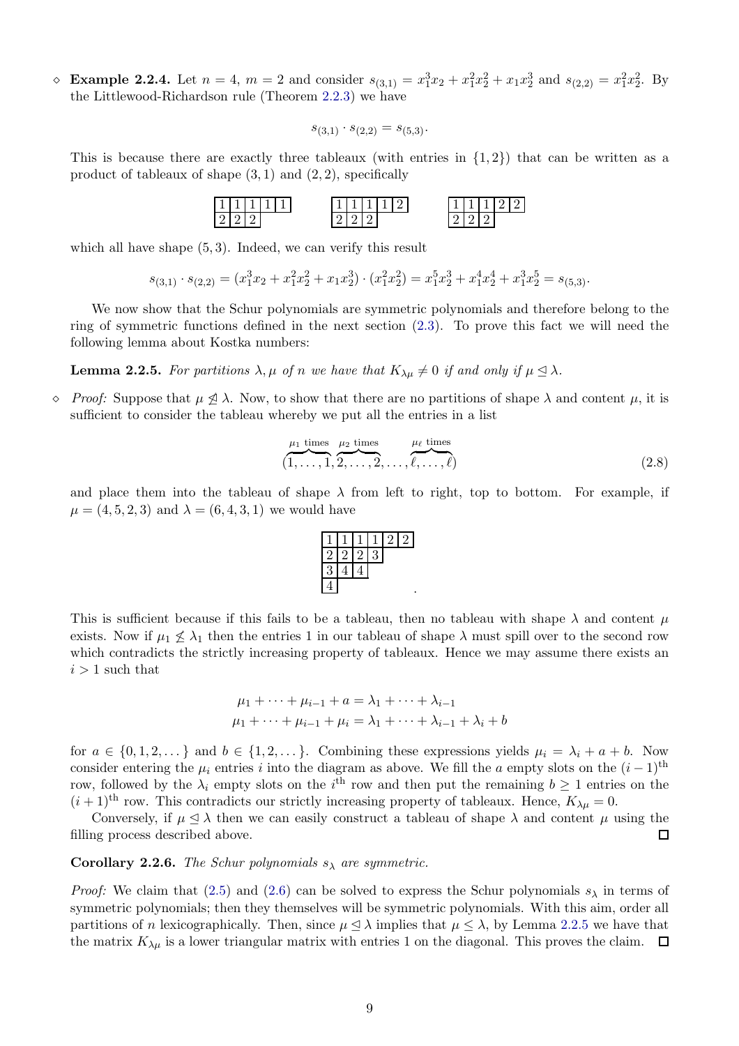◇ **Example 2.2.4.** Let $n = 4$, $m = 2$ and consider $s_{(3,1)} = x_1^3x_2 + x_1^2x_2^2 + x_1x_2^3$ and $s_{(2,2)} = x_1^2x_2^2$. By the Littlewood-Richardson rule (Theorem 2.2.3) we have

$$s_{(3,1)} \cdot s_{(2,2)} = s_{(5,3)}.$$

This is because there are exactly three tableaux (with entries in $\{1, 2\}$) that can be written as a product of tableaux of shape $(3, 1)$ and $(2, 2)$, specifically

$$\begin{array}{|c|c|c|c|c|}\hline 1&1&1&1&1\\\hline 2&2&2\\\cline{1-3}\end{array} \qquad \begin{array}{|c|c|c|c|c|}\hline 1&1&1&1&2\\\hline 2&2&2\\\cline{1-3}\end{array} \qquad \begin{array}{|c|c|c|c|c|}\hline 1&1&1&2&2\\\hline 2&2&2\\\cline{1-3}\end{array}$$

which all have shape $(5, 3)$. Indeed, we can verify this result

$$s_{(3,1)} \cdot s_{(2,2)} = (x_1^3x_2 + x_1^2x_2^2 + x_1x_2^3) \cdot (x_1^2x_2^2) = x_1^5x_2^3 + x_1^4x_2^4 + x_1^3x_2^5 = s_{(5,3)}.$$

We now show that the Schur polynomials are symmetric polynomials and therefore belong to the ring of symmetric functions defined in the next section (2.3). To prove this fact we will need the following lemma about Kostka numbers:

**Lemma 2.2.5.** *For partitions $\lambda, \mu$ of $n$ we have that $K_{\lambda\mu} \neq 0$ if and only if $\mu \trianglelefteq \lambda$.*

◇ *Proof:* Suppose that $\mu \ntrianglelefteq \lambda$. Now, to show that there are no partitions of shape $\lambda$ and content $\mu$, it is sufficient to consider the tableau whereby we put all the entries in a list

$$(\overbrace{1, \dots, 1}^{\mu_1 \text{ times}}, \overbrace{2, \dots, 2}^{\mu_2 \text{ times}}, \dots, \overbrace{\ell, \dots, \ell}^{\mu_\ell \text{ times}}) \tag{2.8}$$

and place them into the tableau of shape $\lambda$ from left to right, top to bottom. For example, if $\mu = (4, 5, 2, 3)$ and $\lambda = (6, 4, 3, 1)$ we would have

$$\begin{array}{|c|c|c|c|c|c|}\hline 1&1&1&1&2&2\\\hline 2&2&2&3\\\cline{1-4} 3&4&4\\\cline{1-3} 4\\\cline{1-1}\end{array}\ .$$

This is sufficient because if this fails to be a tableau, then no tableau with shape $\lambda$ and content $\mu$ exists. Now if $\mu_1 \nleq \lambda_1$ then the entries 1 in our tableau of shape $\lambda$ must spill over to the second row which contradicts the strictly increasing property of tableaux. Hence we may assume there exists an $i > 1$ such that

$$\begin{aligned}\mu_1 + \cdots + \mu_{i-1} + a &= \lambda_1 + \cdots + \lambda_{i-1}\\ \mu_1 + \cdots + \mu_{i-1} + \mu_i &= \lambda_1 + \cdots + \lambda_{i-1} + \lambda_i + b\end{aligned}$$

for $a \in \{0, 1, 2, \dots\}$ and $b \in \{1, 2, \dots\}$. Combining these expressions yields $\mu_i = \lambda_i + a + b$. Now consider entering the $\mu_i$ entries $i$ into the diagram as above. We fill the $a$ empty slots on the $(i-1)^{\text{th}}$ row, followed by the $\lambda_i$ empty slots on the $i^{\text{th}}$ row and then put the remaining $b \geq 1$ entries on the $(i+1)^{\text{th}}$ row. This contradicts our strictly increasing property of tableaux. Hence, $K_{\lambda\mu} = 0$.

Conversely, if $\mu \trianglelefteq \lambda$ then we can easily construct a tableau of shape $\lambda$ and content $\mu$ using the filling process described above. ☐

**Corollary 2.2.6.** *The Schur polynomials $s_\lambda$ are symmetric.*

*Proof:* We claim that (2.5) and (2.6) can be solved to express the Schur polynomials $s_\lambda$ in terms of symmetric polynomials; then they themselves will be symmetric polynomials. With this aim, order all partitions of $n$ lexicographically. Then, since $\mu \trianglelefteq \lambda$ implies that $\mu \leq \lambda$, by Lemma 2.2.5 we have that the matrix $K_{\lambda\mu}$ is a lower triangular matrix with entries 1 on the diagonal. This proves the claim. ☐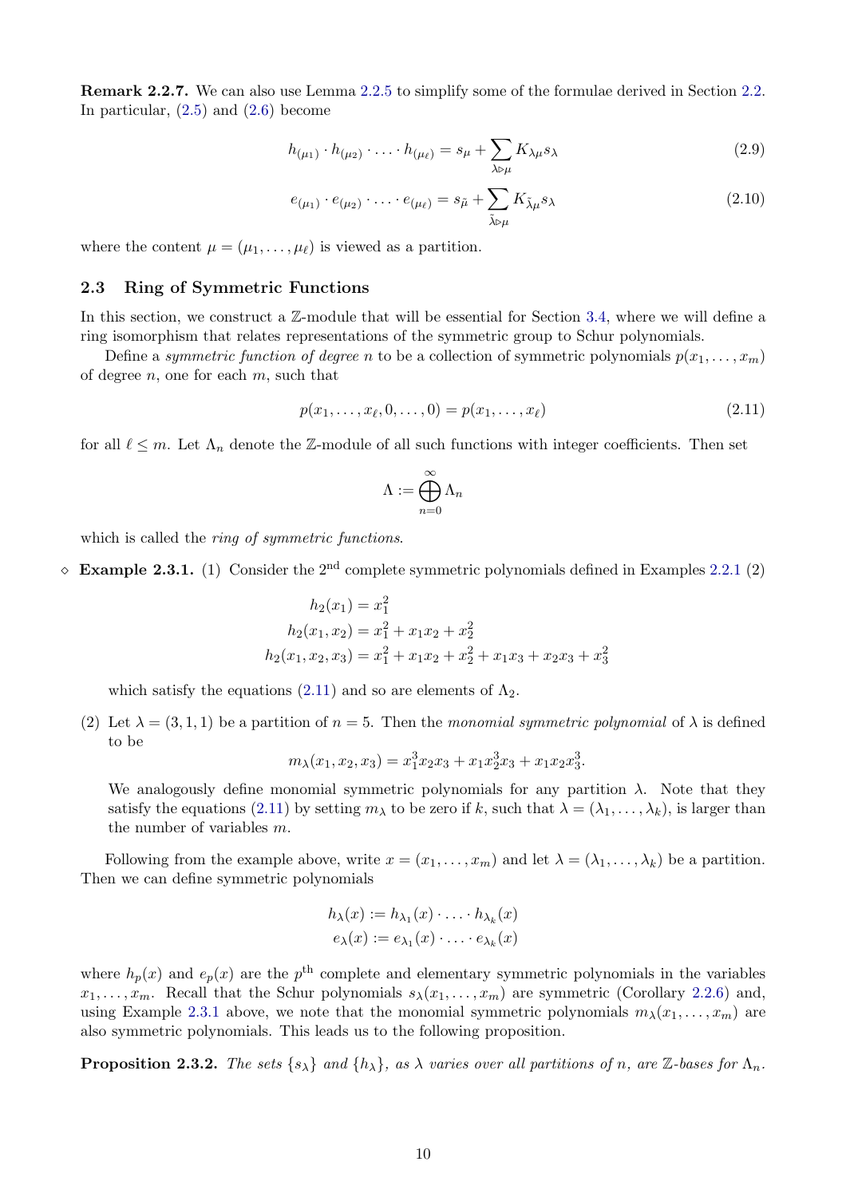**Remark 2.2.7.** We can also use Lemma 2.2.5 to simplify some of the formulae derived in Section 2.2. In particular, (2.5) and (2.6) become

$$h_{(\mu_1)} \cdot h_{(\mu_2)} \cdot \ldots \cdot h_{(\mu_\ell)} = s_\mu + \sum_{\lambda \rhd \mu} K_{\lambda\mu} s_\lambda \tag{2.9}$$

$$e_{(\mu_1)} \cdot e_{(\mu_2)} \cdot \ldots \cdot e_{(\mu_\ell)} = s_{\tilde{\mu}} + \sum_{\tilde{\lambda} \rhd \mu} K_{\tilde{\lambda}\mu} s_\lambda \tag{2.10}$$

where the content $\mu = (\mu_1, \ldots, \mu_\ell)$ is viewed as a partition.

## 2.3 Ring of Symmetric Functions

In this section, we construct a $\mathbb{Z}$-module that will be essential for Section 3.4, where we will define a ring isomorphism that relates representations of the symmetric group to Schur polynomials.

Define a *symmetric function of degree* $n$ to be a collection of symmetric polynomials $p(x_1, \ldots, x_m)$ of degree $n$, one for each $m$, such that

$$p(x_1, \ldots, x_\ell, 0, \ldots, 0) = p(x_1, \ldots, x_\ell) \tag{2.11}$$

for all $\ell \leq m$. Let $\Lambda_n$ denote the $\mathbb{Z}$-module of all such functions with integer coefficients. Then set

$$\Lambda := \bigoplus_{n=0}^{\infty} \Lambda_n$$

which is called the *ring of symmetric functions*.

$\diamond$ **Example 2.3.1.** (1) Consider the 2nd complete symmetric polynomials defined in Examples 2.2.1 (2)

$$h_2(x_1) = x_1^2$$
$$h_2(x_1, x_2) = x_1^2 + x_1x_2 + x_2^2$$
$$h_2(x_1, x_2, x_3) = x_1^2 + x_1x_2 + x_2^2 + x_1x_3 + x_2x_3 + x_3^2$$

which satisfy the equations (2.11) and so are elements of $\Lambda_2$.

(2) Let $\lambda = (3, 1, 1)$ be a partition of $n = 5$. Then the *monomial symmetric polynomial* of $\lambda$ is defined to be

$$m_\lambda(x_1, x_2, x_3) = x_1^3x_2x_3 + x_1x_2^3x_3 + x_1x_2x_3^3.$$

We analogously define monomial symmetric polynomials for any partition $\lambda$. Note that they satisfy the equations (2.11) by setting $m_\lambda$ to be zero if $k$, such that $\lambda = (\lambda_1, \ldots, \lambda_k)$, is larger than the number of variables $m$.

Following from the example above, write $x = (x_1, \ldots, x_m)$ and let $\lambda = (\lambda_1, \ldots, \lambda_k)$ be a partition. Then we can define symmetric polynomials

$$h_\lambda(x) := h_{\lambda_1}(x) \cdot \ldots \cdot h_{\lambda_k}(x)$$
$$e_\lambda(x) := e_{\lambda_1}(x) \cdot \ldots \cdot e_{\lambda_k}(x)$$

where $h_p(x)$ and $e_p(x)$ are the $p^{\text{th}}$ complete and elementary symmetric polynomials in the variables $x_1, \ldots, x_m$. Recall that the Schur polynomials $s_\lambda(x_1, \ldots, x_m)$ are symmetric (Corollary 2.2.6) and, using Example 2.3.1 above, we note that the monomial symmetric polynomials $m_\lambda(x_1, \ldots, x_m)$ are also symmetric polynomials. This leads us to the following proposition.

**Proposition 2.3.2.** *The sets* $\{s_\lambda\}$ *and* $\{h_\lambda\}$*, as* $\lambda$ *varies over all partitions of* $n$*, are* $\mathbb{Z}$*-bases for* $\Lambda_n$.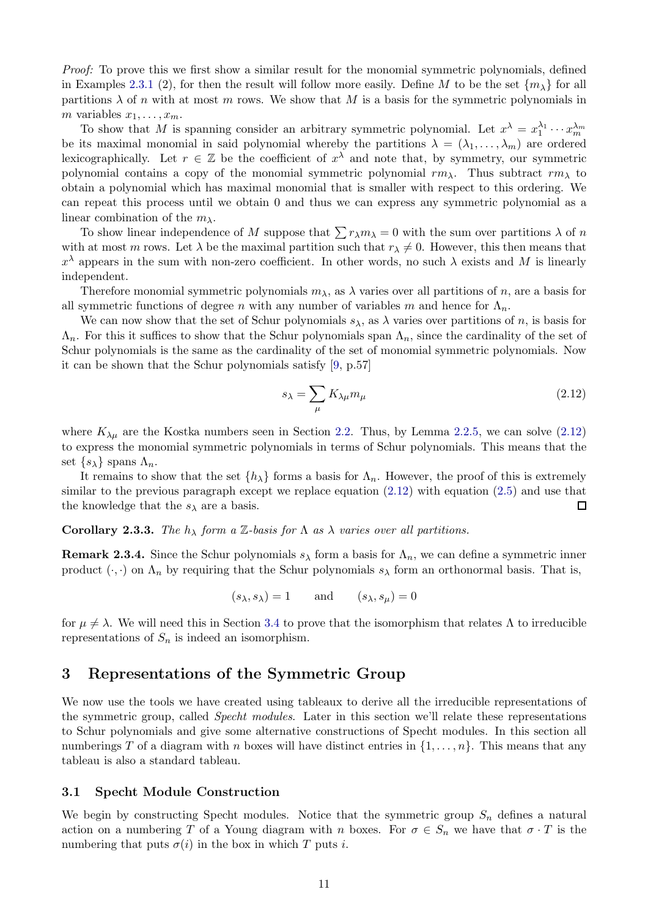*Proof:* To prove this we first show a similar result for the monomial symmetric polynomials, defined in Examples 2.3.1 (2), for then the result will follow more easily. Define $M$ to be the set $\{m_\lambda\}$ for all partitions $\lambda$ of $n$ with at most $m$ rows. We show that $M$ is a basis for the symmetric polynomials in $m$ variables $x_1, \ldots, x_m$.

To show that $M$ is spanning consider an arbitrary symmetric polynomial. Let $x^\lambda = x_1^{\lambda_1} \cdots x_m^{\lambda_m}$ be its maximal monomial in said polynomial whereby the partitions $\lambda = (\lambda_1, \ldots, \lambda_m)$ are ordered lexicographically. Let $r \in \mathbb{Z}$ be the coefficient of $x^\lambda$ and note that, by symmetry, our symmetric polynomial contains a copy of the monomial symmetric polynomial $rm_\lambda$. Thus subtract $rm_\lambda$ to obtain a polynomial which has maximal monomial that is smaller with respect to this ordering. We can repeat this process until we obtain 0 and thus we can express any symmetric polynomial as a linear combination of the $m_\lambda$.

To show linear independence of $M$ suppose that $\sum r_\lambda m_\lambda = 0$ with the sum over partitions $\lambda$ of $n$ with at most $m$ rows. Let $\lambda$ be the maximal partition such that $r_\lambda \neq 0$. However, this then means that $x^\lambda$ appears in the sum with non-zero coefficient. In other words, no such $\lambda$ exists and $M$ is linearly independent.

Therefore monomial symmetric polynomials $m_\lambda$, as $\lambda$ varies over all partitions of $n$, are a basis for all symmetric functions of degree $n$ with any number of variables $m$ and hence for $\Lambda_n$.

We can now show that the set of Schur polynomials $s_\lambda$, as $\lambda$ varies over partitions of $n$, is basis for $\Lambda_n$. For this it suffices to show that the Schur polynomials span $\Lambda_n$, since the cardinality of the set of Schur polynomials is the same as the cardinality of the set of monomial symmetric polynomials. Now it can be shown that the Schur polynomials satisfy [9, p.57]

$$s_\lambda = \sum_\mu K_{\lambda\mu} m_\mu \tag{2.12}$$

where $K_{\lambda\mu}$ are the Kostka numbers seen in Section 2.2. Thus, by Lemma 2.2.5, we can solve (2.12) to express the monomial symmetric polynomials in terms of Schur polynomials. This means that the set $\{s_\lambda\}$ spans $\Lambda_n$.

It remains to show that the set $\{h_\lambda\}$ forms a basis for $\Lambda_n$. However, the proof of this is extremely similar to the previous paragraph except we replace equation (2.12) with equation (2.5) and use that the knowledge that the $s_\lambda$ are a basis. ☐

**Corollary 2.3.3.** *The $h_\lambda$ form a $\mathbb{Z}$-basis for $\Lambda$ as $\lambda$ varies over all partitions.*

**Remark 2.3.4.** Since the Schur polynomials $s_\lambda$ form a basis for $\Lambda_n$, we can define a symmetric inner product $(\cdot, \cdot)$ on $\Lambda_n$ by requiring that the Schur polynomials $s_\lambda$ form an orthonormal basis. That is,

$$(s_\lambda, s_\lambda) = 1 \qquad \text{and} \qquad (s_\lambda, s_\mu) = 0$$

for $\mu \neq \lambda$. We will need this in Section 3.4 to prove that the isomorphism that relates $\Lambda$ to irreducible representations of $S_n$ is indeed an isomorphism.

# 3 Representations of the Symmetric Group

We now use the tools we have created using tableaux to derive all the irreducible representations of the symmetric group, called *Specht modules*. Later in this section we'll relate these representations to Schur polynomials and give some alternative constructions of Specht modules. In this section all numberings $T$ of a diagram with $n$ boxes will have distinct entries in $\{1, \ldots, n\}$. This means that any tableau is also a standard tableau.

## 3.1 Specht Module Construction

We begin by constructing Specht modules. Notice that the symmetric group $S_n$ defines a natural action on a numbering $T$ of a Young diagram with $n$ boxes. For $\sigma \in S_n$ we have that $\sigma \cdot T$ is the numbering that puts $\sigma(i)$ in the box in which $T$ puts $i$.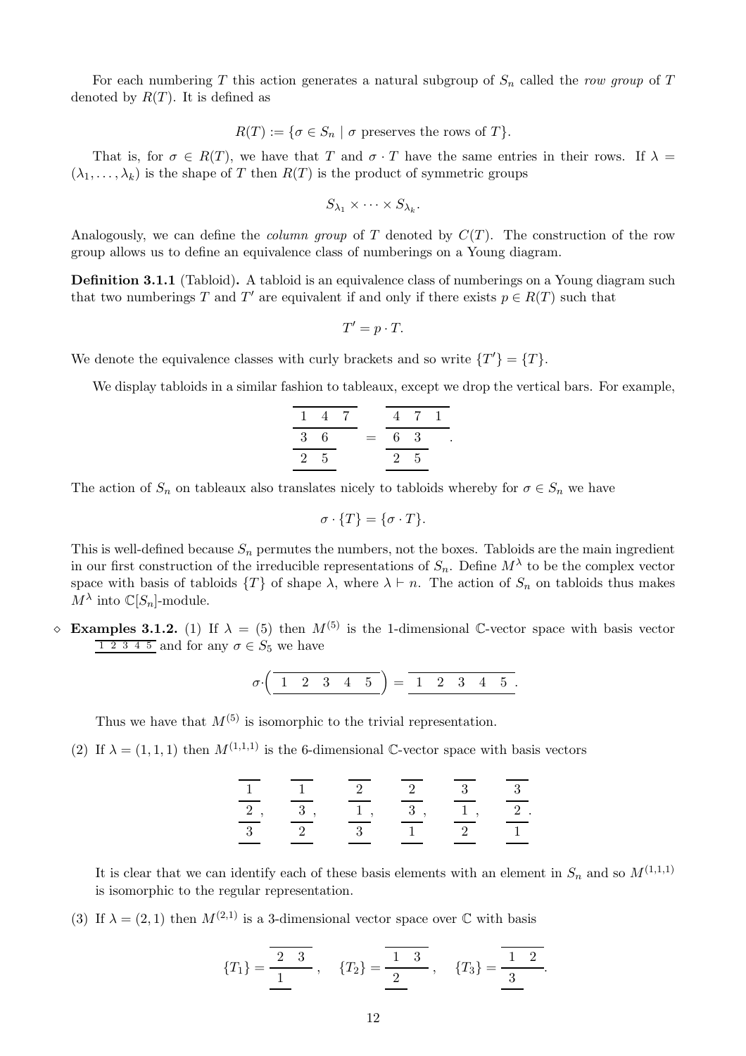For each numbering $T$ this action generates a natural subgroup of $S_n$ called the *row group* of $T$ denoted by $R(T)$. It is defined as

$$R(T) := \{\sigma \in S_n \mid \sigma \text{ preserves the rows of } T\}.$$

That is, for $\sigma \in R(T)$, we have that $T$ and $\sigma \cdot T$ have the same entries in their rows. If $\lambda = (\lambda_1, \ldots, \lambda_k)$ is the shape of $T$ then $R(T)$ is the product of symmetric groups

$$S_{\lambda_1} \times \cdots \times S_{\lambda_k}.$$

Analogously, we can define the *column group* of $T$ denoted by $C(T)$. The construction of the row group allows us to define an equivalence class of numberings on a Young diagram.

**Definition 3.1.1** (Tabloid)**.** A tabloid is an equivalence class of numberings on a Young diagram such that two numberings $T$ and $T'$ are equivalent if and only if there exists $p \in R(T)$ such that

$$T' = p \cdot T.$$

We denote the equivalence classes with curly brackets and so write $\{T'\} = \{T\}$.

We display tabloids in a similar fashion to tableaux, except we drop the vertical bars. For example,

$$\begin{array}{c}\hline 1\ \ 4\ \ 7 \\ \hline 3\ \ 6 \\ \hline 2\ \ 5 \\ \hline\end{array} = \begin{array}{c}\hline 4\ \ 7\ \ 1 \\ \hline 6\ \ 3 \\ \hline 2\ \ 5 \\ \hline\end{array}.$$

The action of $S_n$ on tableaux also translates nicely to tabloids whereby for $\sigma \in S_n$ we have

$$\sigma \cdot \{T\} = \{\sigma \cdot T\}.$$

This is well-defined because $S_n$ permutes the numbers, not the boxes. Tabloids are the main ingredient in our first construction of the irreducible representations of $S_n$. Define $M^\lambda$ to be the complex vector space with basis of tabloids $\{T\}$ of shape $\lambda$, where $\lambda \vdash n$. The action of $S_n$ on tabloids thus makes $M^\lambda$ into $\mathbb{C}[S_n]$-module.

◇ **Examples 3.1.2.** (1) If $\lambda = (5)$ then $M^{(5)}$ is the 1-dimensional $\mathbb{C}$-vector space with basis vector $\begin{array}{c}\hline 1\ 2\ 3\ 4\ 5 \\ \hline\end{array}$ and for any $\sigma \in S_5$ we have

$$\sigma \cdot \left(\begin{array}{c}\hline 1\ \ 2\ \ 3\ \ 4\ \ 5 \\ \hline\end{array}\right) = \begin{array}{c}\hline 1\ \ 2\ \ 3\ \ 4\ \ 5 \\ \hline\end{array}.$$

Thus we have that $M^{(5)}$ is isomorphic to the trivial representation.

(2) If $\lambda = (1,1,1)$ then $M^{(1,1,1)}$ is the 6-dimensional $\mathbb{C}$-vector space with basis vectors

$$\begin{array}{c}\hline 1 \\ \hline 2 \\ \hline 3 \\ \hline\end{array}, \quad \begin{array}{c}\hline 1 \\ \hline 3 \\ \hline 2 \\ \hline\end{array}, \quad \begin{array}{c}\hline 2 \\ \hline 1 \\ \hline 3 \\ \hline\end{array}, \quad \begin{array}{c}\hline 2 \\ \hline 3 \\ \hline 1 \\ \hline\end{array}, \quad \begin{array}{c}\hline 3 \\ \hline 1 \\ \hline 2 \\ \hline\end{array}, \quad \begin{array}{c}\hline 3 \\ \hline 2 \\ \hline 1 \\ \hline\end{array}.$$

It is clear that we can identify each of these basis elements with an element in $S_n$ and so $M^{(1,1,1)}$ is isomorphic to the regular representation.

(3) If $\lambda = (2,1)$ then $M^{(2,1)}$ is a 3-dimensional vector space over $\mathbb{C}$ with basis

$$\{T_1\} = \begin{array}{c}\hline 2\ \ 3 \\ \hline 1 \\ \hline\end{array}, \quad \{T_2\} = \begin{array}{c}\hline 1\ \ 3 \\ \hline 2 \\ \hline\end{array}, \quad \{T_3\} = \begin{array}{c}\hline 1\ \ 2 \\ \hline 3 \\ \hline\end{array}.$$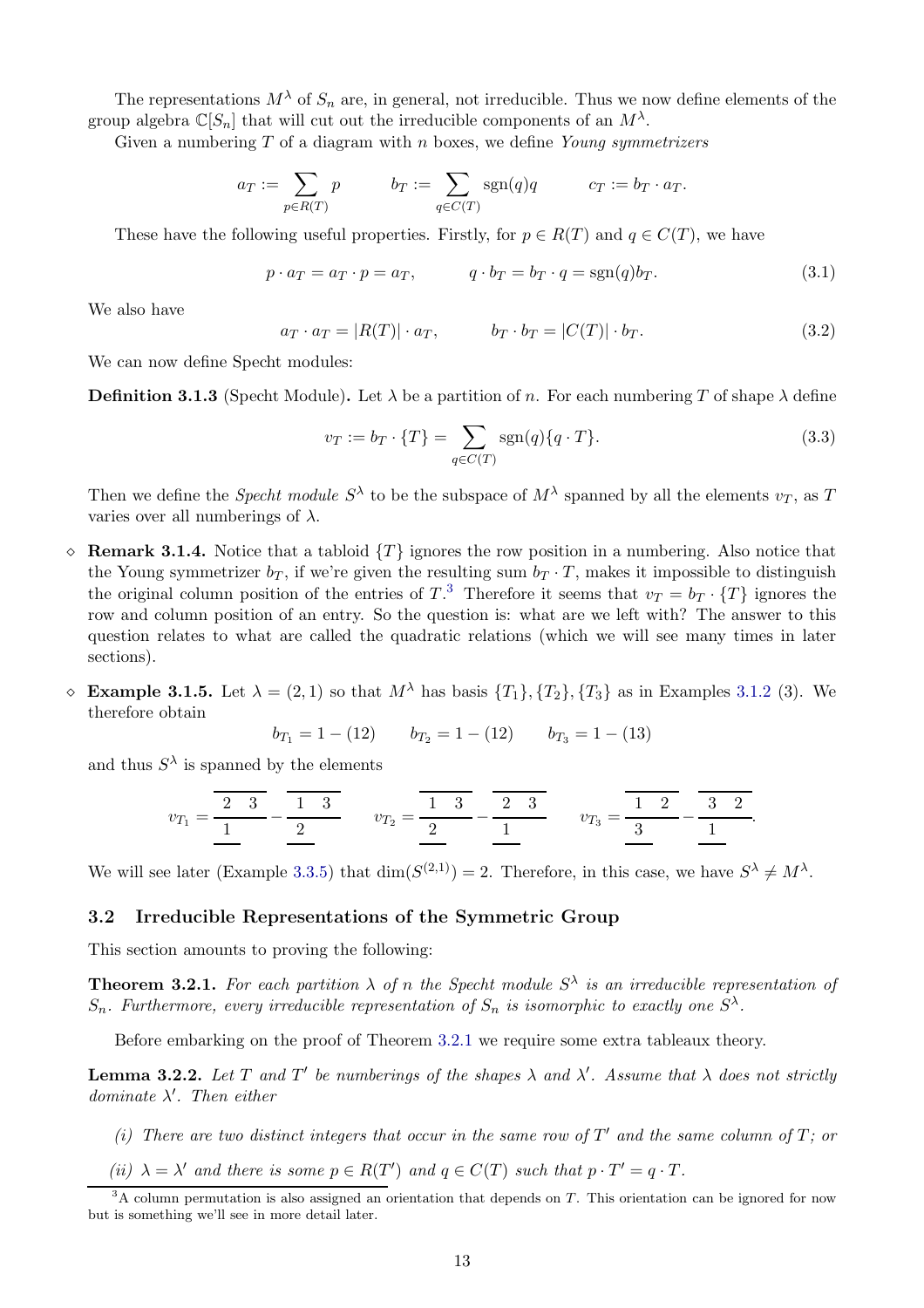The representations $M^\lambda$ of $S_n$ are, in general, not irreducible. Thus we now define elements of the group algebra $\mathbb{C}[S_n]$ that will cut out the irreducible components of an $M^\lambda$.

Given a numbering $T$ of a diagram with $n$ boxes, we define *Young symmetrizers*

$$a_T := \sum_{p \in R(T)} p \qquad b_T := \sum_{q \in C(T)} \operatorname{sgn}(q) q \qquad c_T := b_T \cdot a_T.$$

These have the following useful properties. Firstly, for $p \in R(T)$ and $q \in C(T)$, we have

$$p \cdot a_T = a_T \cdot p = a_T, \qquad q \cdot b_T = b_T \cdot q = \operatorname{sgn}(q) b_T. \tag{3.1}$$

We also have

$$a_T \cdot a_T = |R(T)| \cdot a_T, \qquad b_T \cdot b_T = |C(T)| \cdot b_T. \tag{3.2}$$

We can now define Specht modules:

**Definition 3.1.3** (Specht Module)**.** Let $\lambda$ be a partition of $n$. For each numbering $T$ of shape $\lambda$ define

$$v_T := b_T \cdot \{T\} = \sum_{q \in C(T)} \operatorname{sgn}(q) \{q \cdot T\}. \tag{3.3}$$

Then we define the *Specht module* $S^\lambda$ to be the subspace of $M^\lambda$ spanned by all the elements $v_T$, as $T$ varies over all numberings of $\lambda$.

◇ **Remark 3.1.4.** Notice that a tabloid $\{T\}$ ignores the row position in a numbering. Also notice that the Young symmetrizer $b_T$, if we're given the resulting sum $b_T \cdot T$, makes it impossible to distinguish the original column position of the entries of $T$.[3] Therefore it seems that $v_T = b_T \cdot \{T\}$ ignores the row and column position of an entry. So the question is: what are we left with? The answer to this question relates to what are called the quadratic relations (which we will see many times in later sections).

◇ **Example 3.1.5.** Let $\lambda = (2, 1)$ so that $M^\lambda$ has basis $\{T_1\}, \{T_2\}, \{T_3\}$ as in Examples 3.1.2 (3). We therefore obtain

$$b_{T_1} = 1 - (12) \qquad b_{T_2} = 1 - (12) \qquad b_{T_3} = 1 - (13)$$

and thus $S^\lambda$ is spanned by the elements

$$v_{T_1} = \frac{\overline{\;2 \;\; 3\;}}{\underline{\;1\;}} - \frac{\overline{\;1 \;\; 3\;}}{\underline{\;2\;}} \qquad v_{T_2} = \frac{\overline{\;1 \;\; 3\;}}{\underline{\;2\;}} - \frac{\overline{\;2 \;\; 3\;}}{\underline{\;1\;}} \qquad v_{T_3} = \frac{\overline{\;1 \;\; 2\;}}{\underline{\;3\;}} - \frac{\overline{\;3 \;\; 2\;}}{\underline{\;1\;}}.$$

We will see later (Example 3.3.5) that $\dim(S^{(2,1)}) = 2$. Therefore, in this case, we have $S^\lambda \neq M^\lambda$.

## 3.2 Irreducible Representations of the Symmetric Group

This section amounts to proving the following:

**Theorem 3.2.1.** *For each partition $\lambda$ of $n$ the Specht module $S^\lambda$ is an irreducible representation of $S_n$. Furthermore, every irreducible representation of $S_n$ is isomorphic to exactly one $S^\lambda$.*

Before embarking on the proof of Theorem 3.2.1 we require some extra tableaux theory.

**Lemma 3.2.2.** *Let $T$ and $T'$ be numberings of the shapes $\lambda$ and $\lambda'$. Assume that $\lambda$ does not strictly dominate $\lambda'$. Then either*

*(i) There are two distinct integers that occur in the same row of $T'$ and the same column of $T$; or*

*(ii) $\lambda = \lambda'$ and there is some $p \in R(T')$ and $q \in C(T)$ such that $p \cdot T' = q \cdot T$.*

---

[3] A column permutation is also assigned an orientation that depends on $T$. This orientation can be ignored for now but is something we'll see in more detail later.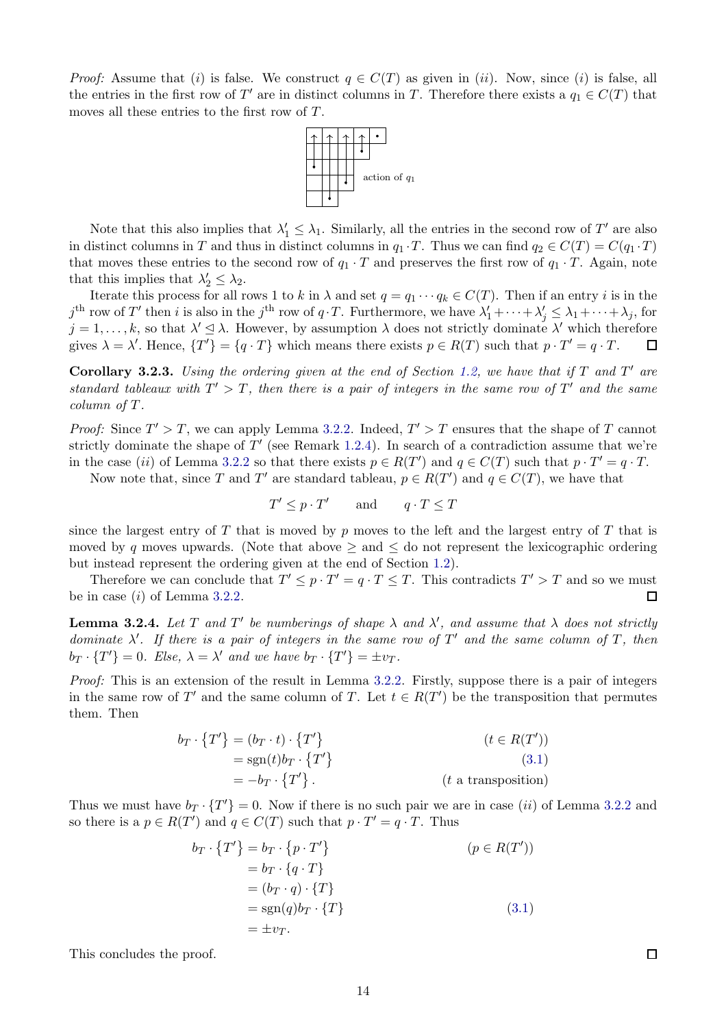*Proof:* Assume that $(i)$ is false. We construct $q \in C(T)$ as given in $(ii)$. Now, since $(i)$ is false, all the entries in the first row of $T'$ are in distinct columns in $T$. Therefore there exists a $q_1 \in C(T)$ that moves all these entries to the first row of $T$.

action of $q_1$

Note that this also implies that $\lambda'_1 \leq \lambda_1$. Similarly, all the entries in the second row of $T'$ are also in distinct columns in $T$ and thus in distinct columns in $q_1 \cdot T$. Thus we can find $q_2 \in C(T) = C(q_1 \cdot T)$ that moves these entries to the second row of $q_1 \cdot T$ and preserves the first row of $q_1 \cdot T$. Again, note that this implies that $\lambda'_2 \leq \lambda_2$.

Iterate this process for all rows 1 to $k$ in $\lambda$ and set $q = q_1 \cdots q_k \in C(T)$. Then if an entry $i$ is in the $j^{\text{th}}$ row of $T'$ then $i$ is also in the $j^{\text{th}}$ row of $q \cdot T$. Furthermore, we have $\lambda'_1 + \cdots + \lambda'_j \leq \lambda_1 + \cdots + \lambda_j$, for $j = 1, \ldots, k$, so that $\lambda' \trianglelefteq \lambda$. However, by assumption $\lambda$ does not strictly dominate $\lambda'$ which therefore gives $\lambda = \lambda'$. Hence, $\{T'\} = \{q \cdot T\}$ which means there exists $p \in R(T)$ such that $p \cdot T' = q \cdot T$. $\square$

**Corollary 3.2.3.** *Using the ordering given at the end of Section 1.2, we have that if $T$ and $T'$ are standard tableaux with $T' > T$, then there is a pair of integers in the same row of $T'$ and the same column of $T$.*

*Proof:* Since $T' > T$, we can apply Lemma 3.2.2. Indeed, $T' > T$ ensures that the shape of $T$ cannot strictly dominate the shape of $T'$ (see Remark 1.2.4). In search of a contradiction assume that we're in the case $(ii)$ of Lemma 3.2.2 so that there exists $p \in R(T')$ and $q \in C(T)$ such that $p \cdot T' = q \cdot T$.

Now note that, since $T$ and $T'$ are standard tableau, $p \in R(T')$ and $q \in C(T)$, we have that

$$T' \leq p \cdot T' \qquad \text{and} \qquad q \cdot T \leq T$$

since the largest entry of $T$ that is moved by $p$ moves to the left and the largest entry of $T$ that is moved by $q$ moves upwards. (Note that above $\geq$ and $\leq$ do not represent the lexicographic ordering but instead represent the ordering given at the end of Section 1.2).

Therefore we can conclude that $T' \leq p \cdot T' = q \cdot T \leq T$. This contradicts $T' > T$ and so we must be in case $(i)$ of Lemma 3.2.2. $\square$

**Lemma 3.2.4.** *Let $T$ and $T'$ be numberings of shape $\lambda$ and $\lambda'$, and assume that $\lambda$ does not strictly dominate $\lambda'$. If there is a pair of integers in the same row of $T'$ and the same column of $T$, then $b_T \cdot \{T'\} = 0$. Else, $\lambda = \lambda'$ and we have $b_T \cdot \{T'\} = \pm v_T$.*

*Proof:* This is an extension of the result in Lemma 3.2.2. Firstly, suppose there is a pair of integers in the same row of $T'$ and the same column of $T$. Let $t \in R(T')$ be the transposition that permutes them. Then

$$\begin{aligned}
b_T \cdot \{T'\} &= (b_T \cdot t) \cdot \{T'\} && (t \in R(T')) \\
&= \operatorname{sgn}(t) b_T \cdot \{T'\} && (3.1) \\
&= -b_T \cdot \{T'\}. && (t \text{ a transposition})
\end{aligned}$$

Thus we must have $b_T \cdot \{T'\} = 0$. Now if there is no such pair we are in case $(ii)$ of Lemma 3.2.2 and so there is a $p \in R(T')$ and $q \in C(T)$ such that $p \cdot T' = q \cdot T$. Thus

$$\begin{aligned}
b_T \cdot \{T'\} &= b_T \cdot \{p \cdot T'\} && (p \in R(T')) \\
&= b_T \cdot \{q \cdot T\} \\
&= (b_T \cdot q) \cdot \{T\} \\
&= \operatorname{sgn}(q) b_T \cdot \{T\} && (3.1) \\
&= \pm v_T.
\end{aligned}$$

This concludes the proof. $\square$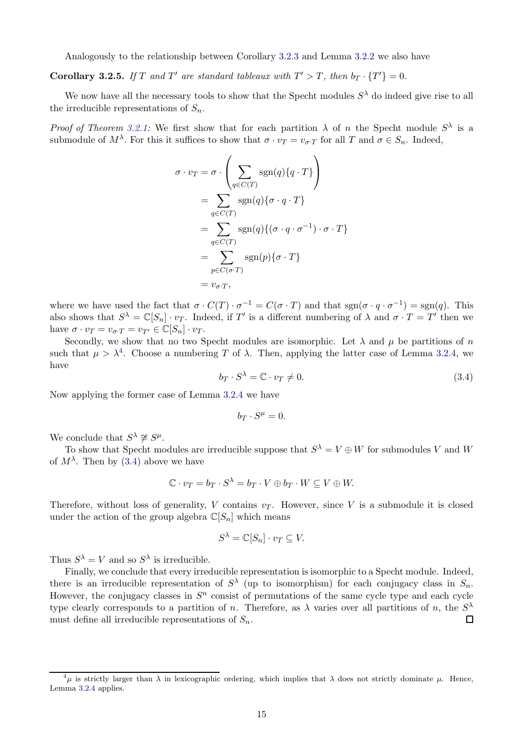Analogously to the relationship between Corollary 3.2.3 and Lemma 3.2.2 we also have

**Corollary 3.2.5.** *If $T$ and $T'$ are standard tableaux with $T' > T$, then $b_T \cdot \{T'\} = 0$.*

We now have all the necessary tools to show that the Specht modules $S^\lambda$ do indeed give rise to all the irreducible representations of $S_n$.

*Proof of Theorem 3.2.1:* We first show that for each partition $\lambda$ of $n$ the Specht module $S^\lambda$ is a submodule of $M^\lambda$. For this it suffices to show that $\sigma \cdot v_T = v_{\sigma \cdot T}$ for all $T$ and $\sigma \in S_n$. Indeed,

$$\begin{aligned}
\sigma \cdot v_T &= \sigma \cdot \left( \sum_{q \in C(T)} \operatorname{sgn}(q) \{q \cdot T\} \right) \\
&= \sum_{q \in C(T)} \operatorname{sgn}(q) \{\sigma \cdot q \cdot T\} \\
&= \sum_{q \in C(T)} \operatorname{sgn}(q) \{(\sigma \cdot q \cdot \sigma^{-1}) \cdot \sigma \cdot T\} \\
&= \sum_{p \in C(\sigma \cdot T)} \operatorname{sgn}(p) \{\sigma \cdot T\} \\
&= v_{\sigma \cdot T},
\end{aligned}$$

where we have used the fact that $\sigma \cdot C(T) \cdot \sigma^{-1} = C(\sigma \cdot T)$ and that $\operatorname{sgn}(\sigma \cdot q \cdot \sigma^{-1}) = \operatorname{sgn}(q)$. This also shows that $S^\lambda = \mathbb{C}[S_n] \cdot v_T$. Indeed, if $T'$ is a different numbering of $\lambda$ and $\sigma \cdot T = T'$ then we have $\sigma \cdot v_T = v_{\sigma \cdot T} = v_{T'} \in \mathbb{C}[S_n] \cdot v_T$.

Secondly, we show that no two Specht modules are isomorphic. Let $\lambda$ and $\mu$ be partitions of $n$ such that $\mu > \lambda$[4]. Choose a numbering $T$ of $\lambda$. Then, applying the latter case of Lemma 3.2.4, we have

$$b_T \cdot S^\lambda = \mathbb{C} \cdot v_T \neq 0. \tag{3.4}$$

Now applying the former case of Lemma 3.2.4 we have

$$b_T \cdot S^\mu = 0.$$

We conclude that $S^\lambda \not\cong S^\mu$.

To show that Specht modules are irreducible suppose that $S^\lambda = V \oplus W$ for submodules $V$ and $W$ of $M^\lambda$. Then by (3.4) above we have

$$\mathbb{C} \cdot v_T = b_T \cdot S^\lambda = b_T \cdot V \oplus b_T \cdot W \subseteq V \oplus W.$$

Therefore, without loss of generality, $V$ contains $v_T$. However, since $V$ is a submodule it is closed under the action of the group algebra $\mathbb{C}[S_n]$ which means

$$S^\lambda = \mathbb{C}[S_n] \cdot v_T \subseteq V.$$

Thus $S^\lambda = V$ and so $S^\lambda$ is irreducible.

Finally, we conclude that every irreducible representation is isomorphic to a Specht module. Indeed, there is an irreducible representation of $S^\lambda$ (up to isomorphism) for each conjugacy class in $S_n$. However, the conjugacy classes in $S^n$ consist of permutations of the same cycle type and each cycle type clearly corresponds to a partition of $n$. Therefore, as $\lambda$ varies over all partitions of $n$, the $S^\lambda$ must define all irreducible representations of $S_n$. ◻

---

[4] $\mu$ is strictly larger than $\lambda$ in lexicographic ordering, which implies that $\lambda$ does not strictly dominate $\mu$. Hence, Lemma 3.2.4 applies.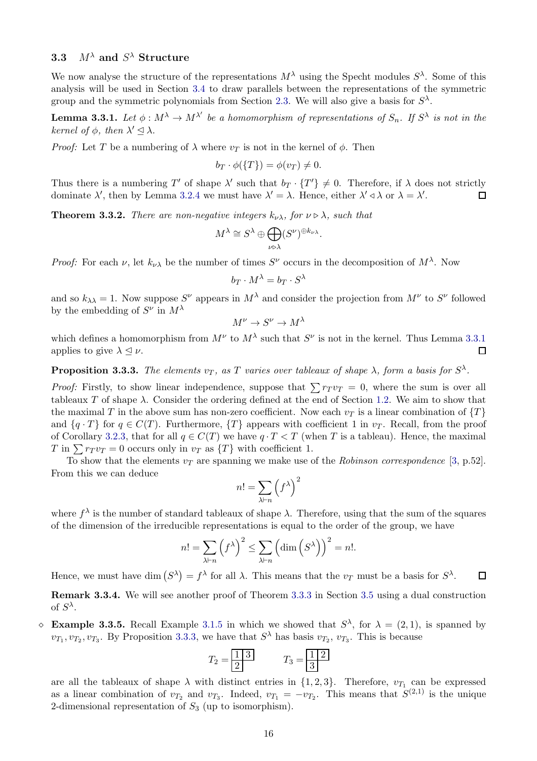### 3.3 $M^\lambda$ and $S^\lambda$ Structure

We now analyse the structure of the representations $M^\lambda$ using the Specht modules $S^\lambda$. Some of this analysis will be used in Section 3.4 to draw parallels between the representations of the symmetric group and the symmetric polynomials from Section 2.3. We will also give a basis for $S^\lambda$.

**Lemma 3.3.1.** *Let $\phi : M^\lambda \to M^{\lambda'}$ be a homomorphism of representations of $S_n$. If $S^\lambda$ is not in the kernel of $\phi$, then $\lambda' \trianglelefteq \lambda$.*

*Proof:* Let $T$ be a numbering of $\lambda$ where $v_T$ is not in the kernel of $\phi$. Then

$$b_T \cdot \phi(\{T\}) = \phi(v_T) \neq 0.$$

Thus there is a numbering $T'$ of shape $\lambda'$ such that $b_T \cdot \{T'\} \neq 0$. Therefore, if $\lambda$ does not strictly dominate $\lambda'$, then by Lemma 3.2.4 we must have $\lambda' = \lambda$. Hence, either $\lambda' \triangleleft \lambda$ or $\lambda = \lambda'$. $\square$

**Theorem 3.3.2.** *There are non-negative integers $k_{\nu\lambda}$, for $\nu \triangleright \lambda$, such that*

$$M^\lambda \cong S^\lambda \oplus \bigoplus_{\nu \triangleright \lambda} (S^\nu)^{\oplus k_{\nu\lambda}}.$$

*Proof:* For each $\nu$, let $k_{\nu\lambda}$ be the number of times $S^\nu$ occurs in the decomposition of $M^\lambda$. Now

$$b_T \cdot M^\lambda = b_T \cdot S^\lambda$$

and so $k_{\lambda\lambda} = 1$. Now suppose $S^\nu$ appears in $M^\lambda$ and consider the projection from $M^\nu$ to $S^\nu$ followed by the embedding of $S^\nu$ in $M^\lambda$

$$M^\nu \to S^\nu \to M^\lambda$$

which defines a homomorphism from $M^\nu$ to $M^\lambda$ such that $S^\nu$ is not in the kernel. Thus Lemma 3.3.1 applies to give $\lambda \trianglelefteq \nu$. $\square$

**Proposition 3.3.3.** *The elements $v_T$, as $T$ varies over tableaux of shape $\lambda$, form a basis for $S^\lambda$.*

*Proof:* Firstly, to show linear independence, suppose that $\sum r_T v_T = 0$, where the sum is over all tableaux $T$ of shape $\lambda$. Consider the ordering defined at the end of Section 1.2. We aim to show that the maximal $T$ in the above sum has non-zero coefficient. Now each $v_T$ is a linear combination of $\{T\}$ and $\{q \cdot T\}$ for $q \in C(T)$. Furthermore, $\{T\}$ appears with coefficient 1 in $v_T$. Recall, from the proof of Corollary 3.2.3, that for all $q \in C(T)$ we have $q \cdot T < T$ (when $T$ is a tableau). Hence, the maximal $T$ in $\sum r_T v_T = 0$ occurs only in $v_T$ as $\{T\}$ with coefficient 1.

To show that the elements $v_T$ are spanning we make use of the *Robinson correspondence* [3, p.52]. From this we can deduce

$$n! = \sum_{\lambda \vdash n} \left(f^\lambda\right)^2$$

where $f^\lambda$ is the number of standard tableaux of shape $\lambda$. Therefore, using that the sum of the squares of the dimension of the irreducible representations is equal to the order of the group, we have

$$n! = \sum_{\lambda \vdash n} \left(f^\lambda\right)^2 \leq \sum_{\lambda \vdash n} \left(\dim\left(S^\lambda\right)\right)^2 = n!.$$

Hence, we must have $\dim\left(S^\lambda\right) = f^\lambda$ for all $\lambda$. This means that the $v_T$ must be a basis for $S^\lambda$. $\square$

**Remark 3.3.4.** We will see another proof of Theorem 3.3.3 in Section 3.5 using a dual construction of $S^\lambda$.

◇ **Example 3.3.5.** Recall Example 3.1.5 in which we showed that $S^\lambda$, for $\lambda = (2, 1)$, is spanned by $v_{T_1}, v_{T_2}, v_{T_3}$. By Proposition 3.3.3, we have that $S^\lambda$ has basis $v_{T_2}$, $v_{T_3}$. This is because

$$T_2 = \begin{array}{|c|c|}\hline 1 & 3 \\ \hline 2 & \\ \cline{1-1}\end{array} \qquad T_3 = \begin{array}{|c|c|}\hline 1 & 2 \\ \hline 3 & \\ \cline{1-1}\end{array}$$

are all the tableaux of shape $\lambda$ with distinct entries in $\{1, 2, 3\}$. Therefore, $v_{T_1}$ can be expressed as a linear combination of $v_{T_2}$ and $v_{T_3}$. Indeed, $v_{T_1} = -v_{T_2}$. This means that $S^{(2,1)}$ is the unique 2-dimensional representation of $S_3$ (up to isomorphism).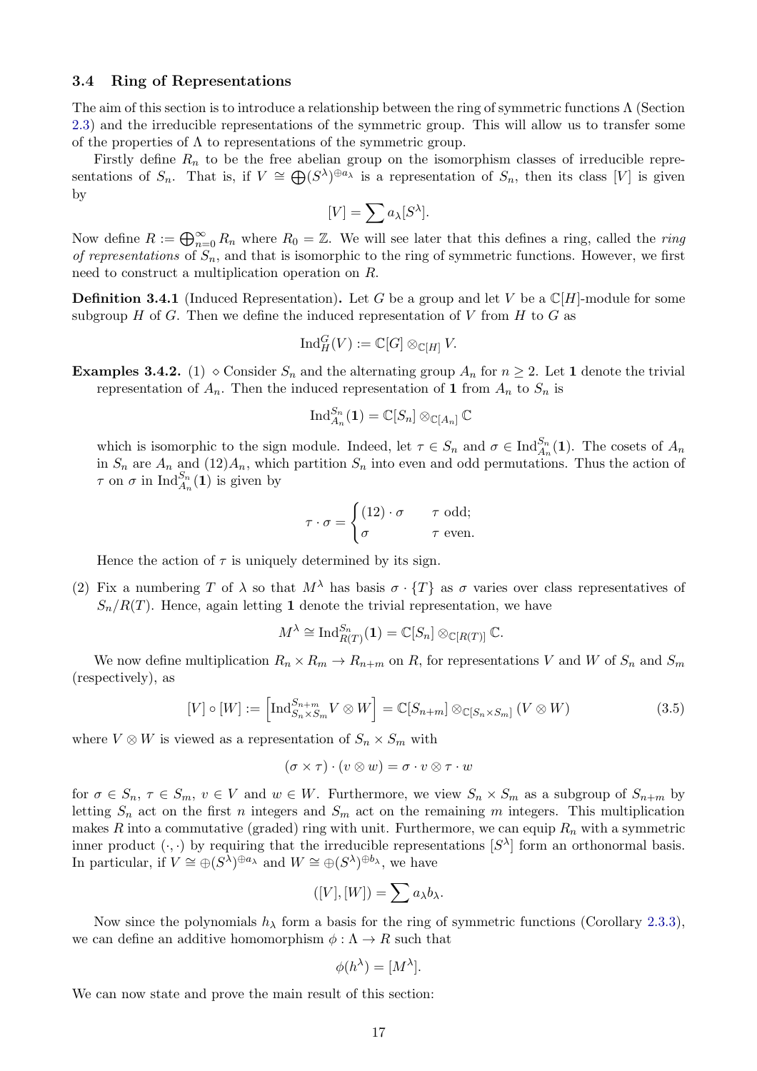### 3.4 Ring of Representations

The aim of this section is to introduce a relationship between the ring of symmetric functions $\Lambda$ (Section 2.3) and the irreducible representations of the symmetric group. This will allow us to transfer some of the properties of $\Lambda$ to representations of the symmetric group.

Firstly define $R_n$ to be the free abelian group on the isomorphism classes of irreducible representations of $S_n$. That is, if $V \cong \bigoplus (S^\lambda)^{\oplus a_\lambda}$ is a representation of $S_n$, then its class $[V]$ is given by

$$[V] = \sum a_\lambda [S^\lambda].$$

Now define $R := \bigoplus_{n=0}^{\infty} R_n$ where $R_0 = \mathbb{Z}$. We will see later that this defines a ring, called the *ring of representations* of $S_n$, and that is isomorphic to the ring of symmetric functions. However, we first need to construct a multiplication operation on $R$.

**Definition 3.4.1** (Induced Representation)**.** Let $G$ be a group and let $V$ be a $\mathbb{C}[H]$-module for some subgroup $H$ of $G$. Then we define the induced representation of $V$ from $H$ to $G$ as

$$\mathrm{Ind}_H^G(V) := \mathbb{C}[G] \otimes_{\mathbb{C}[H]} V.$$

**Examples 3.4.2.** (1) $\diamond$ Consider $S_n$ and the alternating group $A_n$ for $n \geq 2$. Let $\mathbf{1}$ denote the trivial representation of $A_n$. Then the induced representation of $\mathbf{1}$ from $A_n$ to $S_n$ is

$$\mathrm{Ind}_{A_n}^{S_n}(\mathbf{1}) = \mathbb{C}[S_n] \otimes_{\mathbb{C}[A_n]} \mathbb{C}$$

which is isomorphic to the sign module. Indeed, let $\tau \in S_n$ and $\sigma \in \mathrm{Ind}_{A_n}^{S_n}(\mathbf{1})$. The cosets of $A_n$ in $S_n$ are $A_n$ and $(12)A_n$, which partition $S_n$ into even and odd permutations. Thus the action of $\tau$ on $\sigma$ in $\mathrm{Ind}_{A_n}^{S_n}(\mathbf{1})$ is given by

$$\tau \cdot \sigma = \begin{cases} (12) \cdot \sigma & \tau \text{ odd;} \\ \sigma & \tau \text{ even.} \end{cases}$$

Hence the action of $\tau$ is uniquely determined by its sign.

(2) Fix a numbering $T$ of $\lambda$ so that $M^\lambda$ has basis $\sigma \cdot \{T\}$ as $\sigma$ varies over class representatives of $S_n / R(T)$. Hence, again letting $\mathbf{1}$ denote the trivial representation, we have

$$M^\lambda \cong \mathrm{Ind}_{R(T)}^{S_n}(\mathbf{1}) = \mathbb{C}[S_n] \otimes_{\mathbb{C}[R(T)]} \mathbb{C}.$$

We now define multiplication $R_n \times R_m \to R_{n+m}$ on $R$, for representations $V$ and $W$ of $S_n$ and $S_m$ (respectively), as

$$[V] \circ [W] := \left[\mathrm{Ind}_{S_n \times S_m}^{S_{n+m}} V \otimes W\right] = \mathbb{C}[S_{n+m}] \otimes_{\mathbb{C}[S_n \times S_m]} (V \otimes W) \tag{3.5}$$

where $V \otimes W$ is viewed as a representation of $S_n \times S_m$ with

$$(\sigma \times \tau) \cdot (v \otimes w) = \sigma \cdot v \otimes \tau \cdot w$$

for $\sigma \in S_n$, $\tau \in S_m$, $v \in V$ and $w \in W$. Furthermore, we view $S_n \times S_m$ as a subgroup of $S_{n+m}$ by letting $S_n$ act on the first $n$ integers and $S_m$ act on the remaining $m$ integers. This multiplication makes $R$ into a commutative (graded) ring with unit. Furthermore, we can equip $R_n$ with a symmetric inner product $(\cdot,\cdot)$ by requiring that the irreducible representations $[S^\lambda]$ form an orthonormal basis. In particular, if $V \cong \oplus (S^\lambda)^{\oplus a_\lambda}$ and $W \cong \oplus (S^\lambda)^{\oplus b_\lambda}$, we have

$$([V],[W]) = \sum a_\lambda b_\lambda.$$

Now since the polynomials $h_\lambda$ form a basis for the ring of symmetric functions (Corollary 2.3.3), we can define an additive homomorphism $\phi : \Lambda \to R$ such that

$$\phi(h^\lambda) = [M^\lambda].$$

We can now state and prove the main result of this section: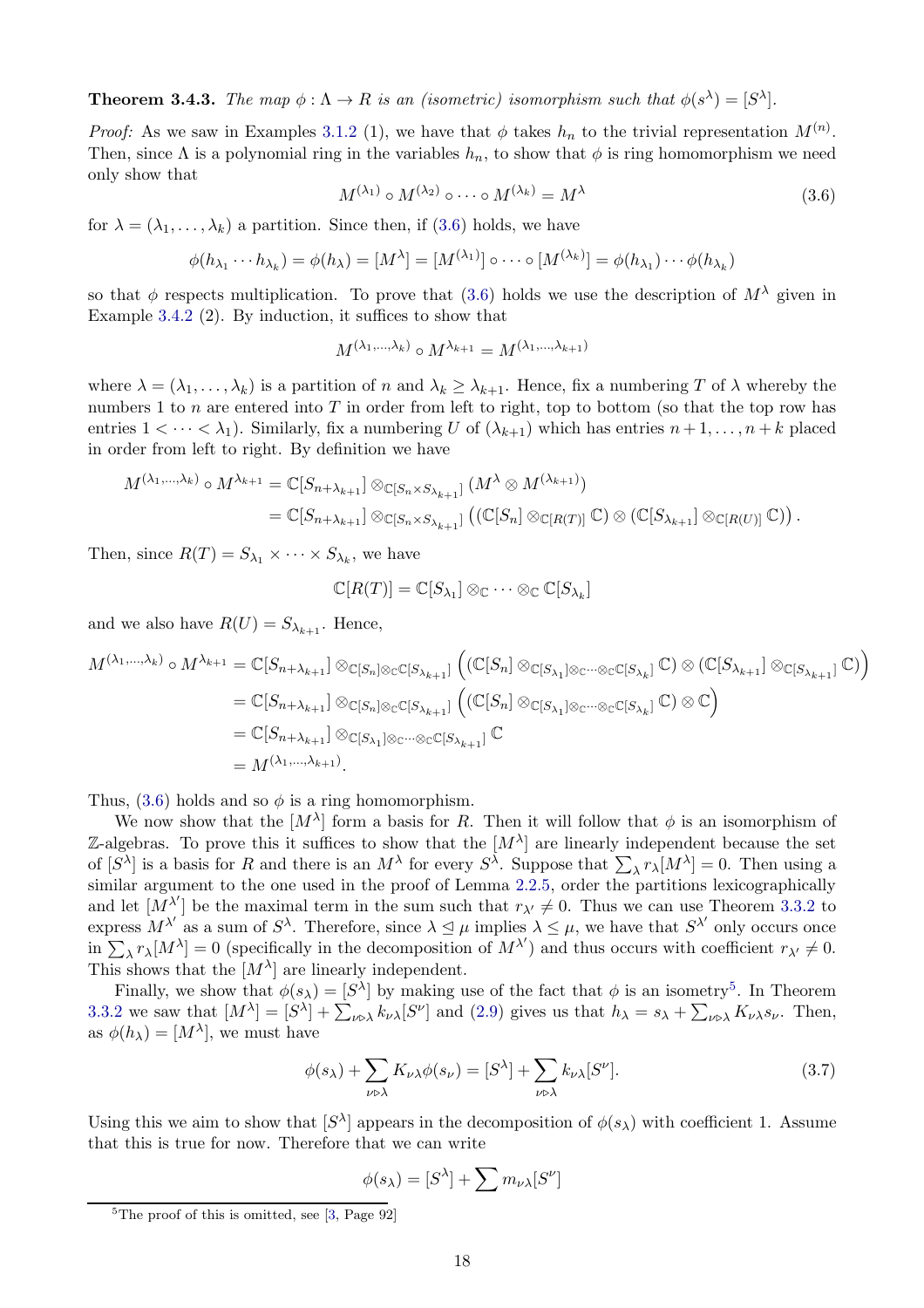**Theorem 3.4.3.** *The map $\phi : \Lambda \to R$ is an (isometric) isomorphism such that $\phi(s^\lambda) = [S^\lambda]$.*

*Proof:* As we saw in Examples 3.1.2 (1), we have that $\phi$ takes $h_n$ to the trivial representation $M^{(n)}$. Then, since $\Lambda$ is a polynomial ring in the variables $h_n$, to show that $\phi$ is ring homomorphism we need only show that

$$M^{(\lambda_1)} \circ M^{(\lambda_2)} \circ \cdots \circ M^{(\lambda_k)} = M^\lambda \tag{3.6}$$

for $\lambda = (\lambda_1, \ldots, \lambda_k)$ a partition. Since then, if (3.6) holds, we have

$$\phi(h_{\lambda_1} \cdots h_{\lambda_k}) = \phi(h_\lambda) = [M^\lambda] = [M^{(\lambda_1)}] \circ \cdots \circ [M^{(\lambda_k)}] = \phi(h_{\lambda_1}) \cdots \phi(h_{\lambda_k})$$

so that $\phi$ respects multiplication. To prove that (3.6) holds we use the description of $M^\lambda$ given in Example 3.4.2 (2). By induction, it suffices to show that

$$M^{(\lambda_1,\ldots,\lambda_k)} \circ M^{\lambda_{k+1}} = M^{(\lambda_1,\ldots,\lambda_{k+1})}$$

where $\lambda = (\lambda_1, \ldots, \lambda_k)$ is a partition of $n$ and $\lambda_k \geq \lambda_{k+1}$. Hence, fix a numbering $T$ of $\lambda$ whereby the numbers 1 to $n$ are entered into $T$ in order from left to right, top to bottom (so that the top row has entries $1 < \cdots < \lambda_1$). Similarly, fix a numbering $U$ of $(\lambda_{k+1})$ which has entries $n+1, \ldots, n+k$ placed in order from left to right. By definition we have

$$\begin{aligned}
M^{(\lambda_1,\ldots,\lambda_k)} \circ M^{\lambda_{k+1}} &= \mathbb{C}[S_{n+\lambda_{k+1}}] \otimes_{\mathbb{C}[S_n \times S_{\lambda_{k+1}}]} (M^\lambda \otimes M^{(\lambda_{k+1})}) \\
&= \mathbb{C}[S_{n+\lambda_{k+1}}] \otimes_{\mathbb{C}[S_n \times S_{\lambda_{k+1}}]} \left( (\mathbb{C}[S_n] \otimes_{\mathbb{C}[R(T)]} \mathbb{C}) \otimes (\mathbb{C}[S_{\lambda_{k+1}}] \otimes_{\mathbb{C}[R(U)]} \mathbb{C}) \right).
\end{aligned}$$

Then, since $R(T) = S_{\lambda_1} \times \cdots \times S_{\lambda_k}$, we have

$$\mathbb{C}[R(T)] = \mathbb{C}[S_{\lambda_1}] \otimes_{\mathbb{C}} \cdots \otimes_{\mathbb{C}} \mathbb{C}[S_{\lambda_k}]$$

and we also have $R(U) = S_{\lambda_{k+1}}$. Hence,

$$\begin{aligned}
M^{(\lambda_1,\ldots,\lambda_k)} \circ M^{\lambda_{k+1}} &= \mathbb{C}[S_{n+\lambda_{k+1}}] \otimes_{\mathbb{C}[S_n] \otimes_{\mathbb{C}} \mathbb{C}[S_{\lambda_{k+1}}]} \Big( (\mathbb{C}[S_n] \otimes_{\mathbb{C}[S_{\lambda_1}] \otimes_{\mathbb{C}} \cdots \otimes_{\mathbb{C}} \mathbb{C}[S_{\lambda_k}]} \mathbb{C}) \otimes (\mathbb{C}[S_{\lambda_{k+1}}] \otimes_{\mathbb{C}[S_{\lambda_{k+1}}]} \mathbb{C}) \Big) \\
&= \mathbb{C}[S_{n+\lambda_{k+1}}] \otimes_{\mathbb{C}[S_n] \otimes_{\mathbb{C}} \mathbb{C}[S_{\lambda_{k+1}}]} \Big( (\mathbb{C}[S_n] \otimes_{\mathbb{C}[S_{\lambda_1}] \otimes_{\mathbb{C}} \cdots \otimes_{\mathbb{C}} \mathbb{C}[S_{\lambda_k}]} \mathbb{C}) \otimes \mathbb{C} \Big) \\
&= \mathbb{C}[S_{n+\lambda_{k+1}}] \otimes_{\mathbb{C}[S_{\lambda_1}] \otimes_{\mathbb{C}} \cdots \otimes_{\mathbb{C}} \mathbb{C}[S_{\lambda_{k+1}}]} \mathbb{C} \\
&= M^{(\lambda_1,\ldots,\lambda_{k+1})}.
\end{aligned}$$

Thus, (3.6) holds and so $\phi$ is a ring homomorphism.

We now show that the $[M^\lambda]$ form a basis for $R$. Then it will follow that $\phi$ is an isomorphism of $\mathbb{Z}$-algebras. To prove this it suffices to show that the $[M^\lambda]$ are linearly independent because the set of $[S^\lambda]$ is a basis for $R$ and there is an $M^\lambda$ for every $S^\lambda$. Suppose that $\sum_\lambda r_\lambda [M^\lambda] = 0$. Then using a similar argument to the one used in the proof of Lemma 2.2.5, order the partitions lexicographically and let $[M^{\lambda'}]$ be the maximal term in the sum such that $r_{\lambda'} \neq 0$. Thus we can use Theorem 3.3.2 to express $M^{\lambda'}$ as a sum of $S^\lambda$. Therefore, since $\lambda \trianglelefteq \mu$ implies $\lambda \leq \mu$, we have that $S^{\lambda'}$ only occurs once in $\sum_\lambda r_\lambda [M^\lambda] = 0$ (specifically in the decomposition of $M^{\lambda'}$) and thus occurs with coefficient $r_{\lambda'} \neq 0$. This shows that the $[M^\lambda]$ are linearly independent.

Finally, we show that $\phi(s_\lambda) = [S^\lambda]$ by making use of the fact that $\phi$ is an isometry[5]. In Theorem 3.3.2 we saw that $[M^\lambda] = [S^\lambda] + \sum_{\nu \triangleright \lambda} k_{\nu\lambda} [S^\nu]$ and (2.9) gives us that $h_\lambda = s_\lambda + \sum_{\nu \triangleright \lambda} K_{\nu\lambda} s_\nu$. Then, as $\phi(h_\lambda) = [M^\lambda]$, we must have

$$\phi(s_\lambda) + \sum_{\nu \triangleright \lambda} K_{\nu\lambda} \phi(s_\nu) = [S^\lambda] + \sum_{\nu \triangleright \lambda} k_{\nu\lambda} [S^\nu]. \tag{3.7}$$

Using this we aim to show that $[S^\lambda]$ appears in the decomposition of $\phi(s_\lambda)$ with coefficient 1. Assume that this is true for now. Therefore that we can write

$$\phi(s_\lambda) = [S^\lambda] + \sum m_{\nu\lambda} [S^\nu]$$

[5] The proof of this is omitted, see [3, Page 92]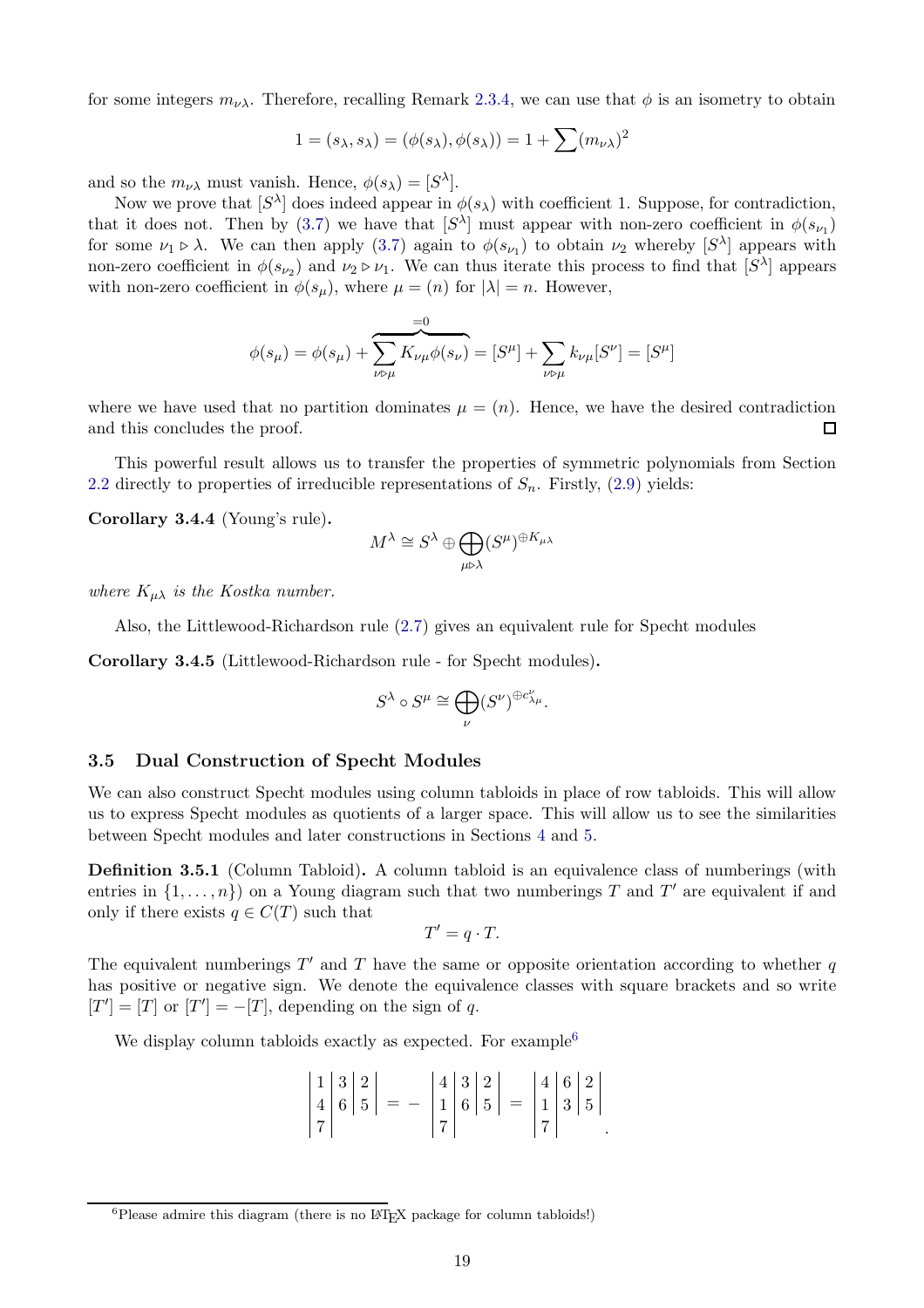for some integers $m_{\nu\lambda}$. Therefore, recalling Remark 2.3.4, we can use that $\phi$ is an isometry to obtain

$$1 = (s_\lambda, s_\lambda) = (\phi(s_\lambda), \phi(s_\lambda)) = 1 + \sum (m_{\nu\lambda})^2$$

and so the $m_{\nu\lambda}$ must vanish. Hence, $\phi(s_\lambda) = [S^\lambda]$.

Now we prove that $[S^\lambda]$ does indeed appear in $\phi(s_\lambda)$ with coefficient 1. Suppose, for contradiction, that it does not. Then by (3.7) we have that $[S^\lambda]$ must appear with non-zero coefficient in $\phi(s_{\nu_1})$ for some $\nu_1 \rhd \lambda$. We can then apply (3.7) again to $\phi(s_{\nu_1})$ to obtain $\nu_2$ whereby $[S^\lambda]$ appears with non-zero coefficient in $\phi(s_{\nu_2})$ and $\nu_2 \rhd \nu_1$. We can thus iterate this process to find that $[S^\lambda]$ appears with non-zero coefficient in $\phi(s_\mu)$, where $\mu = (n)$ for $|\lambda| = n$. However,

$$\phi(s_\mu) = \phi(s_\mu) + \overbrace{\sum_{\nu \rhd \mu} K_{\nu\mu} \phi(s_\nu)}^{=0} = [S^\mu] + \sum_{\nu \rhd \mu} k_{\nu\mu}[S^\nu] = [S^\mu]$$

where we have used that no partition dominates $\mu = (n)$. Hence, we have the desired contradiction and this concludes the proof. ◻

This powerful result allows us to transfer the properties of symmetric polynomials from Section 2.2 directly to properties of irreducible representations of $S_n$. Firstly, (2.9) yields:

**Corollary 3.4.4** (Young's rule)**.**

$$M^\lambda \cong S^\lambda \oplus \bigoplus_{\mu \rhd \lambda} (S^\mu)^{\oplus K_{\mu\lambda}}$$

*where $K_{\mu\lambda}$ is the Kostka number.*

Also, the Littlewood-Richardson rule (2.7) gives an equivalent rule for Specht modules

**Corollary 3.4.5** (Littlewood-Richardson rule - for Specht modules)**.**

$$S^\lambda \circ S^\mu \cong \bigoplus_{\nu} (S^\nu)^{\oplus c^\nu_{\lambda\mu}}.$$

## 3.5 Dual Construction of Specht Modules

We can also construct Specht modules using column tabloids in place of row tabloids. This will allow us to express Specht modules as quotients of a larger space. This will allow us to see the similarities between Specht modules and later constructions in Sections 4 and 5.

**Definition 3.5.1** (Column Tabloid)**.** A column tabloid is an equivalence class of numberings (with entries in $\{1, \dots, n\}$) on a Young diagram such that two numberings $T$ and $T'$ are equivalent if and only if there exists $q \in C(T)$ such that

$$T' = q \cdot T.$$

The equivalent numberings $T'$ and $T$ have the same or opposite orientation according to whether $q$ has positive or negative sign. We denote the equivalence classes with square brackets and so write $[T'] = [T]$ or $[T'] = -[T]$, depending on the sign of $q$.

We display column tabloids exactly as expected. For example[6]

$$\left|\begin{array}{c|c|c} 1 & 3 & 2 \\ 4 & 6 & 5 \\ 7 & & \end{array}\right| = - \left|\begin{array}{c|c|c} 4 & 3 & 2 \\ 1 & 6 & 5 \\ 7 & & \end{array}\right| = \left|\begin{array}{c|c|c} 4 & 6 & 2 \\ 1 & 3 & 5 \\ 7 & & \end{array}\right|.$$

[6] Please admire this diagram (there is no LaTeX package for column tabloids!)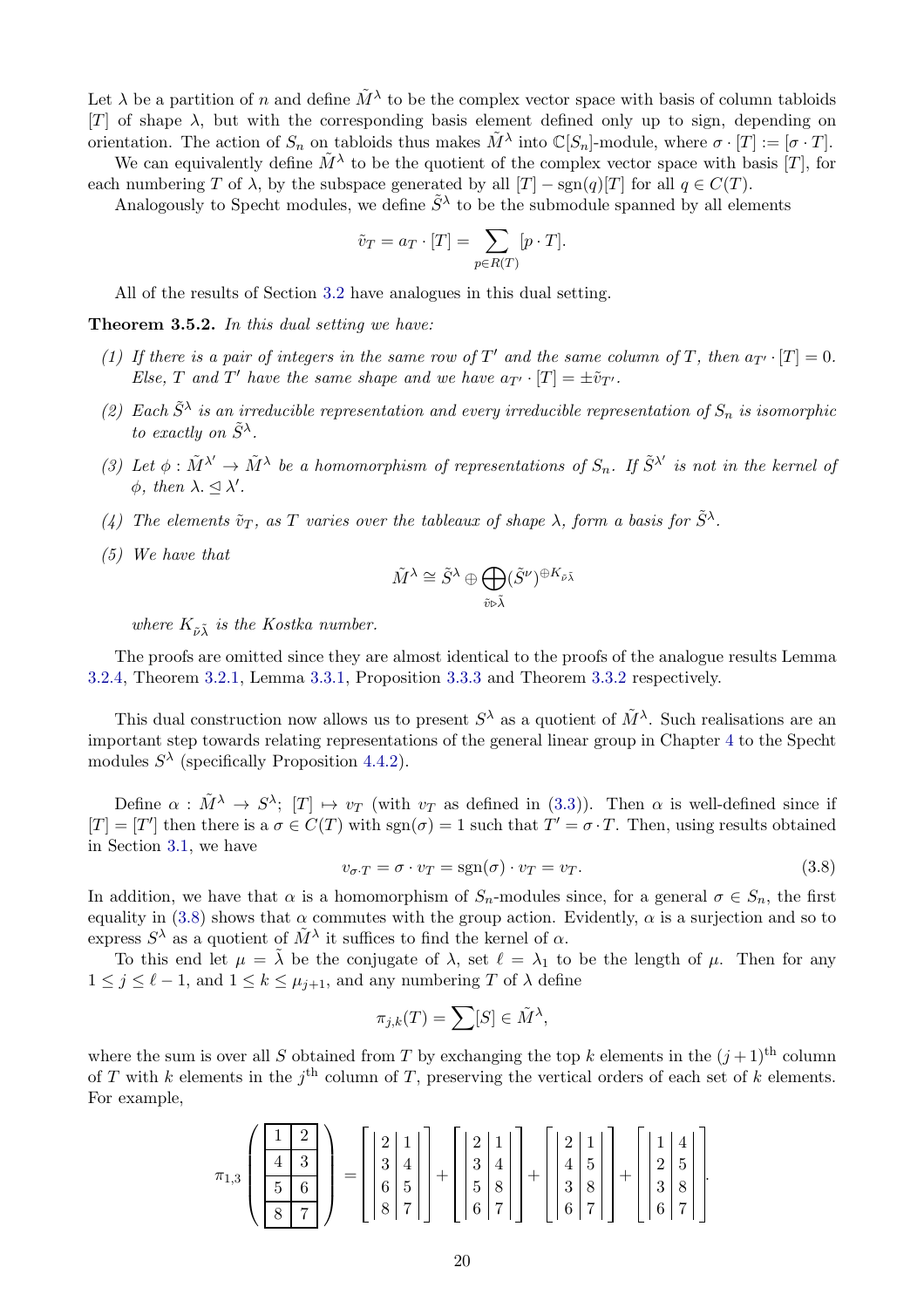Let $\lambda$ be a partition of $n$ and define $\tilde{M}^\lambda$ to be the complex vector space with basis of column tabloids $[T]$ of shape $\lambda$, but with the corresponding basis element defined only up to sign, depending on orientation. The action of $S_n$ on tabloids thus makes $\tilde{M}^\lambda$ into $\mathbb{C}[S_n]$-module, where $\sigma \cdot [T] := [\sigma \cdot T]$.

We can equivalently define $\tilde{M}^\lambda$ to be the quotient of the complex vector space with basis $[T]$, for each numbering $T$ of $\lambda$, by the subspace generated by all $[T] - \operatorname{sgn}(q)[T]$ for all $q \in C(T)$.

Analogously to Specht modules, we define $\tilde{S}^\lambda$ to be the submodule spanned by all elements

$$\tilde{v}_T = a_T \cdot [T] = \sum_{p \in R(T)} [p \cdot T].$$

All of the results of Section 3.2 have analogues in this dual setting.

**Theorem 3.5.2.** *In this dual setting we have:*

*(1) If there is a pair of integers in the same row of $T'$ and the same column of $T$, then $a_{T'} \cdot [T] = 0$. Else, $T$ and $T'$ have the same shape and we have $a_{T'} \cdot [T] = \pm \tilde{v}_{T'}$.*

*(2) Each $\tilde{S}^\lambda$ is an irreducible representation and every irreducible representation of $S_n$ is isomorphic to exactly on $\tilde{S}^\lambda$.*

*(3) Let $\phi : \tilde{M}^{\lambda'} \to \tilde{M}^\lambda$ be a homomorphism of representations of $S_n$. If $\tilde{S}^{\lambda'}$ is not in the kernel of $\phi$, then $\lambda. \trianglelefteq \lambda'$.*

*(4) The elements $\tilde{v}_T$, as $T$ varies over the tableaux of shape $\lambda$, form a basis for $\tilde{S}^\lambda$.*

*(5) We have that*

$$\tilde{M}^\lambda \cong \tilde{S}^\lambda \oplus \bigoplus_{\tilde{\nu} \triangleright \tilde{\lambda}} (\tilde{S}^\nu)^{\oplus K_{\tilde{\nu}\tilde{\lambda}}}$$

*where $K_{\tilde{\nu}\tilde{\lambda}}$ is the Kostka number.*

The proofs are omitted since they are almost identical to the proofs of the analogue results Lemma 3.2.4, Theorem 3.2.1, Lemma 3.3.1, Proposition 3.3.3 and Theorem 3.3.2 respectively.

This dual construction now allows us to present $S^\lambda$ as a quotient of $\tilde{M}^\lambda$. Such realisations are an important step towards relating representations of the general linear group in Chapter 4 to the Specht modules $S^\lambda$ (specifically Proposition 4.4.2).

Define $\alpha : \tilde{M}^\lambda \to S^\lambda$; $[T] \mapsto v_T$ (with $v_T$ as defined in (3.3)). Then $\alpha$ is well-defined since if $[T] = [T']$ then there is a $\sigma \in C(T)$ with $\operatorname{sgn}(\sigma) = 1$ such that $T' = \sigma \cdot T$. Then, using results obtained in Section 3.1, we have

$$v_{\sigma \cdot T} = \sigma \cdot v_T = \operatorname{sgn}(\sigma) \cdot v_T = v_T. \tag{3.8}$$

In addition, we have that $\alpha$ is a homomorphism of $S_n$-modules since, for a general $\sigma \in S_n$, the first equality in (3.8) shows that $\alpha$ commutes with the group action. Evidently, $\alpha$ is a surjection and so to express $S^\lambda$ as a quotient of $\tilde{M}^\lambda$ it suffices to find the kernel of $\alpha$.

To this end let $\mu = \tilde{\lambda}$ be the conjugate of $\lambda$, set $\ell = \lambda_1$ to be the length of $\mu$. Then for any $1 \leq j \leq \ell - 1$, and $1 \leq k \leq \mu_{j+1}$, and any numbering $T$ of $\lambda$ define

$$\pi_{j,k}(T) = \sum [S] \in \tilde{M}^\lambda,$$

where the sum is over all $S$ obtained from $T$ by exchanging the top $k$ elements in the $(j+1)^{\text{th}}$ column of $T$ with $k$ elements in the $j^{\text{th}}$ column of $T$, preserving the vertical orders of each set of $k$ elements. For example,

$$\pi_{1,3}\left(\begin{array}{|c|c|}\hline 1 & 2 \\ \hline 4 & 3 \\ \hline 5 & 6 \\ \hline 8 & 7 \\ \hline\end{array}\right) = \left[\begin{array}{|c|c|} 2 & 1 \\ 3 & 4 \\ 6 & 5 \\ 8 & 7 \end{array}\right] + \left[\begin{array}{|c|c|} 2 & 1 \\ 3 & 4 \\ 5 & 8 \\ 6 & 7 \end{array}\right] + \left[\begin{array}{|c|c|} 2 & 1 \\ 4 & 5 \\ 3 & 8 \\ 6 & 7 \end{array}\right] + \left[\begin{array}{|c|c|} 1 & 4 \\ 2 & 5 \\ 3 & 8 \\ 6 & 7 \end{array}\right].$$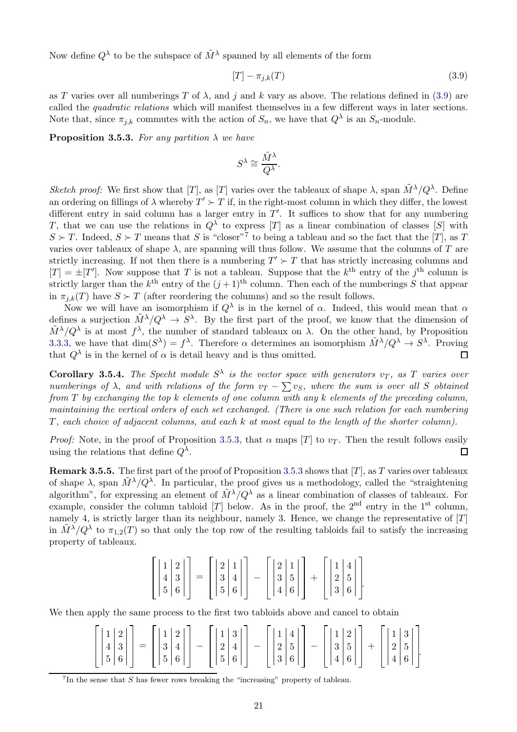Now define $Q^\lambda$ to be the subspace of $\tilde{M}^\lambda$ spanned by all elements of the form

$$[T] - \pi_{j,k}(T) \tag{3.9}$$

as $T$ varies over all numberings $T$ of $\lambda$, and $j$ and $k$ vary as above. The relations defined in (3.9) are called the *quadratic relations* which will manifest themselves in a few different ways in later sections. Note that, since $\pi_{j,k}$ commutes with the action of $S_n$, we have that $Q^\lambda$ is an $S_n$-module.

**Proposition 3.5.3.** *For any partition $\lambda$ we have*

$$S^\lambda \cong \frac{\tilde{M}^\lambda}{Q^\lambda}.$$

*Sketch proof:* We first show that $[T]$, as $[T]$ varies over the tableaux of shape $\lambda$, span $\tilde{M}^\lambda/Q^\lambda$. Define an ordering on fillings of $\lambda$ whereby $T' \succ T$ if, in the right-most column in which they differ, the lowest different entry in said column has a larger entry in $T'$. It suffices to show that for any numbering $T$, that we can use the relations in $Q^\lambda$ to express $[T]$ as a linear combination of classes $[S]$ with $S \succ T$. Indeed, $S \succ T$ means that $S$ is "closer"[7] to being a tableau and so the fact that the $[T]$, as $T$ varies over tableaux of shape $\lambda$, are spanning will thus follow. We assume that the columns of $T$ are strictly increasing. If not then there is a numbering $T' \succ T$ that has strictly increasing columns and $[T] = \pm[T']$. Now suppose that $T$ is not a tableau. Suppose that the $k^{\text{th}}$ entry of the $j^{\text{th}}$ column is strictly larger than the $k^{\text{th}}$ entry of the $(j+1)^{\text{th}}$ column. Then each of the numberings $S$ that appear in $\pi_{j,k}(T)$ have $S \succ T$ (after reordering the columns) and so the result follows.

Now we will have an isomorphism if $Q^\lambda$ is in the kernel of $\alpha$. Indeed, this would mean that $\alpha$ defines a surjection $\tilde{M}^\lambda/Q^\lambda \to S^\lambda$. By the first part of the proof, we know that the dimension of $\tilde{M}^\lambda/Q^\lambda$ is at most $f^\lambda$, the number of standard tableaux on $\lambda$. On the other hand, by Proposition 3.3.3, we have that $\dim(S^\lambda) = f^\lambda$. Therefore $\alpha$ determines an isomorphism $\tilde{M}^\lambda/Q^\lambda \to S^\lambda$. Proving that $Q^\lambda$ is in the kernel of $\alpha$ is detail heavy and is thus omitted. $\square$

**Corollary 3.5.4.** *The Specht module $S^\lambda$ is the vector space with generators $v_T$, as $T$ varies over numberings of $\lambda$, and with relations of the form $v_T - \sum v_S$, where the sum is over all $S$ obtained from $T$ by exchanging the top $k$ elements of one column with any $k$ elements of the preceding column, maintaining the vertical orders of each set exchanged. (There is one such relation for each numbering $T$, each choice of adjacent columns, and each $k$ at most equal to the length of the shorter column).*

*Proof:* Note, in the proof of Proposition 3.5.3, that $\alpha$ maps $[T]$ to $v_T$. Then the result follows easily using the relations that define $Q^\lambda$. $\square$

**Remark 3.5.5.** The first part of the proof of Proposition 3.5.3 shows that $[T]$, as $T$ varies over tableaux of shape $\lambda$, span $\tilde{M}^\lambda/Q^\lambda$. In particular, the proof gives us a methodology, called the "straightening algorithm", for expressing an element of $\tilde{M}^\lambda/Q^\lambda$ as a linear combination of classes of tableaux. For example, consider the column tabloid $[T]$ below. As in the proof, the $2^{\text{nd}}$ entry in the $1^{\text{st}}$ column, namely 4, is strictly larger than its neighbour, namely 3. Hence, we change the representative of $[T]$ in $\tilde{M}^\lambda/Q^\lambda$ to $\pi_{1,2}(T)$ so that only the top row of the resulting tabloids fail to satisfy the increasing property of tableaux.

$$\left[\begin{vmatrix} 1 & 2 \\ 4 & 3 \\ 5 & 6 \end{vmatrix}\right] = \left[\begin{vmatrix} 2 & 1 \\ 3 & 4 \\ 5 & 6 \end{vmatrix}\right] - \left[\begin{vmatrix} 2 & 1 \\ 3 & 5 \\ 4 & 6 \end{vmatrix}\right] + \left[\begin{vmatrix} 1 & 4 \\ 2 & 5 \\ 3 & 6 \end{vmatrix}\right].$$

We then apply the same process to the first two tabloids above and cancel to obtain

$$\left[\begin{vmatrix} 1 & 2 \\ 4 & 3 \\ 5 & 6 \end{vmatrix}\right] = \left[\begin{vmatrix} 1 & 2 \\ 3 & 4 \\ 5 & 6 \end{vmatrix}\right] - \left[\begin{vmatrix} 1 & 3 \\ 2 & 4 \\ 5 & 6 \end{vmatrix}\right] - \left[\begin{vmatrix} 1 & 4 \\ 2 & 5 \\ 3 & 6 \end{vmatrix}\right] - \left[\begin{vmatrix} 1 & 2 \\ 3 & 5 \\ 4 & 6 \end{vmatrix}\right] + \left[\begin{vmatrix} 1 & 3 \\ 2 & 5 \\ 4 & 6 \end{vmatrix}\right].$$

[7] In the sense that $S$ has fewer rows breaking the "increasing" property of tableau.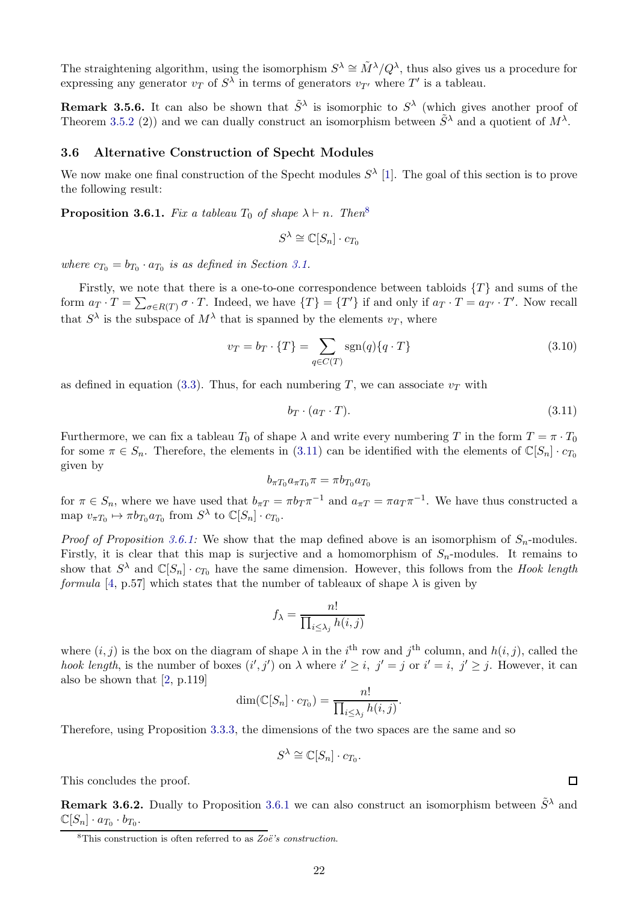The straightening algorithm, using the isomorphism $S^\lambda \cong \tilde{M}^\lambda / Q^\lambda$, thus also gives us a procedure for expressing any generator $v_T$ of $S^\lambda$ in terms of generators $v_{T'}$ where $T'$ is a tableau.

**Remark 3.5.6.** It can also be shown that $\tilde{S}^\lambda$ is isomorphic to $S^\lambda$ (which gives another proof of Theorem 3.5.2 (2)) and we can dually construct an isomorphism between $\tilde{S}^\lambda$ and a quotient of $M^\lambda$.

## 3.6 Alternative Construction of Specht Modules

We now make one final construction of the Specht modules $S^\lambda$ [1]. The goal of this section is to prove the following result:

**Proposition 3.6.1.** *Fix a tableau $T_0$ of shape $\lambda \vdash n$. Then*[8]

$$S^\lambda \cong \mathbb{C}[S_n] \cdot c_{T_0}$$

*where $c_{T_0} = b_{T_0} \cdot a_{T_0}$ is as defined in Section 3.1.*

Firstly, we note that there is a one-to-one correspondence between tabloids $\{T\}$ and sums of the form $a_T \cdot T = \sum_{\sigma \in R(T)} \sigma \cdot T$. Indeed, we have $\{T\} = \{T'\}$ if and only if $a_T \cdot T = a_{T'} \cdot T'$. Now recall that $S^\lambda$ is the subspace of $M^\lambda$ that is spanned by the elements $v_T$, where

$$v_T = b_T \cdot \{T\} = \sum_{q \in C(T)} \operatorname{sgn}(q)\{q \cdot T\} \tag{3.10}$$

as defined in equation (3.3). Thus, for each numbering $T$, we can associate $v_T$ with

$$b_T \cdot (a_T \cdot T). \tag{3.11}$$

Furthermore, we can fix a tableau $T_0$ of shape $\lambda$ and write every numbering $T$ in the form $T = \pi \cdot T_0$ for some $\pi \in S_n$. Therefore, the elements in (3.11) can be identified with the elements of $\mathbb{C}[S_n] \cdot c_{T_0}$ given by

$$b_{\pi T_0} a_{\pi T_0} \pi = \pi b_{T_0} a_{T_0}$$

for $\pi \in S_n$, where we have used that $b_{\pi T} = \pi b_T \pi^{-1}$ and $a_{\pi T} = \pi a_T \pi^{-1}$. We have thus constructed a map $v_{\pi T_0} \mapsto \pi b_{T_0} a_{T_0}$ from $S^\lambda$ to $\mathbb{C}[S_n] \cdot c_{T_0}$.

*Proof of Proposition 3.6.1:* We show that the map defined above is an isomorphism of $S_n$-modules. Firstly, it is clear that this map is surjective and a homomorphism of $S_n$-modules. It remains to show that $S^\lambda$ and $\mathbb{C}[S_n] \cdot c_{T_0}$ have the same dimension. However, this follows from the *Hook length formula* [4, p.57] which states that the number of tableaux of shape $\lambda$ is given by

$$f_\lambda = \frac{n!}{\prod_{i \leq \lambda_j} h(i,j)}$$

where $(i,j)$ is the box on the diagram of shape $\lambda$ in the $i^{\text{th}}$ row and $j^{\text{th}}$ column, and $h(i,j)$, called the *hook length*, is the number of boxes $(i',j')$ on $\lambda$ where $i' \geq i,\ j' = j$ or $i' = i,\ j' \geq j$. However, it can also be shown that [2, p.119]

$$\dim(\mathbb{C}[S_n] \cdot c_{T_0}) = \frac{n!}{\prod_{i \leq \lambda_j} h(i,j)}.$$

Therefore, using Proposition 3.3.3, the dimensions of the two spaces are the same and so

$$S^\lambda \cong \mathbb{C}[S_n] \cdot c_{T_0}.$$

This concludes the proof. ∎

**Remark 3.6.2.** Dually to Proposition 3.6.1 we can also construct an isomorphism between $\tilde{S}^\lambda$ and $\mathbb{C}[S_n] \cdot a_{T_0} \cdot b_{T_0}$.

[8] This construction is often referred to as *Zoë's construction*.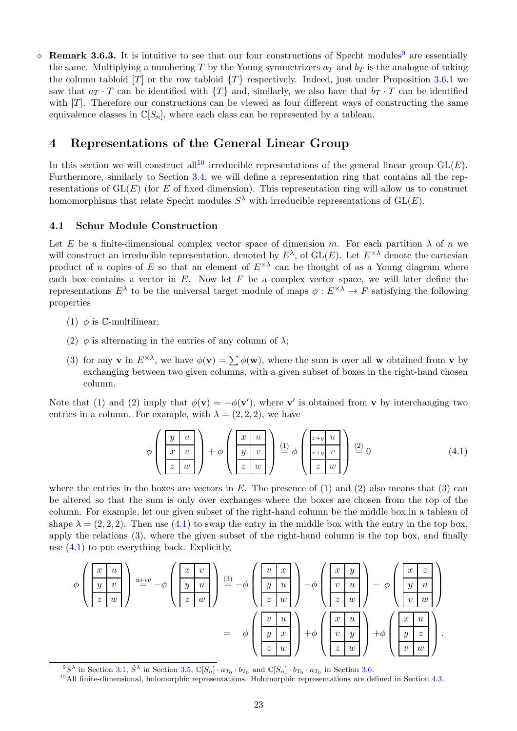◇ **Remark 3.6.3.** It is intuitive to see that our four constructions of Specht modules[9] are essentially the same. Multiplying a numbering $T$ by the Young symmetrizers $a_T$ and $b_T$ is the analogue of taking the column tabloid $[T]$ or the row tabloid $\{T\}$ respectively. Indeed, just under Proposition 3.6.1 we saw that $a_T \cdot T$ can be identified with $\{T\}$ and, similarly, we also have that $b_T \cdot T$ can be identified with $[T]$. Therefore our constructions can be viewed as four different ways of constructing the same equivalence classes in $\mathbb{C}[S_n]$, where each class can be represented by a tableau.

# 4 Representations of the General Linear Group

In this section we will construct all[10] irreducible representations of the general linear group $\mathrm{GL}(E)$. Furthermore, similarly to Section 3.4, we will define a representation ring that contains all the representations of $\mathrm{GL}(E)$ (for $E$ of fixed dimension). This representation ring will allow us to construct homomorphisms that relate Specht modules $S^\lambda$ with irreducible representations of $\mathrm{GL}(E)$.

## 4.1 Schur Module Construction

Let $E$ be a finite-dimensional complex vector space of dimension $m$. For each partition $\lambda$ of $n$ we will construct an irreducible representation, denoted by $E^\lambda$, of $\mathrm{GL}(E)$. Let $E^{\times\lambda}$ denote the cartesian product of $n$ copies of $E$ so that an element of $E^{\times\lambda}$ can be thought of as a Young diagram where each box contains a vector in $E$. Now let $F$ be a complex vector space, we will later define the representations $E^\lambda$ to be the universal target module of maps $\phi : E^{\times\lambda} \to F$ satisfying the following properties

(1) $\phi$ is $\mathbb{C}$-multilinear;

(2) $\phi$ is alternating in the entries of any column of $\lambda$;

(3) for any $\mathbf{v}$ in $E^{\times\lambda}$, we have $\phi(\mathbf{v}) = \sum \phi(\mathbf{w})$, where the sum is over all $\mathbf{w}$ obtained from $\mathbf{v}$ by exchanging between two given columns, with a given subset of boxes in the right-hand chosen column.

Note that (1) and (2) imply that $\phi(\mathbf{v}) = -\phi(\mathbf{v}')$, where $\mathbf{v}'$ is obtained from $\mathbf{v}$ by interchanging two entries in a column. For example, with $\lambda = (2, 2, 2)$, we have

$$\phi\left(\begin{array}{|c|c|}\hline y & u \\ \hline x & v \\ \hline z & w \\ \hline\end{array}\right) + \phi\left(\begin{array}{|c|c|}\hline x & u \\ \hline y & v \\ \hline z & w \\ \hline\end{array}\right) \overset{(1)}{=} \phi\left(\begin{array}{|c|c|}\hline x+y & u \\ \hline x+y & v \\ \hline z & w \\ \hline\end{array}\right) \overset{(2)}{=} 0 \tag{4.1}$$

where the entries in the boxes are vectors in $E$. The presence of (1) and (2) also means that (3) can be altered so that the sum is only over exchanges where the boxes are chosen from the top of the column. For example, let our given subset of the right-hand column be the middle box in a tableau of shape $\lambda = (2, 2, 2)$. Then use (4.1) to swap the entry in the middle box with the entry in the top box, apply the relations (3), where the given subset of the right-hand column is the top box, and finally use (4.1) to put everything back. Explicitly,

$$\begin{aligned}
\phi\left(\begin{array}{|c|c|}\hline x & u \\ \hline y & v \\ \hline z & w \\ \hline\end{array}\right) \overset{u \leftrightarrow v}{=} -\phi\left(\begin{array}{|c|c|}\hline x & v \\ \hline y & u \\ \hline z & w \\ \hline\end{array}\right) &\overset{(3)}{=} -\phi\left(\begin{array}{|c|c|}\hline v & x \\ \hline y & u \\ \hline z & w \\ \hline\end{array}\right) - \phi\left(\begin{array}{|c|c|}\hline x & y \\ \hline v & u \\ \hline z & w \\ \hline\end{array}\right) - \phi\left(\begin{array}{|c|c|}\hline x & z \\ \hline y & u \\ \hline v & w \\ \hline\end{array}\right) \\
&= \phi\left(\begin{array}{|c|c|}\hline v & u \\ \hline y & x \\ \hline z & w \\ \hline\end{array}\right) + \phi\left(\begin{array}{|c|c|}\hline x & u \\ \hline v & y \\ \hline z & w \\ \hline\end{array}\right) + \phi\left(\begin{array}{|c|c|}\hline x & u \\ \hline y & z \\ \hline v & w \\ \hline\end{array}\right).
\end{aligned}$$

---

[9] $S^\lambda$ in Section 3.1, $\tilde{S}^\lambda$ in Section 3.5, $\mathbb{C}[S_n] \cdot a_{T_0} \cdot b_{T_0}$ and $\mathbb{C}[S_n] \cdot b_{T_0} \cdot a_{T_0}$ in Section 3.6.

[10] All finite-dimensional, holomorphic representations. Holomorphic representations are defined in Section 4.3.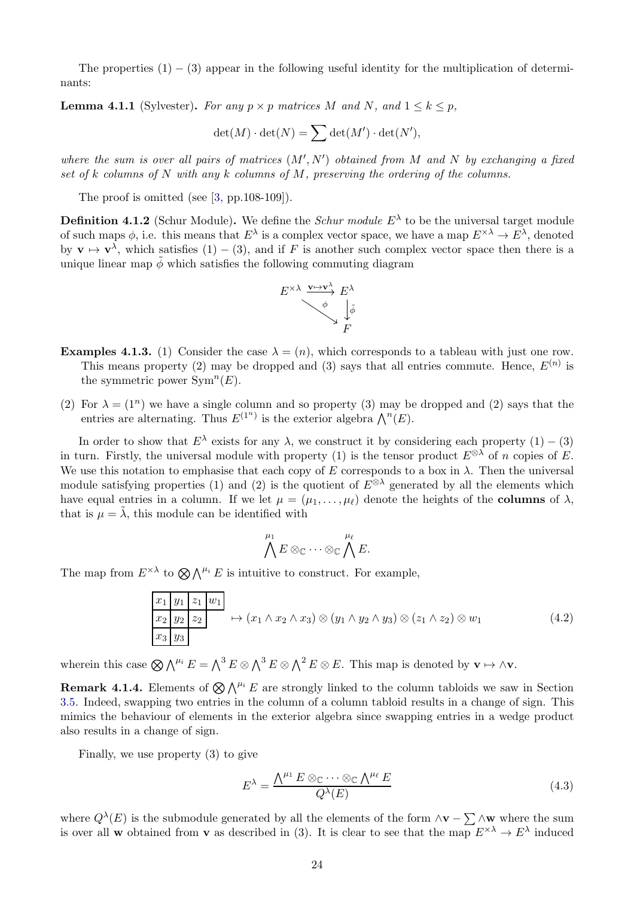The properties (1) – (3) appear in the following useful identity for the multiplication of determinants:

**Lemma 4.1.1** (Sylvester)**.** *For any $p \times p$ matrices $M$ and $N$, and $1 \leq k \leq p$,*

$$\det(M) \cdot \det(N) = \sum \det(M') \cdot \det(N'),$$

*where the sum is over all pairs of matrices $(M', N')$ obtained from $M$ and $N$ by exchanging a fixed set of $k$ columns of $N$ with any $k$ columns of $M$, preserving the ordering of the columns.*

The proof is omitted (see [3, pp.108-109]).

**Definition 4.1.2** (Schur Module)**.** We define the *Schur module* $E^\lambda$ to be the universal target module of such maps $\phi$, i.e. this means that $E^\lambda$ is a complex vector space, we have a map $E^{\times\lambda} \to E^\lambda$, denoted by $\mathbf{v} \mapsto \mathbf{v}^\lambda$, which satisfies (1) – (3), and if $F$ is another such complex vector space then there is a unique linear map $\tilde{\phi}$ which satisfies the following commuting diagram

$$\begin{array}{ccc} E^{\times\lambda} & \xrightarrow{\mathbf{v}\mapsto\mathbf{v}^\lambda} & E^\lambda \\ & \searrow^{\phi} & \downarrow{\tilde{\phi}} \\ & & F \end{array}$$

**Examples 4.1.3.** (1) Consider the case $\lambda = (n)$, which corresponds to a tableau with just one row. This means property (2) may be dropped and (3) says that all entries commute. Hence, $E^{(n)}$ is the symmetric power $\mathrm{Sym}^n(E)$.

(2) For $\lambda = (1^n)$ we have a single column and so property (3) may be dropped and (2) says that the entries are alternating. Thus $E^{(1^n)}$ is the exterior algebra $\bigwedge^n(E)$.

In order to show that $E^\lambda$ exists for any $\lambda$, we construct it by considering each property (1) – (3) in turn. Firstly, the universal module with property (1) is the tensor product $E^{\otimes\lambda}$ of $n$ copies of $E$. We use this notation to emphasise that each copy of $E$ corresponds to a box in $\lambda$. Then the universal module satisfying properties (1) and (2) is the quotient of $E^{\otimes\lambda}$ generated by all the elements which have equal entries in a column. If we let $\mu = (\mu_1, \ldots, \mu_\ell)$ denote the heights of the **columns** of $\lambda$, that is $\mu = \tilde{\lambda}$, this module can be identified with

$$\bigwedge^{\mu_1} E \otimes_{\mathbb{C}} \cdots \otimes_{\mathbb{C}} \bigwedge^{\mu_\ell} E.$$

The map from $E^{\times\lambda}$ to $\bigotimes \bigwedge^{\mu_i} E$ is intuitive to construct. For example,

$$\begin{array}{|c|c|c|c|} \hline x_1 & y_1 & z_1 & w_1 \\ \hline x_2 & y_2 & z_2 & \\ \cline{1-3} x_3 & y_3 & & \\ \cline{1-2} \end{array} \mapsto (x_1 \wedge x_2 \wedge x_3) \otimes (y_1 \wedge y_2 \wedge y_3) \otimes (z_1 \wedge z_2) \otimes w_1 \tag{4.2}$$

wherein this case $\bigotimes \bigwedge^{\mu_i} E = \bigwedge^3 E \otimes \bigwedge^3 E \otimes \bigwedge^2 E \otimes E$. This map is denoted by $\mathbf{v} \mapsto \wedge\mathbf{v}$.

**Remark 4.1.4.** Elements of $\bigotimes \bigwedge^{\mu_i} E$ are strongly linked to the column tabloids we saw in Section 3.5. Indeed, swapping two entries in the column of a column tabloid results in a change of sign. This mimics the behaviour of elements in the exterior algebra since swapping entries in a wedge product also results in a change of sign.

Finally, we use property (3) to give

$$E^\lambda = \frac{\bigwedge^{\mu_1} E \otimes_{\mathbb{C}} \cdots \otimes_{\mathbb{C}} \bigwedge^{\mu_\ell} E}{Q^\lambda(E)} \tag{4.3}$$

where $Q^\lambda(E)$ is the submodule generated by all the elements of the form $\wedge\mathbf{v} - \sum \wedge\mathbf{w}$ where the sum is over all $\mathbf{w}$ obtained from $\mathbf{v}$ as described in (3). It is clear to see that the map $E^{\times\lambda} \to E^\lambda$ induced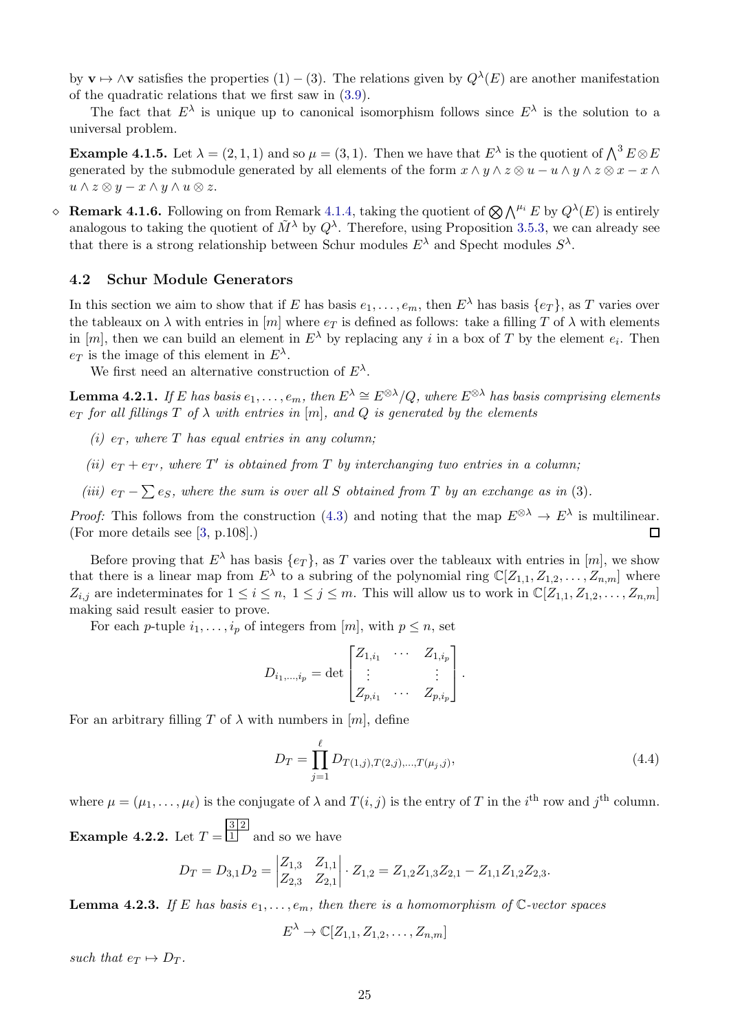by $\mathbf{v} \mapsto \wedge \mathbf{v}$ satisfies the properties (1) – (3). The relations given by $Q^\lambda(E)$ are another manifestation of the quadratic relations that we first saw in (3.9).

The fact that $E^\lambda$ is unique up to canonical isomorphism follows since $E^\lambda$ is the solution to a universal problem.

**Example 4.1.5.** Let $\lambda = (2,1,1)$ and so $\mu = (3,1)$. Then we have that $E^\lambda$ is the quotient of $\bigwedge^3 E \otimes E$ generated by the submodule generated by all elements of the form $x \wedge y \wedge z \otimes u - u \wedge y \wedge z \otimes x - x \wedge u \wedge z \otimes y - x \wedge y \wedge u \otimes z$.

$\diamond$ **Remark 4.1.6.** Following on from Remark 4.1.4, taking the quotient of $\bigotimes \bigwedge^{\mu_i} E$ by $Q^\lambda(E)$ is entirely analogous to taking the quotient of $\tilde{M}^\lambda$ by $Q^\lambda$. Therefore, using Proposition 3.5.3, we can already see that there is a strong relationship between Schur modules $E^\lambda$ and Specht modules $S^\lambda$.

## 4.2 Schur Module Generators

In this section we aim to show that if $E$ has basis $e_1, \dots, e_m$, then $E^\lambda$ has basis $\{e_T\}$, as $T$ varies over the tableaux on $\lambda$ with entries in $[m]$ where $e_T$ is defined as follows: take a filling $T$ of $\lambda$ with elements in $[m]$, then we can build an element in $E^\lambda$ by replacing any $i$ in a box of $T$ by the element $e_i$. Then $e_T$ is the image of this element in $E^\lambda$.

We first need an alternative construction of $E^\lambda$.

**Lemma 4.2.1.** *If $E$ has basis $e_1, \dots, e_m$, then $E^\lambda \cong E^{\otimes\lambda}/Q$, where $E^{\otimes\lambda}$ has basis comprising elements $e_T$ for all fillings $T$ of $\lambda$ with entries in $[m]$, and $Q$ is generated by the elements*

*(i) $e_T$, where $T$ has equal entries in any column;*

*(ii) $e_T + e_{T'}$, where $T'$ is obtained from $T$ by interchanging two entries in a column;*

*(iii) $e_T - \sum e_S$, where the sum is over all $S$ obtained from $T$ by an exchange as in (3).*

*Proof:* This follows from the construction (4.3) and noting that the map $E^{\otimes\lambda} \to E^\lambda$ is multilinear. (For more details see [3, p.108].) $\square$

Before proving that $E^\lambda$ has basis $\{e_T\}$, as $T$ varies over the tableaux with entries in $[m]$, we show that there is a linear map from $E^\lambda$ to a subring of the polynomial ring $\mathbb{C}[Z_{1,1}, Z_{1,2}, \dots, Z_{n,m}]$ where $Z_{i,j}$ are indeterminates for $1 \le i \le n,\ 1 \le j \le m$. This will allow us to work in $\mathbb{C}[Z_{1,1}, Z_{1,2}, \dots, Z_{n,m}]$ making said result easier to prove.

For each $p$-tuple $i_1, \dots, i_p$ of integers from $[m]$, with $p \le n$, set

$$D_{i_1,\dots,i_p} = \det \begin{bmatrix} Z_{1,i_1} & \cdots & Z_{1,i_p} \\ \vdots & & \vdots \\ Z_{p,i_1} & \cdots & Z_{p,i_p} \end{bmatrix}.$$

For an arbitrary filling $T$ of $\lambda$ with numbers in $[m]$, define

$$D_T = \prod_{j=1}^{\ell} D_{T(1,j),T(2,j),\dots,T(\mu_j,j)}, \tag{4.4}$$

where $\mu = (\mu_1, \dots, \mu_\ell)$ is the conjugate of $\lambda$ and $T(i,j)$ is the entry of $T$ in the $i^{\text{th}}$ row and $j^{\text{th}}$ column.

**Example 4.2.2.** Let $T = \begin{smallmatrix} 3 & 2 \\ 1 & \end{smallmatrix}$ and so we have

$$D_T = D_{3,1}D_2 = \begin{vmatrix} Z_{1,3} & Z_{1,1} \\ Z_{2,3} & Z_{2,1} \end{vmatrix} \cdot Z_{1,2} = Z_{1,2}Z_{1,3}Z_{2,1} - Z_{1,1}Z_{1,2}Z_{2,3}.$$

**Lemma 4.2.3.** *If $E$ has basis $e_1, \dots, e_m$, then there is a homomorphism of $\mathbb{C}$-vector spaces*

$$E^\lambda \to \mathbb{C}[Z_{1,1}, Z_{1,2}, \dots, Z_{n,m}]$$

*such that $e_T \mapsto D_T$.*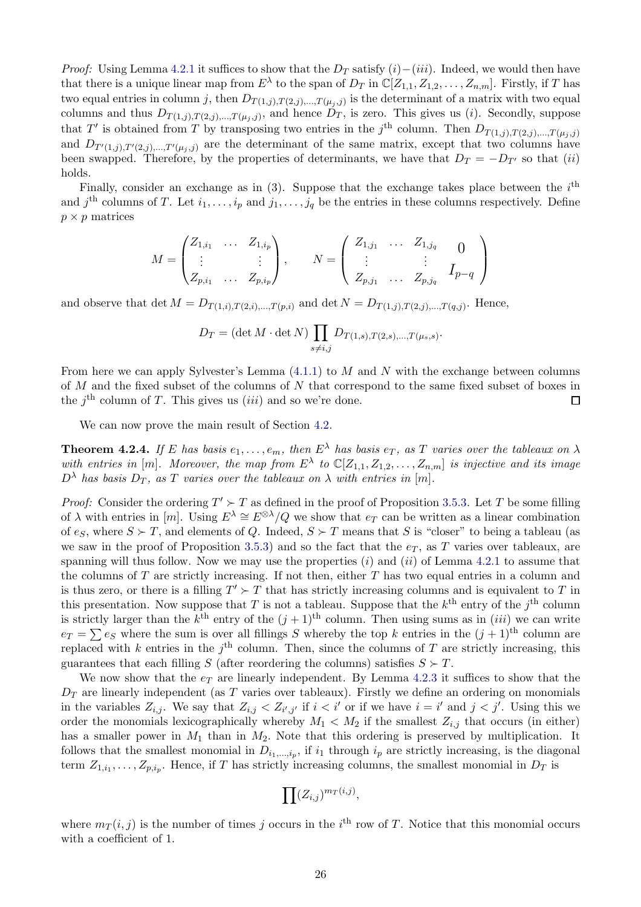*Proof:* Using Lemma 4.2.1 it suffices to show that the $D_T$ satisfy $(i)-(iii)$. Indeed, we would then have that there is a unique linear map from $E^\lambda$ to the span of $D_T$ in $\mathbb{C}[Z_{1,1}, Z_{1,2}, \ldots, Z_{n,m}]$. Firstly, if $T$ has two equal entries in column $j$, then $D_{T(1,j),T(2,j),\ldots,T(\mu_j,j)}$ is the determinant of a matrix with two equal columns and thus $D_{T(1,j),T(2,j),\ldots,T(\mu_j,j)}$, and hence $D_T$, is zero. This gives us $(i)$. Secondly, suppose that $T'$ is obtained from $T$ by transposing two entries in the $j^{\text{th}}$ column. Then $D_{T(1,j),T(2,j),\ldots,T(\mu_j,j)}$ and $D_{T'(1,j),T'(2,j),\ldots,T'(\mu_j,j)}$ are the determinant of the same matrix, except that two columns have been swapped. Therefore, by the properties of determinants, we have that $D_T = -D_{T'}$ so that $(ii)$ holds.

Finally, consider an exchange as in (3). Suppose that the exchange takes place between the $i^{\text{th}}$ and $j^{\text{th}}$ columns of $T$. Let $i_1, \ldots, i_p$ and $j_1, \ldots, j_q$ be the entries in these columns respectively. Define $p \times p$ matrices

$$M = \begin{pmatrix} Z_{1,i_1} & \ldots & Z_{1,i_p} \\ \vdots & & \vdots \\ Z_{p,i_1} & \ldots & Z_{p,i_p} \end{pmatrix}, \qquad N = \begin{pmatrix} Z_{1,j_1} & \ldots & Z_{1,j_q} & 0 \\ \vdots & & \vdots & \\ Z_{p,j_1} & \ldots & Z_{p,j_q} & I_{p-q} \end{pmatrix}$$

and observe that $\det M = D_{T(1,i),T(2,i),\ldots,T(p,i)}$ and $\det N = D_{T(1,j),T(2,j),\ldots,T(q,j)}$. Hence,

$$D_T = (\det M \cdot \det N) \prod_{s \neq i,j} D_{T(1,s),T(2,s),\ldots,T(\mu_s,s)}.$$

From here we can apply Sylvester's Lemma (4.1.1) to $M$ and $N$ with the exchange between columns of $M$ and the fixed subset of the columns of $N$ that correspond to the same fixed subset of boxes in the $j^{\text{th}}$ column of $T$. This gives us $(iii)$ and so we're done. □

We can now prove the main result of Section 4.2.

**Theorem 4.2.4.** *If $E$ has basis $e_1, \ldots, e_m$, then $E^\lambda$ has basis $e_T$, as $T$ varies over the tableaux on $\lambda$ with entries in $[m]$. Moreover, the map from $E^\lambda$ to $\mathbb{C}[Z_{1,1}, Z_{1,2}, \ldots, Z_{n,m}]$ is injective and its image $D^\lambda$ has basis $D_T$, as $T$ varies over the tableaux on $\lambda$ with entries in $[m]$.*

*Proof:* Consider the ordering $T' \succ T$ as defined in the proof of Proposition 3.5.3. Let $T$ be some filling of $\lambda$ with entries in $[m]$. Using $E^\lambda \cong E^{\otimes\lambda}/Q$ we show that $e_T$ can be written as a linear combination of $e_S$, where $S \succ T$, and elements of $Q$. Indeed, $S \succ T$ means that $S$ is "closer" to being a tableau (as we saw in the proof of Proposition 3.5.3) and so the fact that the $e_T$, as $T$ varies over tableaux, are spanning will thus follow. Now we may use the properties $(i)$ and $(ii)$ of Lemma 4.2.1 to assume that the columns of $T$ are strictly increasing. If not then, either $T$ has two equal entries in a column and is thus zero, or there is a filling $T' \succ T$ that has strictly increasing columns and is equivalent to $T$ in this presentation. Now suppose that $T$ is not a tableau. Suppose that the $k^{\text{th}}$ entry of the $j^{\text{th}}$ column is strictly larger than the $k^{\text{th}}$ entry of the $(j+1)^{\text{th}}$ column. Then using sums as in $(iii)$ we can write $e_T = \sum e_S$ where the sum is over all fillings $S$ whereby the top $k$ entries in the $(j+1)^{\text{th}}$ column are replaced with $k$ entries in the $j^{\text{th}}$ column. Then, since the columns of $T$ are strictly increasing, this guarantees that each filling $S$ (after reordering the columns) satisfies $S \succ T$.

We now show that the $e_T$ are linearly independent. By Lemma 4.2.3 it suffices to show that the $D_T$ are linearly independent (as $T$ varies over tableaux). Firstly we define an ordering on monomials in the variables $Z_{i,j}$. We say that $Z_{i,j} < Z_{i',j'}$ if $i < i'$ or if we have $i = i'$ and $j < j'$. Using this we order the monomials lexicographically whereby $M_1 < M_2$ if the smallest $Z_{i,j}$ that occurs (in either) has a smaller power in $M_1$ than in $M_2$. Note that this ordering is preserved by multiplication. It follows that the smallest monomial in $D_{i_1,\ldots,i_p}$, if $i_1$ through $i_p$ are strictly increasing, is the diagonal term $Z_{1,i_1}, \ldots, Z_{p,i_p}$. Hence, if $T$ has strictly increasing columns, the smallest monomial in $D_T$ is

$$\prod (Z_{i,j})^{m_T(i,j)},$$

where $m_T(i,j)$ is the number of times $j$ occurs in the $i^{\text{th}}$ row of $T$. Notice that this monomial occurs with a coefficient of 1.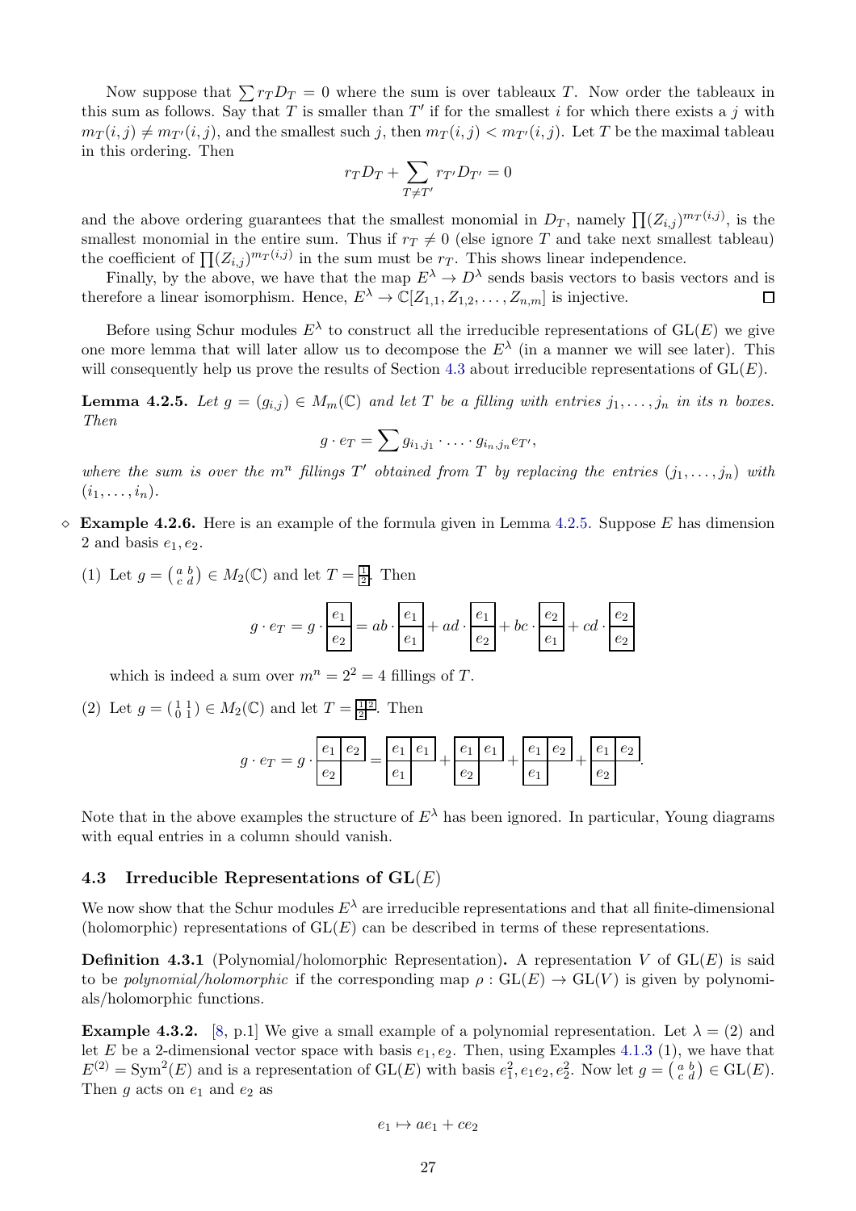Now suppose that $\sum r_T D_T = 0$ where the sum is over tableaux $T$. Now order the tableaux in this sum as follows. Say that $T$ is smaller than $T'$ if for the smallest $i$ for which there exists a $j$ with $m_T(i,j) \neq m_{T'}(i,j)$, and the smallest such $j$, then $m_T(i,j) < m_{T'}(i,j)$. Let $T$ be the maximal tableau in this ordering. Then

$$r_T D_T + \sum_{T \neq T'} r_{T'} D_{T'} = 0$$

and the above ordering guarantees that the smallest monomial in $D_T$, namely $\prod (Z_{i,j})^{m_T(i,j)}$, is the smallest monomial in the entire sum. Thus if $r_T \neq 0$ (else ignore $T$ and take next smallest tableau) the coefficient of $\prod (Z_{i,j})^{m_T(i,j)}$ in the sum must be $r_T$. This shows linear independence.

Finally, by the above, we have that the map $E^\lambda \to D^\lambda$ sends basis vectors to basis vectors and is therefore a linear isomorphism. Hence, $E^\lambda \to \mathbb{C}[Z_{1,1}, Z_{1,2}, \dots, Z_{n,m}]$ is injective. ☐

Before using Schur modules $E^\lambda$ to construct all the irreducible representations of $\mathrm{GL}(E)$ we give one more lemma that will later allow us to decompose the $E^\lambda$ (in a manner we will see later). This will consequently help us prove the results of Section 4.3 about irreducible representations of $\mathrm{GL}(E)$.

**Lemma 4.2.5.** *Let $g = (g_{i,j}) \in M_m(\mathbb{C})$ and let $T$ be a filling with entries $j_1, \dots, j_n$ in its $n$ boxes. Then*

$$g \cdot e_T = \sum g_{i_1,j_1} \cdot \dots \cdot g_{i_n,j_n} e_{T'},$$

*where the sum is over the $m^n$ fillings $T'$ obtained from $T$ by replacing the entries $(j_1, \dots, j_n)$ with $(i_1, \dots, i_n)$.*

◇ **Example 4.2.6.** Here is an example of the formula given in Lemma 4.2.5. Suppose $E$ has dimension 2 and basis $e_1, e_2$.

(1) Let $g = \left(\begin{smallmatrix} a & b \\ c & d \end{smallmatrix}\right) \in M_2(\mathbb{C})$ and let $T = \begin{smallmatrix} \boxed{1} \\ \boxed{2} \end{smallmatrix}$. Then

$$g \cdot e_T = g \cdot \begin{array}{|c|}\hline e_1 \\ \hline e_2 \\ \hline\end{array} = ab \cdot \begin{array}{|c|}\hline e_1 \\ \hline e_1 \\ \hline\end{array} + ad \cdot \begin{array}{|c|}\hline e_1 \\ \hline e_2 \\ \hline\end{array} + bc \cdot \begin{array}{|c|}\hline e_2 \\ \hline e_1 \\ \hline\end{array} + cd \cdot \begin{array}{|c|}\hline e_2 \\ \hline e_2 \\ \hline\end{array}$$

which is indeed a sum over $m^n = 2^2 = 4$ fillings of $T$.

(2) Let $g = \left(\begin{smallmatrix} 1 & 1 \\ 0 & 1 \end{smallmatrix}\right) \in M_2(\mathbb{C})$ and let $T = \begin{smallmatrix} \boxed{1}\boxed{2} \\ \boxed{2} \end{smallmatrix}$. Then

$$g \cdot e_T = g \cdot \begin{array}{|c|c|}\hline e_1 & e_2 \\ \hline e_2 \\ \cline{1-1}\end{array} = \begin{array}{|c|c|}\hline e_1 & e_1 \\ \hline e_1 \\ \cline{1-1}\end{array} + \begin{array}{|c|c|}\hline e_1 & e_1 \\ \hline e_2 \\ \cline{1-1}\end{array} + \begin{array}{|c|c|}\hline e_1 & e_2 \\ \hline e_1 \\ \cline{1-1}\end{array} + \begin{array}{|c|c|}\hline e_1 & e_2 \\ \hline e_2 \\ \cline{1-1}\end{array}.$$

Note that in the above examples the structure of $E^\lambda$ has been ignored. In particular, Young diagrams with equal entries in a column should vanish.

## 4.3 Irreducible Representations of GL($E$)

We now show that the Schur modules $E^\lambda$ are irreducible representations and that all finite-dimensional (holomorphic) representations of $\mathrm{GL}(E)$ can be described in terms of these representations.

**Definition 4.3.1** (Polynomial/holomorphic Representation)**.** A representation $V$ of $\mathrm{GL}(E)$ is said to be *polynomial/holomorphic* if the corresponding map $\rho : \mathrm{GL}(E) \to \mathrm{GL}(V)$ is given by polynomials/holomorphic functions.

**Example 4.3.2.** [8, p.1] We give a small example of a polynomial representation. Let $\lambda = (2)$ and let $E$ be a 2-dimensional vector space with basis $e_1, e_2$. Then, using Examples 4.1.3 (1), we have that $E^{(2)} = \mathrm{Sym}^2(E)$ and is a representation of $\mathrm{GL}(E)$ with basis $e_1^2, e_1e_2, e_2^2$. Now let $g = \left(\begin{smallmatrix} a & b \\ c & d \end{smallmatrix}\right) \in \mathrm{GL}(E)$. Then $g$ acts on $e_1$ and $e_2$ as

$$e_1 \mapsto ae_1 + ce_2$$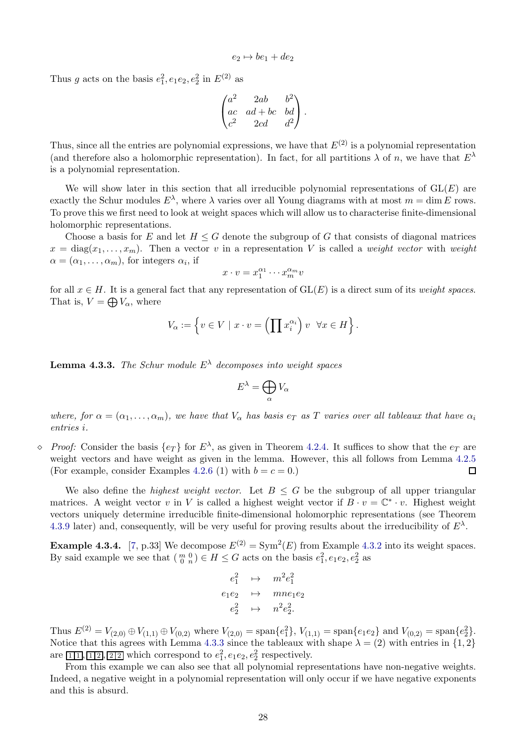$$e_2 \mapsto be_1 + de_2$$

Thus $g$ acts on the basis $e_1^2, e_1e_2, e_2^2$ in $E^{(2)}$ as

$$\begin{pmatrix} a^2 & 2ab & b^2 \\ ac & ad+bc & bd \\ c^2 & 2cd & d^2 \end{pmatrix}.$$

Thus, since all the entries are polynomial expressions, we have that $E^{(2)}$ is a polynomial representation (and therefore also a holomorphic representation). In fact, for all partitions $\lambda$ of $n$, we have that $E^\lambda$ is a polynomial representation.

We will show later in this section that all irreducible polynomial representations of $\mathrm{GL}(E)$ are exactly the Schur modules $E^\lambda$, where $\lambda$ varies over all Young diagrams with at most $m = \dim E$ rows. To prove this we first need to look at weight spaces which will allow us to characterise finite-dimensional holomorphic representations.

Choose a basis for $E$ and let $H \leq G$ denote the subgroup of $G$ that consists of diagonal matrices $x = \mathrm{diag}(x_1, \ldots, x_m)$. Then a vector $v$ in a representation $V$ is called a *weight vector* with *weight* $\alpha = (\alpha_1, \ldots, \alpha_m)$, for integers $\alpha_i$, if

$$x \cdot v = x_1^{\alpha_1} \cdots x_m^{\alpha_m} v$$

for all $x \in H$. It is a general fact that any representation of $\mathrm{GL}(E)$ is a direct sum of its *weight spaces*. That is, $V = \bigoplus V_\alpha$, where

$$V_\alpha := \left\{ v \in V \mid x \cdot v = \left(\prod x_i^{\alpha_i}\right) v \ \ \forall x \in H \right\}.$$

**Lemma 4.3.3.** *The Schur module $E^\lambda$ decomposes into weight spaces*

$$E^\lambda = \bigoplus_\alpha V_\alpha$$

*where, for $\alpha = (\alpha_1, \ldots, \alpha_m)$, we have that $V_\alpha$ has basis $e_T$ as $T$ varies over all tableaux that have $\alpha_i$ entries $i$.*

◇ *Proof:* Consider the basis $\{e_T\}$ for $E^\lambda$, as given in Theorem 4.2.4. It suffices to show that the $e_T$ are weight vectors and have weight as given in the lemma. However, this all follows from Lemma 4.2.5 (For example, consider Examples 4.2.6 (1) with $b = c = 0$.) □

We also define the *highest weight vector*. Let $B \leq G$ be the subgroup of all upper triangular matrices. A weight vector $v$ in $V$ is called a highest weight vector if $B \cdot v = \mathbb{C}^* \cdot v$. Highest weight vectors uniquely determine irreducible finite-dimensional holomorphic representations (see Theorem 4.3.9 later) and, consequently, will be very useful for proving results about the irreducibility of $E^\lambda$.

**Example 4.3.4.** [7, p.33] We decompose $E^{(2)} = \mathrm{Sym}^2(E)$ from Example 4.3.2 into its weight spaces. By said example we see that $\left(\begin{smallmatrix} m & 0 \\ 0 & n \end{smallmatrix}\right) \in H \leq G$ acts on the basis $e_1^2, e_1e_2, e_2^2$ as

$$\begin{aligned} e_1^2 &\mapsto m^2 e_1^2 \\ e_1e_2 &\mapsto mn e_1e_2 \\ e_2^2 &\mapsto n^2 e_2^2. \end{aligned}$$

Thus $E^{(2)} = V_{(2,0)} \oplus V_{(1,1)} \oplus V_{(0,2)}$ where $V_{(2,0)} = \mathrm{span}\{e_1^2\}$, $V_{(1,1)} = \mathrm{span}\{e_1e_2\}$ and $V_{(0,2)} = \mathrm{span}\{e_2^2\}$. Notice that this agrees with Lemma 4.3.3 since the tableaux with shape $\lambda = (2)$ with entries in $\{1, 2\}$ are $\boxed{1|1}, \boxed{1|2}, \boxed{2|2}$ which correspond to $e_1^2, e_1e_2, e_2^2$ respectively.

From this example we can also see that all polynomial representations have non-negative weights. Indeed, a negative weight in a polynomial representation will only occur if we have negative exponents and this is absurd.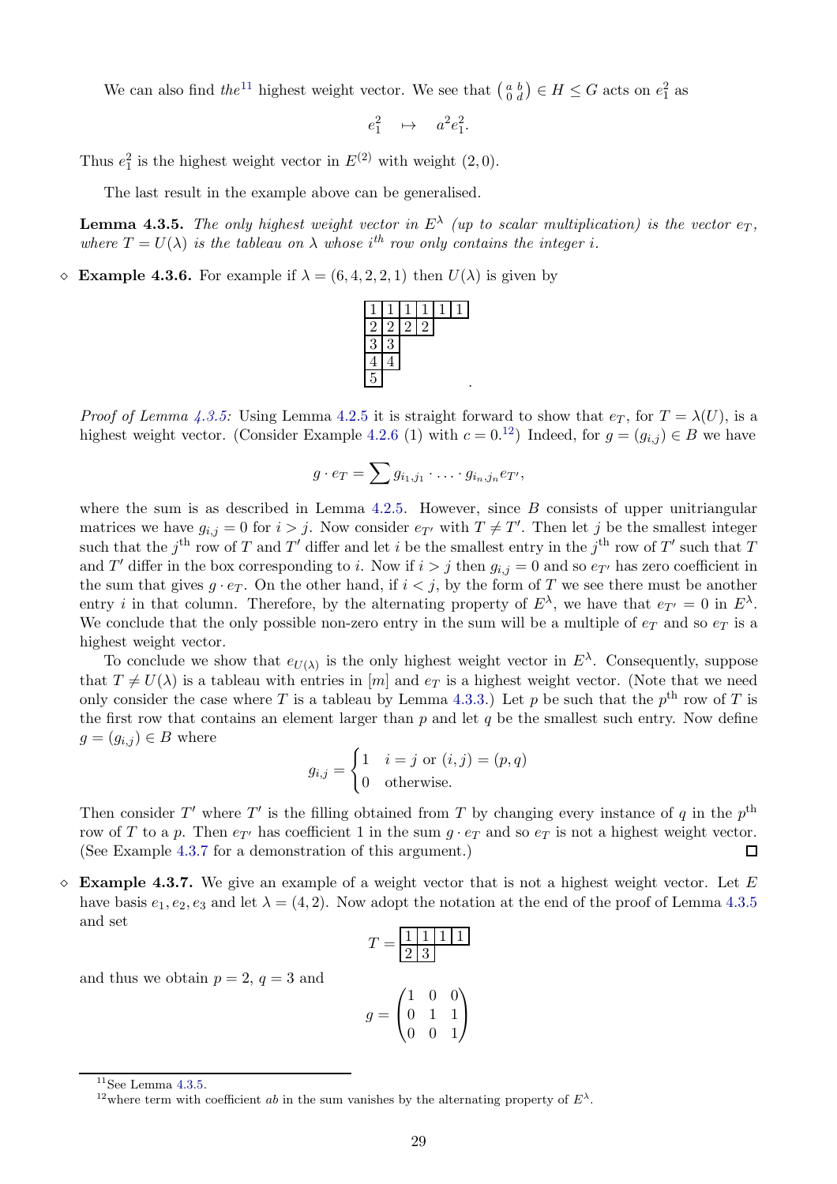We can also find *the*[11] highest weight vector. We see that $\left(\begin{smallmatrix} a & b \\ 0 & d \end{smallmatrix}\right) \in H \leq G$ acts on $e_1^2$ as

$$e_1^2 \quad \mapsto \quad a^2 e_1^2.$$

Thus $e_1^2$ is the highest weight vector in $E^{(2)}$ with weight $(2, 0)$.

The last result in the example above can be generalised.

**Lemma 4.3.5.** *The only highest weight vector in $E^\lambda$ (up to scalar multiplication) is the vector $e_T$, where $T = U(\lambda)$ is the tableau on $\lambda$ whose $i^{th}$ row only contains the integer $i$.*

◇ **Example 4.3.6.** For example if $\lambda = (6, 4, 2, 2, 1)$ then $U(\lambda)$ is given by

$$\begin{array}{|c|c|c|c|c|c|}
\hline
1 & 1 & 1 & 1 & 1 & 1 \\
\hline
2 & 2 & 2 & 2 \\
\cline{1-4}
3 & 3 \\
\cline{1-2}
4 & 4 \\
\cline{1-2}
5 \\
\cline{1-1}
\end{array}.$$

*Proof of Lemma 4.3.5:* Using Lemma 4.2.5 it is straight forward to show that $e_T$, for $T = \lambda(U)$, is a highest weight vector. (Consider Example 4.2.6 (1) with $c = 0$.[12]) Indeed, for $g = (g_{i,j}) \in B$ we have

$$g \cdot e_T = \sum g_{i_1,j_1} \cdot \ldots \cdot g_{i_n,j_n} e_{T'},$$

where the sum is as described in Lemma 4.2.5. However, since $B$ consists of upper unitriangular matrices we have $g_{i,j} = 0$ for $i > j$. Now consider $e_{T'}$ with $T \neq T'$. Then let $j$ be the smallest integer such that the $j^{\text{th}}$ row of $T$ and $T'$ differ and let $i$ be the smallest entry in the $j^{\text{th}}$ row of $T'$ such that $T$ and $T'$ differ in the box corresponding to $i$. Now if $i > j$ then $g_{i,j} = 0$ and so $e_{T'}$ has zero coefficient in the sum that gives $g \cdot e_T$. On the other hand, if $i < j$, by the form of $T$ we see there must be another entry $i$ in that column. Therefore, by the alternating property of $E^\lambda$, we have that $e_{T'} = 0$ in $E^\lambda$. We conclude that the only possible non-zero entry in the sum will be a multiple of $e_T$ and so $e_T$ is a highest weight vector.

To conclude we show that $e_{U(\lambda)}$ is the only highest weight vector in $E^\lambda$. Consequently, suppose that $T \neq U(\lambda)$ is a tableau with entries in $[m]$ and $e_T$ is a highest weight vector. (Note that we need only consider the case where $T$ is a tableau by Lemma 4.3.3.) Let $p$ be such that the $p^{\text{th}}$ row of $T$ is the first row that contains an element larger than $p$ and let $q$ be the smallest such entry. Now define $g = (g_{i,j}) \in B$ where

$$g_{i,j} = \begin{cases} 1 & i = j \text{ or } (i,j) = (p,q) \\ 0 & \text{otherwise.} \end{cases}$$

Then consider $T'$ where $T'$ is the filling obtained from $T$ by changing every instance of $q$ in the $p^{\text{th}}$ row of $T$ to a $p$. Then $e_{T'}$ has coefficient 1 in the sum $g \cdot e_T$ and so $e_T$ is not a highest weight vector. (See Example 4.3.7 for a demonstration of this argument.) ∎

◇ **Example 4.3.7.** We give an example of a weight vector that is not a highest weight vector. Let $E$ have basis $e_1, e_2, e_3$ and let $\lambda = (4, 2)$. Now adopt the notation at the end of the proof of Lemma 4.3.5 and set

$$T = \begin{array}{|c|c|c|c|}
\hline
1 & 1 & 1 & 1 \\
\hline
2 & 3 \\
\cline{1-2}
\end{array}$$

and thus we obtain $p = 2$, $q = 3$ and

$$g = \begin{pmatrix} 1 & 0 & 0 \\ 0 & 1 & 1 \\ 0 & 0 & 1 \end{pmatrix}$$

---

[11] See Lemma 4.3.5.

[12] where term with coefficient $ab$ in the sum vanishes by the alternating property of $E^\lambda$.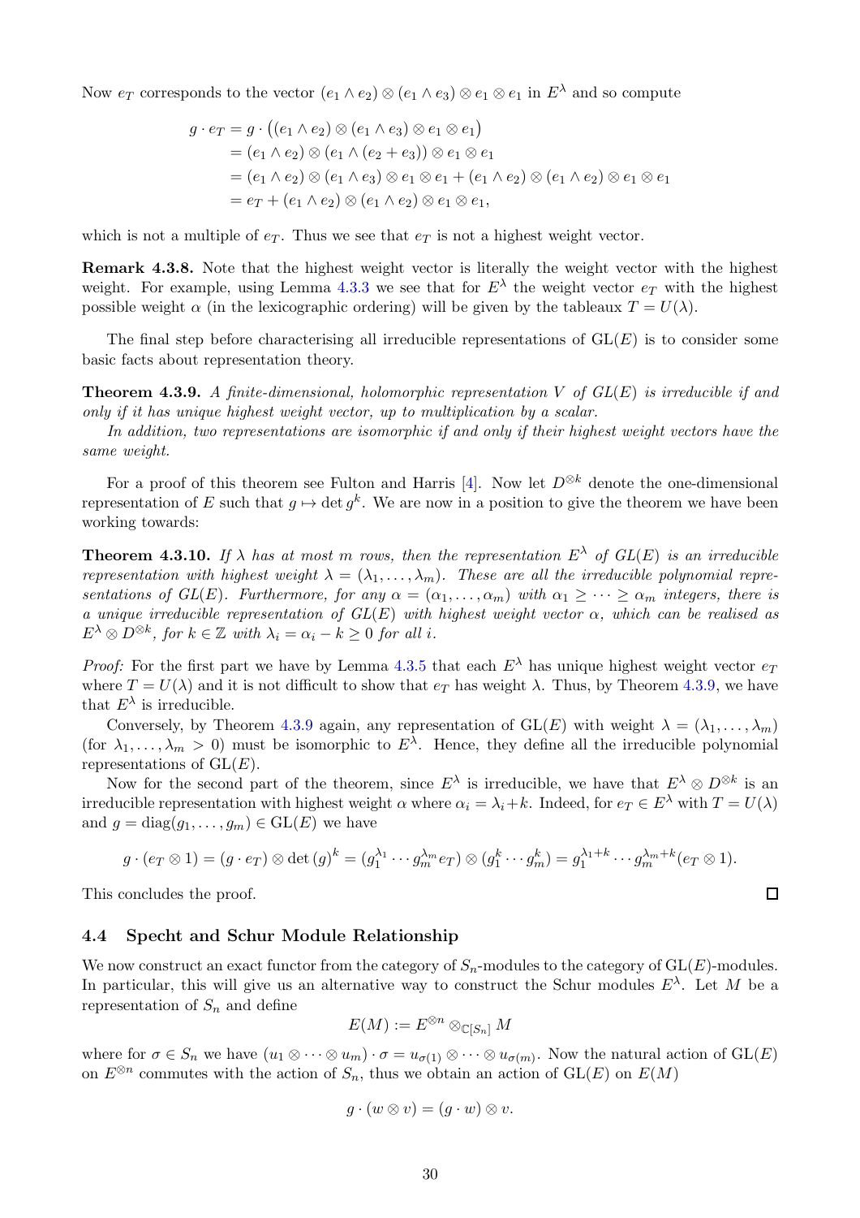Now $e_T$ corresponds to the vector $(e_1 \wedge e_2) \otimes (e_1 \wedge e_3) \otimes e_1 \otimes e_1$ in $E^\lambda$ and so compute

$$
\begin{aligned}
g \cdot e_T &= g \cdot \big((e_1 \wedge e_2) \otimes (e_1 \wedge e_3) \otimes e_1 \otimes e_1\big) \\
&= (e_1 \wedge e_2) \otimes (e_1 \wedge (e_2 + e_3)) \otimes e_1 \otimes e_1 \\
&= (e_1 \wedge e_2) \otimes (e_1 \wedge e_3) \otimes e_1 \otimes e_1 + (e_1 \wedge e_2) \otimes (e_1 \wedge e_2) \otimes e_1 \otimes e_1 \\
&= e_T + (e_1 \wedge e_2) \otimes (e_1 \wedge e_2) \otimes e_1 \otimes e_1,
\end{aligned}
$$

which is not a multiple of $e_T$. Thus we see that $e_T$ is not a highest weight vector.

**Remark 4.3.8.** Note that the highest weight vector is literally the weight vector with the highest weight. For example, using Lemma 4.3.3 we see that for $E^\lambda$ the weight vector $e_T$ with the highest possible weight $\alpha$ (in the lexicographic ordering) will be given by the tableaux $T = U(\lambda)$.

The final step before characterising all irreducible representations of $\mathrm{GL}(E)$ is to consider some basic facts about representation theory.

**Theorem 4.3.9.** *A finite-dimensional, holomorphic representation $V$ of $GL(E)$ is irreducible if and only if it has unique highest weight vector, up to multiplication by a scalar.*

*In addition, two representations are isomorphic if and only if their highest weight vectors have the same weight.*

For a proof of this theorem see Fulton and Harris [4]. Now let $D^{\otimes k}$ denote the one-dimensional representation of $E$ such that $g \mapsto \det g^k$. We are now in a position to give the theorem we have been working towards:

**Theorem 4.3.10.** *If $\lambda$ has at most $m$ rows, then the representation $E^\lambda$ of $GL(E)$ is an irreducible representation with highest weight $\lambda = (\lambda_1, \dots, \lambda_m)$. These are all the irreducible polynomial representations of $GL(E)$. Furthermore, for any $\alpha = (\alpha_1, \dots, \alpha_m)$ with $\alpha_1 \geq \dots \geq \alpha_m$ integers, there is a unique irreducible representation of $GL(E)$ with highest weight vector $\alpha$, which can be realised as $E^\lambda \otimes D^{\otimes k}$, for $k \in \mathbb{Z}$ with $\lambda_i = \alpha_i - k \geq 0$ for all $i$.*

*Proof:* For the first part we have by Lemma 4.3.5 that each $E^\lambda$ has unique highest weight vector $e_T$ where $T = U(\lambda)$ and it is not difficult to show that $e_T$ has weight $\lambda$. Thus, by Theorem 4.3.9, we have that $E^\lambda$ is irreducible.

Conversely, by Theorem 4.3.9 again, any representation of $\mathrm{GL}(E)$ with weight $\lambda = (\lambda_1, \dots, \lambda_m)$ (for $\lambda_1, \dots, \lambda_m > 0$) must be isomorphic to $E^\lambda$. Hence, they define all the irreducible polynomial representations of $\mathrm{GL}(E)$.

Now for the second part of the theorem, since $E^\lambda$ is irreducible, we have that $E^\lambda \otimes D^{\otimes k}$ is an irreducible representation with highest weight $\alpha$ where $\alpha_i = \lambda_i + k$. Indeed, for $e_T \in E^\lambda$ with $T = U(\lambda)$ and $g = \mathrm{diag}(g_1, \dots, g_m) \in \mathrm{GL}(E)$ we have

$$
g \cdot (e_T \otimes 1) = (g \cdot e_T) \otimes \det(g)^k = (g_1^{\lambda_1} \cdots g_m^{\lambda_m} e_T) \otimes (g_1^k \cdots g_m^k) = g_1^{\lambda_1 + k} \cdots g_m^{\lambda_m + k} (e_T \otimes 1).
$$

This concludes the proof. $\square$

### 4.4 Specht and Schur Module Relationship

We now construct an exact functor from the category of $S_n$-modules to the category of $\mathrm{GL}(E)$-modules. In particular, this will give us an alternative way to construct the Schur modules $E^\lambda$. Let $M$ be a representation of $S_n$ and define

$$
E(M) := E^{\otimes n} \otimes_{\mathbb{C}[S_n]} M
$$

where for $\sigma \in S_n$ we have $(u_1 \otimes \dots \otimes u_m) \cdot \sigma = u_{\sigma(1)} \otimes \dots \otimes u_{\sigma(m)}$. Now the natural action of $\mathrm{GL}(E)$ on $E^{\otimes n}$ commutes with the action of $S_n$, thus we obtain an action of $\mathrm{GL}(E)$ on $E(M)$

$$
g \cdot (w \otimes v) = (g \cdot w) \otimes v.
$$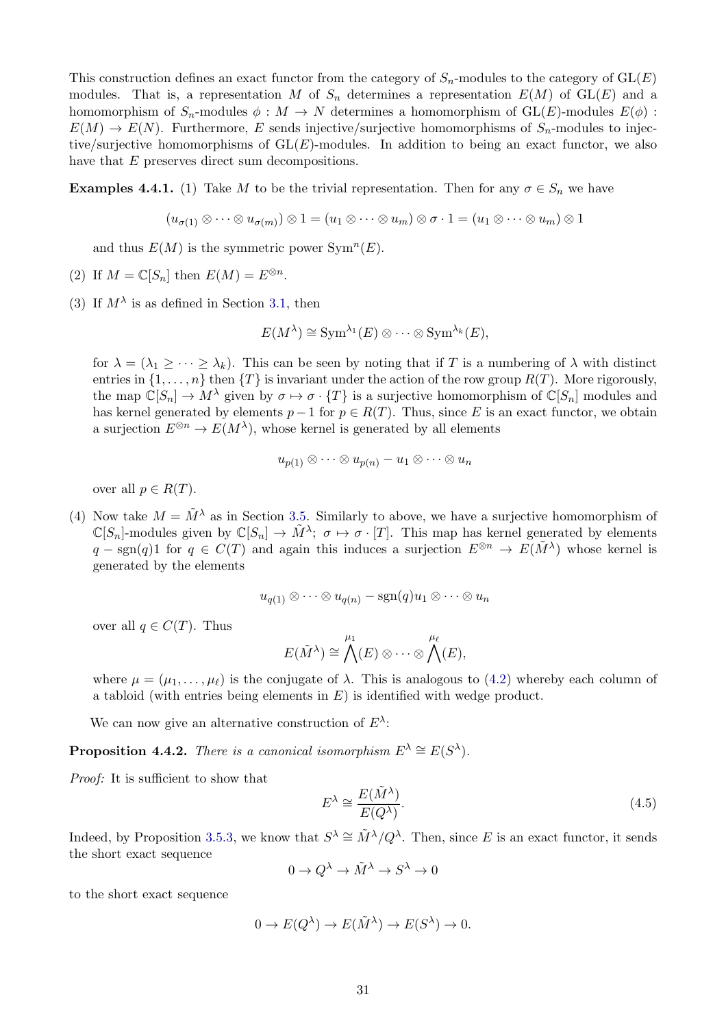This construction defines an exact functor from the category of $S_n$-modules to the category of $\mathrm{GL}(E)$ modules. That is, a representation $M$ of $S_n$ determines a representation $E(M)$ of $\mathrm{GL}(E)$ and a homomorphism of $S_n$-modules $\phi : M \to N$ determines a homomorphism of $\mathrm{GL}(E)$-modules $E(\phi) : E(M) \to E(N)$. Furthermore, $E$ sends injective/surjective homomorphisms of $S_n$-modules to injective/surjective homomorphisms of $\mathrm{GL}(E)$-modules. In addition to being an exact functor, we also have that $E$ preserves direct sum decompositions.

**Examples 4.4.1.** (1) Take $M$ to be the trivial representation. Then for any $\sigma \in S_n$ we have

$$(u_{\sigma(1)} \otimes \cdots \otimes u_{\sigma(m)}) \otimes 1 = (u_1 \otimes \cdots \otimes u_m) \otimes \sigma \cdot 1 = (u_1 \otimes \cdots \otimes u_m) \otimes 1$$

and thus $E(M)$ is the symmetric power $\mathrm{Sym}^n(E)$.

(2) If $M = \mathbb{C}[S_n]$ then $E(M) = E^{\otimes n}$.

(3) If $M^\lambda$ is as defined in Section 3.1, then

$$E(M^\lambda) \cong \mathrm{Sym}^{\lambda_1}(E) \otimes \cdots \otimes \mathrm{Sym}^{\lambda_k}(E),$$

for $\lambda = (\lambda_1 \geq \cdots \geq \lambda_k)$. This can be seen by noting that if $T$ is a numbering of $\lambda$ with distinct entries in $\{1, \ldots, n\}$ then $\{T\}$ is invariant under the action of the row group $R(T)$. More rigorously, the map $\mathbb{C}[S_n] \to M^\lambda$ given by $\sigma \mapsto \sigma \cdot \{T\}$ is a surjective homomorphism of $\mathbb{C}[S_n]$ modules and has kernel generated by elements $p - 1$ for $p \in R(T)$. Thus, since $E$ is an exact functor, we obtain a surjection $E^{\otimes n} \to E(M^\lambda)$, whose kernel is generated by all elements

$$u_{p(1)} \otimes \cdots \otimes u_{p(n)} - u_1 \otimes \cdots \otimes u_n$$

over all $p \in R(T)$.

(4) Now take $M = \tilde{M}^\lambda$ as in Section 3.5. Similarly to above, we have a surjective homomorphism of $\mathbb{C}[S_n]$-modules given by $\mathbb{C}[S_n] \to \tilde{M}^\lambda$; $\sigma \mapsto \sigma \cdot [T]$. This map has kernel generated by elements $q - \mathrm{sgn}(q)1$ for $q \in C(T)$ and again this induces a surjection $E^{\otimes n} \to E(\tilde{M}^\lambda)$ whose kernel is generated by the elements

$$u_{q(1)} \otimes \cdots \otimes u_{q(n)} - \mathrm{sgn}(q) u_1 \otimes \cdots \otimes u_n$$

over all $q \in C(T)$. Thus

$$E(\tilde{M}^\lambda) \cong \bigwedge^{\mu_1}(E) \otimes \cdots \otimes \bigwedge^{\mu_\ell}(E),$$

where $\mu = (\mu_1, \ldots, \mu_\ell)$ is the conjugate of $\lambda$. This is analogous to (4.2) whereby each column of a tabloid (with entries being elements in $E$) is identified with wedge product.

We can now give an alternative construction of $E^\lambda$:

**Proposition 4.4.2.** *There is a canonical isomorphism $E^\lambda \cong E(S^\lambda)$.*

*Proof:* It is sufficient to show that

$$E^\lambda \cong \frac{E(\tilde{M}^\lambda)}{E(Q^\lambda)}. \tag{4.5}$$

Indeed, by Proposition 3.5.3, we know that $S^\lambda \cong \tilde{M}^\lambda / Q^\lambda$. Then, since $E$ is an exact functor, it sends the short exact sequence

$$0 \to Q^\lambda \to \tilde{M}^\lambda \to S^\lambda \to 0$$

to the short exact sequence

$$0 \to E(Q^\lambda) \to E(\tilde{M}^\lambda) \to E(S^\lambda) \to 0.$$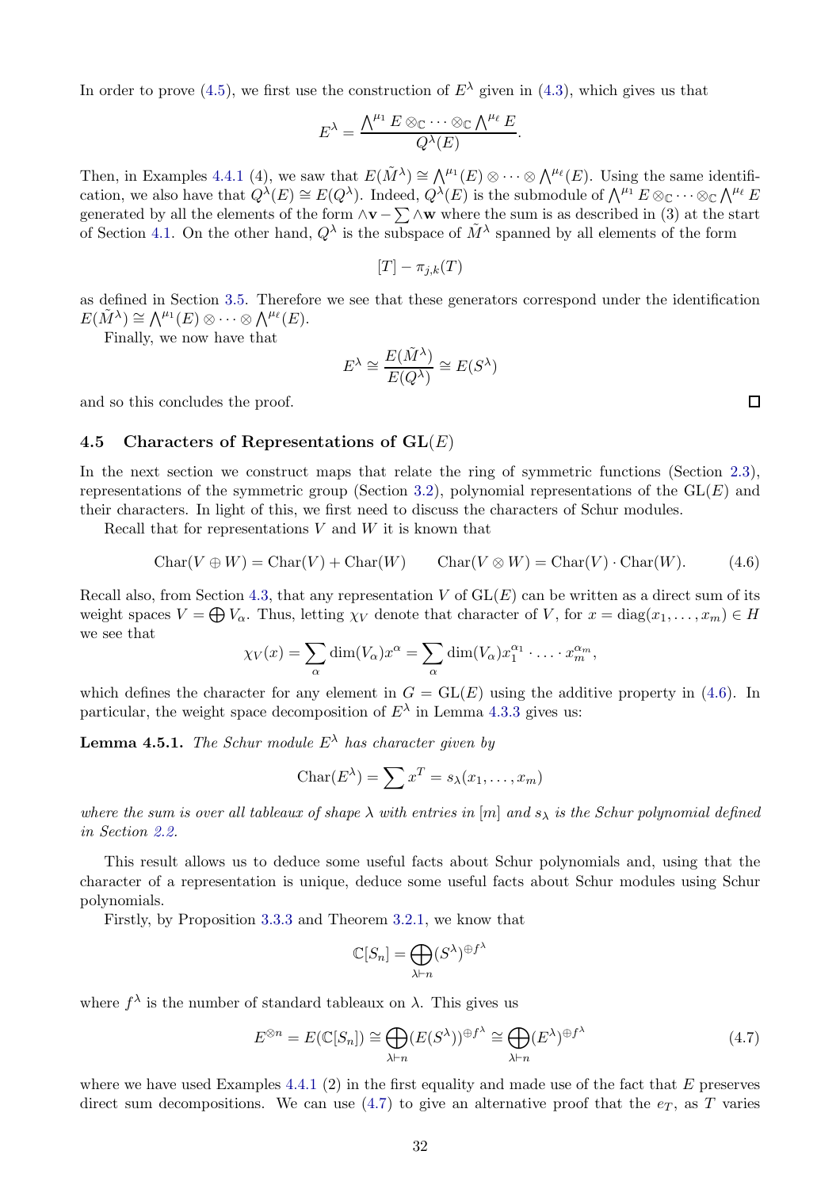In order to prove (4.5), we first use the construction of $E^\lambda$ given in (4.3), which gives us that

$$E^\lambda = \frac{\bigwedge^{\mu_1} E \otimes_{\mathbb{C}} \cdots \otimes_{\mathbb{C}} \bigwedge^{\mu_\ell} E}{Q^\lambda(E)}.$$

Then, in Examples 4.4.1 (4), we saw that $E(\tilde{M}^\lambda) \cong \bigwedge^{\mu_1}(E) \otimes \cdots \otimes \bigwedge^{\mu_\ell}(E)$. Using the same identification, we also have that $Q^\lambda(E) \cong E(Q^\lambda)$. Indeed, $Q^\lambda(E)$ is the submodule of $\bigwedge^{\mu_1} E \otimes_{\mathbb{C}} \cdots \otimes_{\mathbb{C}} \bigwedge^{\mu_\ell} E$ generated by all the elements of the form $\wedge \mathbf{v} - \sum \wedge \mathbf{w}$ where the sum is as described in (3) at the start of Section 4.1. On the other hand, $Q^\lambda$ is the subspace of $\tilde{M}^\lambda$ spanned by all elements of the form

$$[T] - \pi_{j,k}(T)$$

as defined in Section 3.5. Therefore we see that these generators correspond under the identification $E(\tilde{M}^\lambda) \cong \bigwedge^{\mu_1}(E) \otimes \cdots \otimes \bigwedge^{\mu_\ell}(E)$.

Finally, we now have that

$$E^\lambda \cong \frac{E(\tilde{M}^\lambda)}{E(Q^\lambda)} \cong E(S^\lambda)$$

and so this concludes the proof. ∎

## 4.5 Characters of Representations of $\mathrm{GL}(E)$

In the next section we construct maps that relate the ring of symmetric functions (Section 2.3), representations of the symmetric group (Section 3.2), polynomial representations of the $\mathrm{GL}(E)$ and their characters. In light of this, we first need to discuss the characters of Schur modules.

Recall that for representations $V$ and $W$ it is known that

$$\mathrm{Char}(V \oplus W) = \mathrm{Char}(V) + \mathrm{Char}(W) \qquad \mathrm{Char}(V \otimes W) = \mathrm{Char}(V) \cdot \mathrm{Char}(W). \tag{4.6}$$

Recall also, from Section 4.3, that any representation $V$ of $\mathrm{GL}(E)$ can be written as a direct sum of its weight spaces $V = \bigoplus V_\alpha$. Thus, letting $\chi_V$ denote that character of $V$, for $x = \mathrm{diag}(x_1, \ldots, x_m) \in H$ we see that

$$\chi_V(x) = \sum_\alpha \dim(V_\alpha) x^\alpha = \sum_\alpha \dim(V_\alpha) x_1^{\alpha_1} \cdot \ldots \cdot x_m^{\alpha_m},$$

which defines the character for any element in $G = \mathrm{GL}(E)$ using the additive property in (4.6). In particular, the weight space decomposition of $E^\lambda$ in Lemma 4.3.3 gives us:

**Lemma 4.5.1.** *The Schur module $E^\lambda$ has character given by*

$$\mathrm{Char}(E^\lambda) = \sum x^T = s_\lambda(x_1, \ldots, x_m)$$

*where the sum is over all tableaux of shape $\lambda$ with entries in $[m]$ and $s_\lambda$ is the Schur polynomial defined in Section 2.2.*

This result allows us to deduce some useful facts about Schur polynomials and, using that the character of a representation is unique, deduce some useful facts about Schur modules using Schur polynomials.

Firstly, by Proposition 3.3.3 and Theorem 3.2.1, we know that

$$\mathbb{C}[S_n] = \bigoplus_{\lambda \vdash n} (S^\lambda)^{\oplus f^\lambda}$$

where $f^\lambda$ is the number of standard tableaux on $\lambda$. This gives us

$$E^{\otimes n} = E(\mathbb{C}[S_n]) \cong \bigoplus_{\lambda \vdash n} (E(S^\lambda))^{\oplus f^\lambda} \cong \bigoplus_{\lambda \vdash n} (E^\lambda)^{\oplus f^\lambda} \tag{4.7}$$

where we have used Examples 4.4.1 (2) in the first equality and made use of the fact that $E$ preserves direct sum decompositions. We can use (4.7) to give an alternative proof that the $e_T$, as $T$ varies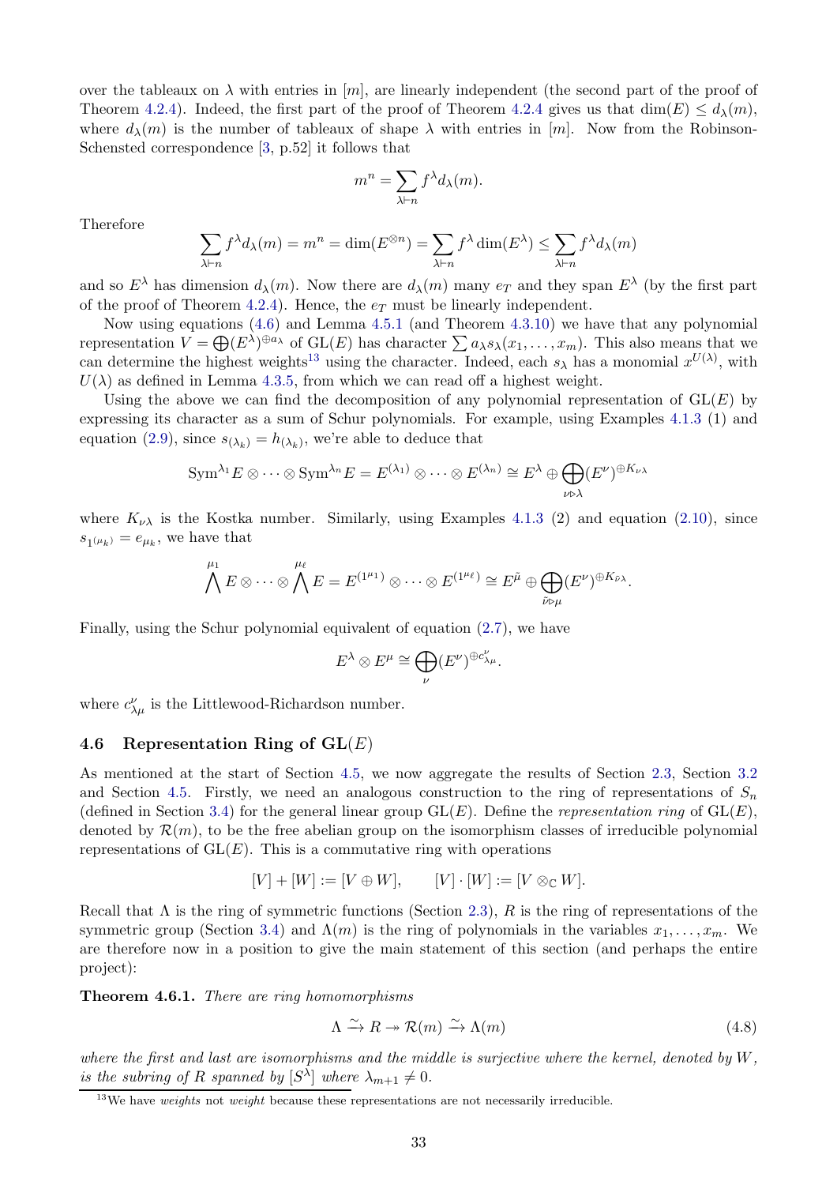over the tableaux on $\lambda$ with entries in $[m]$, are linearly independent (the second part of the proof of Theorem 4.2.4). Indeed, the first part of the proof of Theorem 4.2.4 gives us that $\dim(E) \leq d_\lambda(m)$, where $d_\lambda(m)$ is the number of tableaux of shape $\lambda$ with entries in $[m]$. Now from the Robinson-Schensted correspondence [3, p.52] it follows that

$$m^n = \sum_{\lambda \vdash n} f^\lambda d_\lambda(m).$$

Therefore

$$\sum_{\lambda \vdash n} f^\lambda d_\lambda(m) = m^n = \dim(E^{\otimes n}) = \sum_{\lambda \vdash n} f^\lambda \dim(E^\lambda) \leq \sum_{\lambda \vdash n} f^\lambda d_\lambda(m)$$

and so $E^\lambda$ has dimension $d_\lambda(m)$. Now there are $d_\lambda(m)$ many $e_T$ and they span $E^\lambda$ (by the first part of the proof of Theorem 4.2.4). Hence, the $e_T$ must be linearly independent.

Now using equations (4.6) and Lemma 4.5.1 (and Theorem 4.3.10) we have that any polynomial representation $V = \bigoplus (E^\lambda)^{\oplus a_\lambda}$ of $\mathrm{GL}(E)$ has character $\sum a_\lambda s_\lambda(x_1, \ldots, x_m)$. This also means that we can determine the highest weights[13] using the character. Indeed, each $s_\lambda$ has a monomial $x^{U(\lambda)}$, with $U(\lambda)$ as defined in Lemma 4.3.5, from which we can read off a highest weight.

Using the above we can find the decomposition of any polynomial representation of $\mathrm{GL}(E)$ by expressing its character as a sum of Schur polynomials. For example, using Examples 4.1.3 (1) and equation (2.9), since $s_{(\lambda_k)} = h_{(\lambda_k)}$, we're able to deduce that

$$\mathrm{Sym}^{\lambda_1} E \otimes \cdots \otimes \mathrm{Sym}^{\lambda_n} E = E^{(\lambda_1)} \otimes \cdots \otimes E^{(\lambda_n)} \cong E^\lambda \oplus \bigoplus_{\nu \rhd \lambda} (E^\nu)^{\oplus K_{\nu\lambda}}$$

where $K_{\nu\lambda}$ is the Kostka number. Similarly, using Examples 4.1.3 (2) and equation (2.10), since $s_{1^{(\mu_k)}} = e_{\mu_k}$, we have that

$$\bigwedge^{\mu_1} E \otimes \cdots \otimes \bigwedge^{\mu_\ell} E = E^{(1^{\mu_1})} \otimes \cdots \otimes E^{(1^{\mu_\ell})} \cong E^{\tilde{\mu}} \oplus \bigoplus_{\tilde{\nu} \rhd \mu} (E^\nu)^{\oplus K_{\tilde{\nu}\lambda}}.$$

Finally, using the Schur polynomial equivalent of equation (2.7), we have

$$E^\lambda \otimes E^\mu \cong \bigoplus_\nu (E^\nu)^{\oplus c^\nu_{\lambda\mu}}.$$

where $c^\nu_{\lambda\mu}$ is the Littlewood-Richardson number.

## 4.6 Representation Ring of GL($E$)

As mentioned at the start of Section 4.5, we now aggregate the results of Section 2.3, Section 3.2 and Section 4.5. Firstly, we need an analogous construction to the ring of representations of $S_n$ (defined in Section 3.4) for the general linear group $\mathrm{GL}(E)$. Define the *representation ring* of $\mathrm{GL}(E)$, denoted by $\mathcal{R}(m)$, to be the free abelian group on the isomorphism classes of irreducible polynomial representations of $\mathrm{GL}(E)$. This is a commutative ring with operations

$$[V] + [W] := [V \oplus W], \qquad [V] \cdot [W] := [V \otimes_{\mathbb{C}} W].$$

Recall that $\Lambda$ is the ring of symmetric functions (Section 2.3), $R$ is the ring of representations of the symmetric group (Section 3.4) and $\Lambda(m)$ is the ring of polynomials in the variables $x_1, \ldots, x_m$. We are therefore now in a position to give the main statement of this section (and perhaps the entire project):

**Theorem 4.6.1.** *There are ring homomorphisms*

$$\Lambda \xrightarrow{\sim} R \twoheadrightarrow \mathcal{R}(m) \xrightarrow{\sim} \Lambda(m) \tag{4.8}$$

*where the first and last are isomorphisms and the middle is surjective where the kernel, denoted by $W$, is the subring of $R$ spanned by $[S^\lambda]$ where $\lambda_{m+1} \neq 0$.*

[13] We have *weights* not *weight* because these representations are not necessarily irreducible.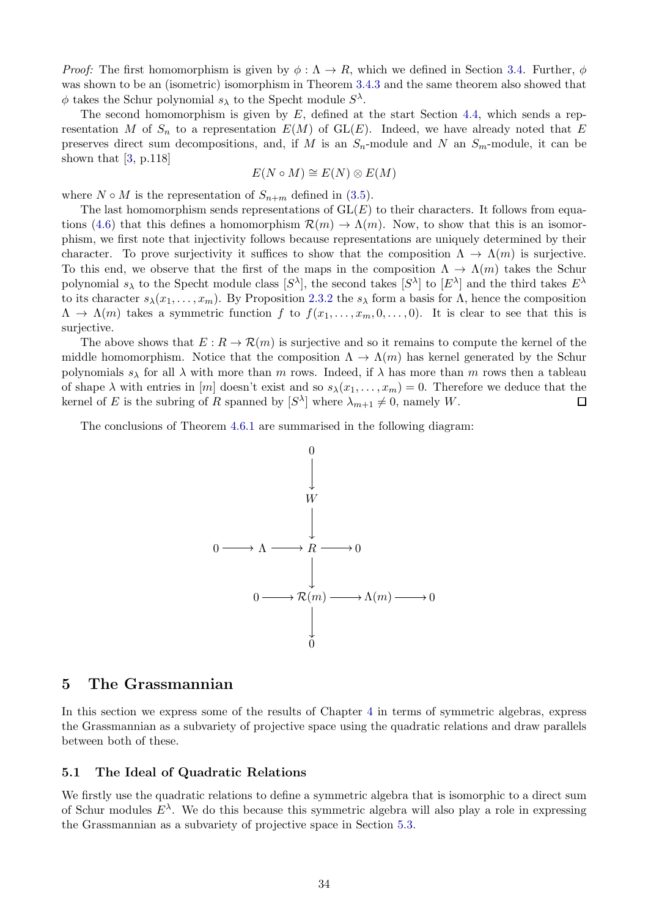*Proof:* The first homomorphism is given by $\phi : \Lambda \to R$, which we defined in Section 3.4. Further, $\phi$ was shown to be an (isometric) isomorphism in Theorem 3.4.3 and the same theorem also showed that $\phi$ takes the Schur polynomial $s_\lambda$ to the Specht module $S^\lambda$.

The second homomorphism is given by $E$, defined at the start Section 4.4, which sends a representation $M$ of $S_n$ to a representation $E(M)$ of $\mathrm{GL}(E)$. Indeed, we have already noted that $E$ preserves direct sum decompositions, and, if $M$ is an $S_n$-module and $N$ an $S_m$-module, it can be shown that [3, p.118]

$$E(N \circ M) \cong E(N) \otimes E(M)$$

where $N \circ M$ is the representation of $S_{n+m}$ defined in (3.5).

The last homomorphism sends representations of $\mathrm{GL}(E)$ to their characters. It follows from equations (4.6) that this defines a homomorphism $\mathcal{R}(m) \to \Lambda(m)$. Now, to show that this is an isomorphism, we first note that injectivity follows because representations are uniquely determined by their character. To prove surjectivity it suffices to show that the composition $\Lambda \to \Lambda(m)$ is surjective. To this end, we observe that the first of the maps in the composition $\Lambda \to \Lambda(m)$ takes the Schur polynomial $s_\lambda$ to the Specht module class $[S^\lambda]$, the second takes $[S^\lambda]$ to $[E^\lambda]$ and the third takes $E^\lambda$ to its character $s_\lambda(x_1, \ldots, x_m)$. By Proposition 2.3.2 the $s_\lambda$ form a basis for $\Lambda$, hence the composition $\Lambda \to \Lambda(m)$ takes a symmetric function $f$ to $f(x_1, \ldots, x_m, 0, \ldots, 0)$. It is clear to see that this is surjective.

The above shows that $E : R \to \mathcal{R}(m)$ is surjective and so it remains to compute the kernel of the middle homomorphism. Notice that the composition $\Lambda \to \Lambda(m)$ has kernel generated by the Schur polynomials $s_\lambda$ for all $\lambda$ with more than $m$ rows. Indeed, if $\lambda$ has more than $m$ rows then a tableau of shape $\lambda$ with entries in $[m]$ doesn't exist and so $s_\lambda(x_1, \ldots, x_m) = 0$. Therefore we deduce that the kernel of $E$ is the subring of $R$ spanned by $[S^\lambda]$ where $\lambda_{m+1} \neq 0$, namely $W$. $\square$

The conclusions of Theorem 4.6.1 are summarised in the following diagram:

$$\begin{array}{ccccccc}
 & & & 0 & & & \\
 & & & \downarrow & & & \\
 & & & W & & & \\
 & & & \downarrow & & & \\
0 & \longrightarrow & \Lambda & \longrightarrow R & \longrightarrow 0 & & \\
 & & & \downarrow & & & \\
 & & 0 \longrightarrow & \mathcal{R}(m) & \longrightarrow \Lambda(m) & \longrightarrow 0 & \\
 & & & \downarrow & & & \\
 & & & 0 & & &
\end{array}$$

## 5 The Grassmannian

In this section we express some of the results of Chapter 4 in terms of symmetric algebras, express the Grassmannian as a subvariety of projective space using the quadratic relations and draw parallels between both of these.

### 5.1 The Ideal of Quadratic Relations

We firstly use the quadratic relations to define a symmetric algebra that is isomorphic to a direct sum of Schur modules $E^\lambda$. We do this because this symmetric algebra will also play a role in expressing the Grassmannian as a subvariety of projective space in Section 5.3.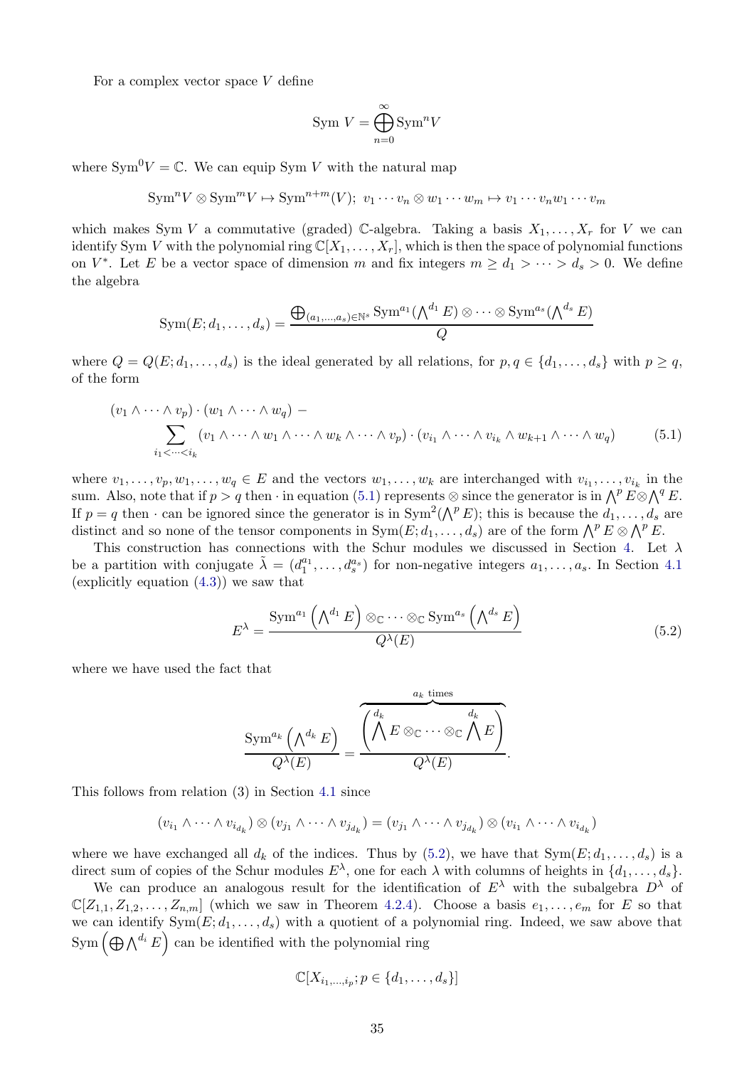For a complex vector space $V$ define

$$\text{Sym } V = \bigoplus_{n=0}^{\infty} \text{Sym}^n V$$

where $\text{Sym}^0 V = \mathbb{C}$. We can equip Sym $V$ with the natural map

$$\text{Sym}^n V \otimes \text{Sym}^m V \mapsto \text{Sym}^{n+m}(V);\ v_1 \cdots v_n \otimes w_1 \cdots w_m \mapsto v_1 \cdots v_n w_1 \cdots v_m$$

which makes Sym $V$ a commutative (graded) $\mathbb{C}$-algebra. Taking a basis $X_1, \ldots, X_r$ for $V$ we can identify Sym $V$ with the polynomial ring $\mathbb{C}[X_1, \ldots, X_r]$, which is then the space of polynomial functions on $V^*$. Let $E$ be a vector space of dimension $m$ and fix integers $m \geq d_1 > \cdots > d_s > 0$. We define the algebra

$$\text{Sym}(E; d_1, \ldots, d_s) = \frac{\bigoplus_{(a_1, \ldots, a_s) \in \mathbb{N}^s} \text{Sym}^{a_1}(\bigwedge^{d_1} E) \otimes \cdots \otimes \text{Sym}^{a_s}(\bigwedge^{d_s} E)}{Q}$$

where $Q = Q(E; d_1, \ldots, d_s)$ is the ideal generated by all relations, for $p, q \in \{d_1, \ldots, d_s\}$ with $p \geq q$, of the form

$$\begin{aligned}(v_1 \wedge \cdots \wedge v_p) \cdot (w_1 \wedge \cdots \wedge w_q) \, - \\ \sum_{i_1 < \cdots < i_k} (v_1 \wedge \cdots \wedge w_1 \wedge \cdots \wedge w_k \wedge \cdots \wedge v_p) \cdot (v_{i_1} \wedge \cdots \wedge v_{i_k} \wedge w_{k+1} \wedge \cdots \wedge w_q)\end{aligned} \tag{5.1}$$

where $v_1, \ldots, v_p, w_1, \ldots, w_q \in E$ and the vectors $w_1, \ldots, w_k$ are interchanged with $v_{i_1}, \ldots, v_{i_k}$ in the sum. Also, note that if $p > q$ then $\cdot$ in equation (5.1) represents $\otimes$ since the generator is in $\bigwedge^p E \otimes \bigwedge^q E$. If $p = q$ then $\cdot$ can be ignored since the generator is in $\text{Sym}^2(\bigwedge^p E)$; this is because the $d_1, \ldots, d_s$ are distinct and so none of the tensor components in $\text{Sym}(E; d_1, \ldots, d_s)$ are of the form $\bigwedge^p E \otimes \bigwedge^p E$.

This construction has connections with the Schur modules we discussed in Section 4. Let $\lambda$ be a partition with conjugate $\tilde{\lambda} = (d_1^{a_1}, \ldots, d_s^{a_s})$ for non-negative integers $a_1, \ldots, a_s$. In Section 4.1 (explicitly equation (4.3)) we saw that

$$E^\lambda = \frac{\text{Sym}^{a_1}\left(\bigwedge^{d_1} E\right) \otimes_{\mathbb{C}} \cdots \otimes_{\mathbb{C}} \text{Sym}^{a_s}\left(\bigwedge^{d_s} E\right)}{Q^\lambda(E)} \tag{5.2}$$

where we have used the fact that

$$\frac{\text{Sym}^{a_k}\left(\bigwedge^{d_k} E\right)}{Q^\lambda(E)} = \frac{\overbrace{\left(\bigwedge^{d_k} E \otimes_{\mathbb{C}} \cdots \otimes_{\mathbb{C}} \bigwedge^{d_k} E\right)}^{a_k \text{ times}}}{Q^\lambda(E)}.$$

This follows from relation (3) in Section 4.1 since

$$(v_{i_1} \wedge \cdots \wedge v_{i_{d_k}}) \otimes (v_{j_1} \wedge \cdots \wedge v_{j_{d_k}}) = (v_{j_1} \wedge \cdots \wedge v_{j_{d_k}}) \otimes (v_{i_1} \wedge \cdots \wedge v_{i_{d_k}})$$

where we have exchanged all $d_k$ of the indices. Thus by (5.2), we have that $\text{Sym}(E; d_1, \ldots, d_s)$ is a direct sum of copies of the Schur modules $E^\lambda$, one for each $\lambda$ with columns of heights in $\{d_1, \ldots, d_s\}$.

We can produce an analogous result for the identification of $E^\lambda$ with the subalgebra $D^\lambda$ of $\mathbb{C}[Z_{1,1}, Z_{1,2}, \ldots, Z_{n,m}]$ (which we saw in Theorem 4.2.4). Choose a basis $e_1, \ldots, e_m$ for $E$ so that we can identify $\text{Sym}(E; d_1, \ldots, d_s)$ with a quotient of a polynomial ring. Indeed, we saw above that $\text{Sym}\left(\bigoplus \bigwedge^{d_i} E\right)$ can be identified with the polynomial ring

$$\mathbb{C}[X_{i_1, \ldots, i_p}; p \in \{d_1, \ldots, d_s\}]$$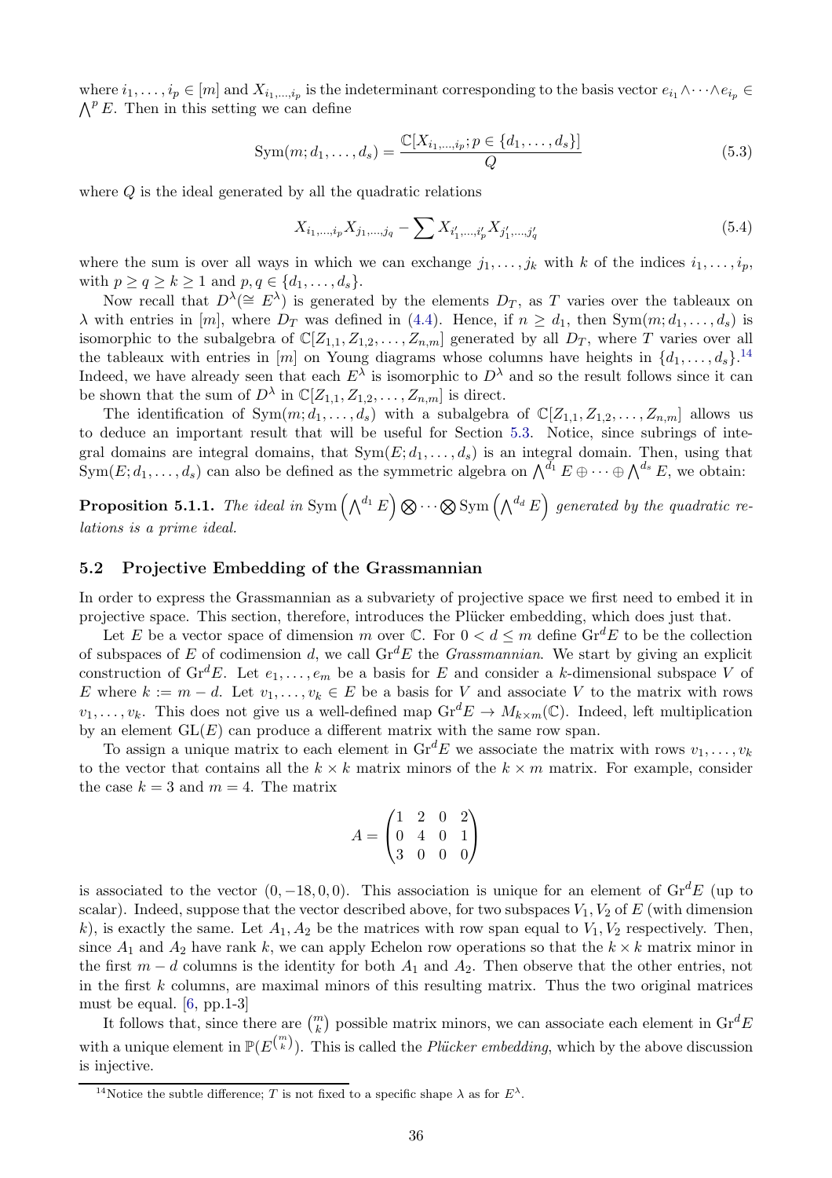where $i_1, \ldots, i_p \in [m]$ and $X_{i_1,\ldots,i_p}$ is the indeterminant corresponding to the basis vector $e_{i_1} \wedge \cdots \wedge e_{i_p} \in \bigwedge^p E$. Then in this setting we can define

$$\mathrm{Sym}(m; d_1, \ldots, d_s) = \frac{\mathbb{C}[X_{i_1,\ldots,i_p}; p \in \{d_1, \ldots, d_s\}]}{Q} \tag{5.3}$$

where $Q$ is the ideal generated by all the quadratic relations

$$X_{i_1,\ldots,i_p} X_{j_1,\ldots,j_q} - \sum X_{i'_1,\ldots,i'_p} X_{j'_1,\ldots,j'_q} \tag{5.4}$$

where the sum is over all ways in which we can exchange $j_1, \ldots, j_k$ with $k$ of the indices $i_1, \ldots, i_p$, with $p \geq q \geq k \geq 1$ and $p, q \in \{d_1, \ldots, d_s\}$.

Now recall that $D^\lambda (\cong E^\lambda)$ is generated by the elements $D_T$, as $T$ varies over the tableaux on $\lambda$ with entries in $[m]$, where $D_T$ was defined in (4.4). Hence, if $n \geq d_1$, then $\mathrm{Sym}(m; d_1, \ldots, d_s)$ is isomorphic to the subalgebra of $\mathbb{C}[Z_{1,1}, Z_{1,2}, \ldots, Z_{n,m}]$ generated by all $D_T$, where $T$ varies over all the tableaux with entries in $[m]$ on Young diagrams whose columns have heights in $\{d_1, \ldots, d_s\}$.[14] Indeed, we have already seen that each $E^\lambda$ is isomorphic to $D^\lambda$ and so the result follows since it can be shown that the sum of $D^\lambda$ in $\mathbb{C}[Z_{1,1}, Z_{1,2}, \ldots, Z_{n,m}]$ is direct.

The identification of $\mathrm{Sym}(m; d_1, \ldots, d_s)$ with a subalgebra of $\mathbb{C}[Z_{1,1}, Z_{1,2}, \ldots, Z_{n,m}]$ allows us to deduce an important result that will be useful for Section 5.3. Notice, since subrings of integral domains are integral domains, that $\mathrm{Sym}(E; d_1, \ldots, d_s)$ is an integral domain. Then, using that $\mathrm{Sym}(E; d_1, \ldots, d_s)$ can also be defined as the symmetric algebra on $\bigwedge^{d_1} E \oplus \cdots \oplus \bigwedge^{d_s} E$, we obtain:

**Proposition 5.1.1.** *The ideal in* $\mathrm{Sym}\left(\bigwedge^{d_1} E\right) \bigotimes \cdots \bigotimes \mathrm{Sym}\left(\bigwedge^{d_d} E\right)$ *generated by the quadratic relations is a prime ideal.*

## 5.2 Projective Embedding of the Grassmannian

In order to express the Grassmannian as a subvariety of projective space we first need to embed it in projective space. This section, therefore, introduces the Plücker embedding, which does just that.

Let $E$ be a vector space of dimension $m$ over $\mathbb{C}$. For $0 < d \leq m$ define $\mathrm{Gr}^d E$ to be the collection of subspaces of $E$ of codimension $d$, we call $\mathrm{Gr}^d E$ the *Grassmannian*. We start by giving an explicit construction of $\mathrm{Gr}^d E$. Let $e_1, \ldots, e_m$ be a basis for $E$ and consider a $k$-dimensional subspace $V$ of $E$ where $k := m - d$. Let $v_1, \ldots, v_k \in E$ be a basis for $V$ and associate $V$ to the matrix with rows $v_1, \ldots, v_k$. This does not give us a well-defined map $\mathrm{Gr}^d E \to M_{k \times m}(\mathbb{C})$. Indeed, left multiplication by an element $\mathrm{GL}(E)$ can produce a different matrix with the same row span.

To assign a unique matrix to each element in $\mathrm{Gr}^d E$ we associate the matrix with rows $v_1, \ldots, v_k$ to the vector that contains all the $k \times k$ matrix minors of the $k \times m$ matrix. For example, consider the case $k = 3$ and $m = 4$. The matrix

$$A = \begin{pmatrix} 1 & 2 & 0 & 2 \\ 0 & 4 & 0 & 1 \\ 3 & 0 & 0 & 0 \end{pmatrix}$$

is associated to the vector $(0, -18, 0, 0)$. This association is unique for an element of $\mathrm{Gr}^d E$ (up to scalar). Indeed, suppose that the vector described above, for two subspaces $V_1, V_2$ of $E$ (with dimension $k$), is exactly the same. Let $A_1, A_2$ be the matrices with row span equal to $V_1, V_2$ respectively. Then, since $A_1$ and $A_2$ have rank $k$, we can apply Echelon row operations so that the $k \times k$ matrix minor in the first $m - d$ columns is the identity for both $A_1$ and $A_2$. Then observe that the other entries, not in the first $k$ columns, are maximal minors of this resulting matrix. Thus the two original matrices must be equal. [6, pp.1-3]

It follows that, since there are $\binom{m}{k}$ possible matrix minors, we can associate each element in $\mathrm{Gr}^d E$ with a unique element in $\mathbb{P}(E^{\binom{m}{k}})$. This is called the *Plücker embedding*, which by the above discussion is injective.

[14] Notice the subtle difference; $T$ is not fixed to a specific shape $\lambda$ as for $E^\lambda$.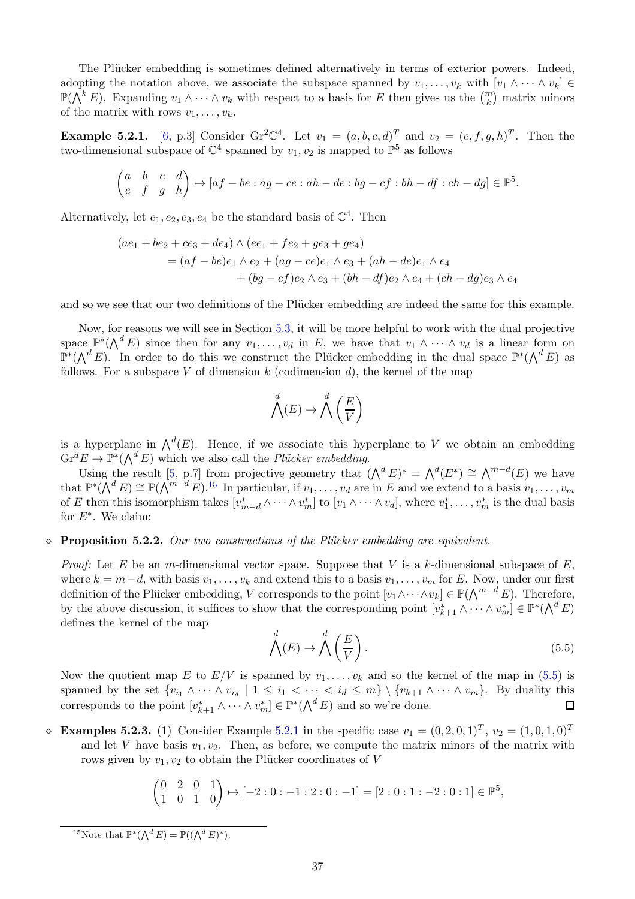The Plücker embedding is sometimes defined alternatively in terms of exterior powers. Indeed, adopting the notation above, we associate the subspace spanned by $v_1, \dots, v_k$ with $[v_1 \wedge \cdots \wedge v_k] \in \mathbb{P}(\bigwedge^k E)$. Expanding $v_1 \wedge \cdots \wedge v_k$ with respect to a basis for $E$ then gives us the $\binom{m}{k}$ matrix minors of the matrix with rows $v_1, \dots, v_k$.

**Example 5.2.1.** [6, p.3] Consider $\mathrm{Gr}^2\mathbb{C}^4$. Let $v_1 = (a, b, c, d)^T$ and $v_2 = (e, f, g, h)^T$. Then the two-dimensional subspace of $\mathbb{C}^4$ spanned by $v_1, v_2$ is mapped to $\mathbb{P}^5$ as follows

$$\begin{pmatrix} a & b & c & d \\ e & f & g & h \end{pmatrix} \mapsto [af - be : ag - ce : ah - de : bg - cf : bh - df : ch - dg] \in \mathbb{P}^5.$$

Alternatively, let $e_1, e_2, e_3, e_4$ be the standard basis of $\mathbb{C}^4$. Then

$$\begin{aligned}(ae_1 + be_2 + ce_3 + de_4) &\wedge (ee_1 + fe_2 + ge_3 + ge_4) \\ &= (af - be)e_1 \wedge e_2 + (ag - ce)e_1 \wedge e_3 + (ah - de)e_1 \wedge e_4 \\ &\quad + (bg - cf)e_2 \wedge e_3 + (bh - df)e_2 \wedge e_4 + (ch - dg)e_3 \wedge e_4\end{aligned}$$

and so we see that our two definitions of the Plücker embedding are indeed the same for this example.

Now, for reasons we will see in Section 5.3, it will be more helpful to work with the dual projective space $\mathbb{P}^*(\bigwedge^d E)$ since then for any $v_1, \dots, v_d$ in $E$, we have that $v_1 \wedge \cdots \wedge v_d$ is a linear form on $\mathbb{P}^*(\bigwedge^d E)$. In order to do this we construct the Plücker embedding in the dual space $\mathbb{P}^*(\bigwedge^d E)$ as follows. For a subspace $V$ of dimension $k$ (codimension $d$), the kernel of the map

$$\bigwedge^d (E) \to \bigwedge^d \left(\frac{E}{V}\right)$$

is a hyperplane in $\bigwedge^d(E)$. Hence, if we associate this hyperplane to $V$ we obtain an embedding $\mathrm{Gr}^d E \to \mathbb{P}^*(\bigwedge^d E)$ which we also call the *Plücker embedding*.

Using the result [5, p.7] from projective geometry that $(\bigwedge^d E)^* = \bigwedge^d(E^*) \cong \bigwedge^{m-d}(E)$ we have that $\mathbb{P}^*(\bigwedge^d E) \cong \mathbb{P}(\bigwedge^{m-d} E)$.[15] In particular, if $v_1, \dots, v_d$ are in $E$ and we extend to a basis $v_1, \dots, v_m$ of $E$ then this isomorphism takes $[v^*_{m-d} \wedge \cdots \wedge v^*_m]$ to $[v_1 \wedge \cdots \wedge v_d]$, where $v^*_1, \dots, v^*_m$ is the dual basis for $E^*$. We claim:

◇ **Proposition 5.2.2.** *Our two constructions of the Plücker embedding are equivalent.*

*Proof:* Let $E$ be an $m$-dimensional vector space. Suppose that $V$ is a $k$-dimensional subspace of $E$, where $k = m - d$, with basis $v_1, \dots, v_k$ and extend this to a basis $v_1, \dots, v_m$ for $E$. Now, under our first definition of the Plücker embedding, $V$ corresponds to the point $[v_1 \wedge \cdots \wedge v_k] \in \mathbb{P}(\bigwedge^{m-d} E)$. Therefore, by the above discussion, it suffices to show that the corresponding point $[v^*_{k+1} \wedge \cdots \wedge v^*_m] \in \mathbb{P}^*(\bigwedge^d E)$ defines the kernel of the map

$$\bigwedge^d (E) \to \bigwedge^d \left(\frac{E}{V}\right). \tag{5.5}$$

Now the quotient map $E$ to $E/V$ is spanned by $v_1, \dots, v_k$ and so the kernel of the map in (5.5) is spanned by the set $\{v_{i_1} \wedge \cdots \wedge v_{i_d} \mid 1 \le i_1 < \cdots < i_d \le m\} \setminus \{v_{k+1} \wedge \cdots \wedge v_m\}$. By duality this corresponds to the point $[v^*_{k+1} \wedge \cdots \wedge v^*_m] \in \mathbb{P}^*(\bigwedge^d E)$ and so we're done. □

◇ **Examples 5.2.3.** (1) Consider Example 5.2.1 in the specific case $v_1 = (0, 2, 0, 1)^T$, $v_2 = (1, 0, 1, 0)^T$ and let $V$ have basis $v_1, v_2$. Then, as before, we compute the matrix minors of the matrix with rows given by $v_1, v_2$ to obtain the Plücker coordinates of $V$

$$\begin{pmatrix} 0 & 2 & 0 & 1 \\ 1 & 0 & 1 & 0 \end{pmatrix} \mapsto [-2 : 0 : -1 : 2 : 0 : -1] = [2 : 0 : 1 : -2 : 0 : 1] \in \mathbb{P}^5,$$

[15] Note that $\mathbb{P}^*(\bigwedge^d E) = \mathbb{P}((\bigwedge^d E)^*)$.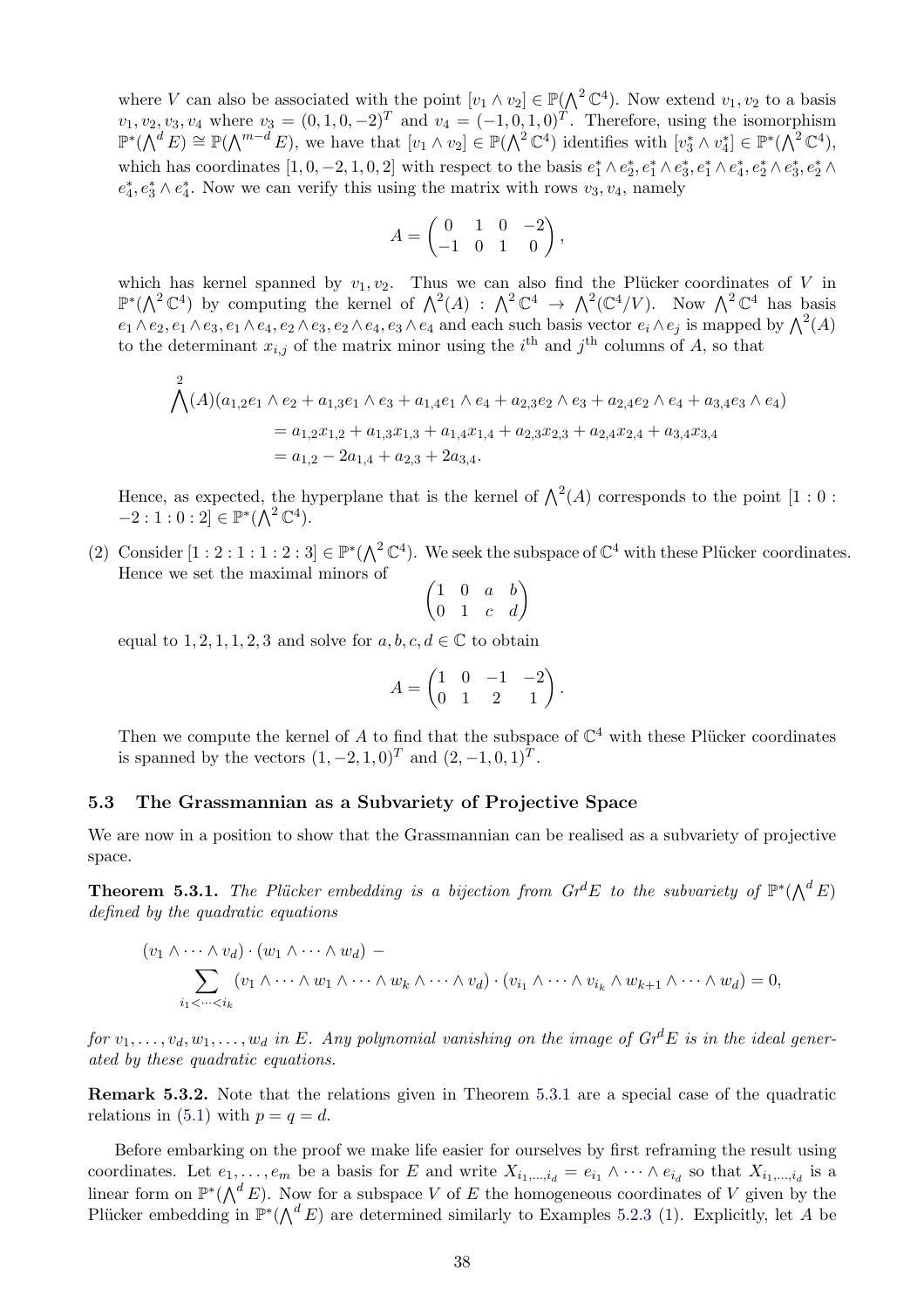where $V$ can also be associated with the point $[v_1 \wedge v_2] \in \mathbb{P}(\bigwedge^2 \mathbb{C}^4)$. Now extend $v_1, v_2$ to a basis $v_1, v_2, v_3, v_4$ where $v_3 = (0, 1, 0, -2)^T$ and $v_4 = (-1, 0, 1, 0)^T$. Therefore, using the isomorphism $\mathbb{P}^*(\bigwedge^d E) \cong \mathbb{P}(\bigwedge^{m-d} E)$, we have that $[v_1 \wedge v_2] \in \mathbb{P}(\bigwedge^2 \mathbb{C}^4)$ identifies with $[v_3^* \wedge v_4^*] \in \mathbb{P}^*(\bigwedge^2 \mathbb{C}^4)$, which has coordinates $[1, 0, -2, 1, 0, 2]$ with respect to the basis $e_1^* \wedge e_2^*, e_1^* \wedge e_3^*, e_1^* \wedge e_4^*, e_2^* \wedge e_3^*, e_2^* \wedge e_4^*, e_3^* \wedge e_4^*$. Now we can verify this using the matrix with rows $v_3, v_4$, namely

$$A = \begin{pmatrix} 0 & 1 & 0 & -2 \\ -1 & 0 & 1 & 0 \end{pmatrix},$$

which has kernel spanned by $v_1, v_2$. Thus we can also find the Plücker coordinates of $V$ in $\mathbb{P}^*(\bigwedge^2 \mathbb{C}^4)$ by computing the kernel of $\bigwedge^2(A) : \bigwedge^2 \mathbb{C}^4 \to \bigwedge^2(\mathbb{C}^4/V)$. Now $\bigwedge^2 \mathbb{C}^4$ has basis $e_1 \wedge e_2, e_1 \wedge e_3, e_1 \wedge e_4, e_2 \wedge e_3, e_2 \wedge e_4, e_3 \wedge e_4$ and each such basis vector $e_i \wedge e_j$ is mapped by $\bigwedge^2(A)$ to the determinant $x_{i,j}$ of the matrix minor using the $i^{\text{th}}$ and $j^{\text{th}}$ columns of $A$, so that

$$\begin{aligned}
\bigwedge^2(A)(a_{1,2} e_1 \wedge e_2 + a_{1,3} e_1 \wedge e_3 + a_{1,4} e_1 \wedge e_4 + a_{2,3} e_2 \wedge e_3 + a_{2,4} e_2 \wedge e_4 + a_{3,4} e_3 \wedge e_4) \\
= a_{1,2} x_{1,2} + a_{1,3} x_{1,3} + a_{1,4} x_{1,4} + a_{2,3} x_{2,3} + a_{2,4} x_{2,4} + a_{3,4} x_{3,4} \\
= a_{1,2} - 2a_{1,4} + a_{2,3} + 2a_{3,4}.
\end{aligned}$$

Hence, as expected, the hyperplane that is the kernel of $\bigwedge^2(A)$ corresponds to the point $[1 : 0 : -2 : 1 : 0 : 2] \in \mathbb{P}^*(\bigwedge^2 \mathbb{C}^4)$.

(2) Consider $[1 : 2 : 1 : 1 : 2 : 3] \in \mathbb{P}^*(\bigwedge^2 \mathbb{C}^4)$. We seek the subspace of $\mathbb{C}^4$ with these Plücker coordinates. Hence we set the maximal minors of

$$\begin{pmatrix} 1 & 0 & a & b \\ 0 & 1 & c & d \end{pmatrix}$$

equal to $1, 2, 1, 1, 2, 3$ and solve for $a, b, c, d \in \mathbb{C}$ to obtain

$$A = \begin{pmatrix} 1 & 0 & -1 & -2 \\ 0 & 1 & 2 & 1 \end{pmatrix}.$$

Then we compute the kernel of $A$ to find that the subspace of $\mathbb{C}^4$ with these Plücker coordinates is spanned by the vectors $(1, -2, 1, 0)^T$ and $(2, -1, 0, 1)^T$.

### 5.3 The Grassmannian as a Subvariety of Projective Space

We are now in a position to show that the Grassmannian can be realised as a subvariety of projective space.

**Theorem 5.3.1.** *The Plücker embedding is a bijection from $Gr^d E$ to the subvariety of $\mathbb{P}^*(\bigwedge^d E)$ defined by the quadratic equations*

$$\begin{aligned}
(v_1 \wedge \cdots \wedge v_d) \cdot (w_1 \wedge \cdots \wedge w_d) \, - \\
\sum_{i_1 < \cdots < i_k} (v_1 \wedge \cdots \wedge w_1 \wedge \cdots \wedge w_k \wedge \cdots \wedge v_d) \cdot (v_{i_1} \wedge \cdots \wedge v_{i_k} \wedge w_{k+1} \wedge \cdots \wedge w_d) = 0,
\end{aligned}$$

*for $v_1, \ldots, v_d, w_1, \ldots, w_d$ in $E$. Any polynomial vanishing on the image of $Gr^d E$ is in the ideal generated by these quadratic equations.*

**Remark 5.3.2.** Note that the relations given in Theorem 5.3.1 are a special case of the quadratic relations in (5.1) with $p = q = d$.

Before embarking on the proof we make life easier for ourselves by first reframing the result using coordinates. Let $e_1, \ldots, e_m$ be a basis for $E$ and write $X_{i_1,\ldots,i_d} = e_{i_1} \wedge \cdots \wedge e_{i_d}$ so that $X_{i_1,\ldots,i_d}$ is a linear form on $\mathbb{P}^*(\bigwedge^d E)$. Now for a subspace $V$ of $E$ the homogeneous coordinates of $V$ given by the Plücker embedding in $\mathbb{P}^*(\bigwedge^d E)$ are determined similarly to Examples 5.2.3 (1). Explicitly, let $A$ be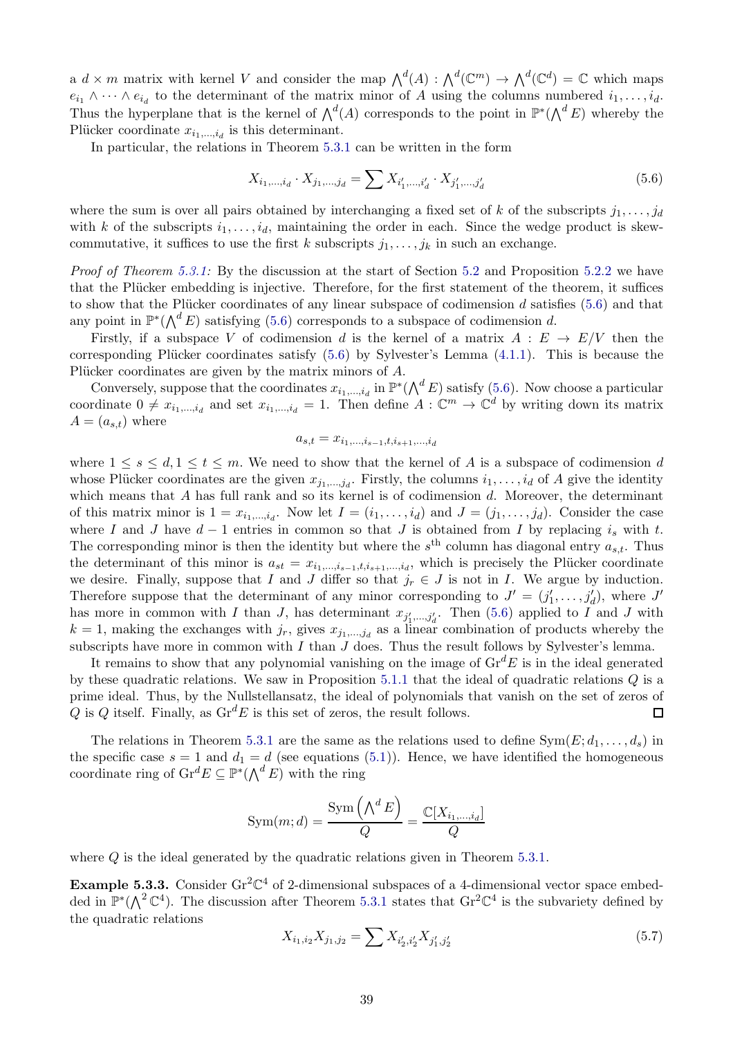a $d \times m$ matrix with kernel $V$ and consider the map $\bigwedge^d(A) : \bigwedge^d(\mathbb{C}^m) \to \bigwedge^d(\mathbb{C}^d) = \mathbb{C}$ which maps $e_{i_1} \wedge \cdots \wedge e_{i_d}$ to the determinant of the matrix minor of $A$ using the columns numbered $i_1, \ldots, i_d$. Thus the hyperplane that is the kernel of $\bigwedge^d(A)$ corresponds to the point in $\mathbb{P}^*(\bigwedge^d E)$ whereby the Plücker coordinate $x_{i_1,\ldots,i_d}$ is this determinant.

In particular, the relations in Theorem 5.3.1 can be written in the form

$$X_{i_1,\ldots,i_d} \cdot X_{j_1,\ldots,j_d} = \sum X_{i'_1,\ldots,i'_d} \cdot X_{j'_1,\ldots,j'_d} \tag{5.6}$$

where the sum is over all pairs obtained by interchanging a fixed set of $k$ of the subscripts $j_1, \ldots, j_d$ with $k$ of the subscripts $i_1, \ldots, i_d$, maintaining the order in each. Since the wedge product is skew-commutative, it suffices to use the first $k$ subscripts $j_1, \ldots, j_k$ in such an exchange.

*Proof of Theorem 5.3.1:* By the discussion at the start of Section 5.2 and Proposition 5.2.2 we have that the Plücker embedding is injective. Therefore, for the first statement of the theorem, it suffices to show that the Plücker coordinates of any linear subspace of codimension $d$ satisfies (5.6) and that any point in $\mathbb{P}^*(\bigwedge^d E)$ satisfying (5.6) corresponds to a subspace of codimension $d$.

Firstly, if a subspace $V$ of codimension $d$ is the kernel of a matrix $A : E \to E/V$ then the corresponding Plücker coordinates satisfy (5.6) by Sylvester's Lemma (4.1.1). This is because the Plücker coordinates are given by the matrix minors of $A$.

Conversely, suppose that the coordinates $x_{i_1,\ldots,i_d}$ in $\mathbb{P}^*(\bigwedge^d E)$ satisfy (5.6). Now choose a particular coordinate $0 \neq x_{i_1,\ldots,i_d}$ and set $x_{i_1,\ldots,i_d} = 1$. Then define $A : \mathbb{C}^m \to \mathbb{C}^d$ by writing down its matrix $A = (a_{s,t})$ where

$$a_{s,t} = x_{i_1,\ldots,i_{s-1},t,i_{s+1},\ldots,i_d}$$

where $1 \leq s \leq d, 1 \leq t \leq m$. We need to show that the kernel of $A$ is a subspace of codimension $d$ whose Plücker coordinates are the given $x_{j_1,\ldots,j_d}$. Firstly, the columns $i_1, \ldots, i_d$ of $A$ give the identity which means that $A$ has full rank and so its kernel is of codimension $d$. Moreover, the determinant of this matrix minor is $1 = x_{i_1,\ldots,i_d}$. Now let $I = (i_1, \ldots, i_d)$ and $J = (j_1, \ldots, j_d)$. Consider the case where $I$ and $J$ have $d-1$ entries in common so that $J$ is obtained from $I$ by replacing $i_s$ with $t$. The corresponding minor is then the identity but where the $s^{\text{th}}$ column has diagonal entry $a_{s,t}$. Thus the determinant of this minor is $a_{st} = x_{i_1,\ldots,i_{s-1},t,i_{s+1},\ldots,i_d}$, which is precisely the Plücker coordinate we desire. Finally, suppose that $I$ and $J$ differ so that $j_r \in J$ is not in $I$. We argue by induction. Therefore suppose that the determinant of any minor corresponding to $J' = (j'_1, \ldots, j'_d)$, where $J'$ has more in common with $I$ than $J$, has determinant $x_{j'_1,\ldots,j'_d}$. Then (5.6) applied to $I$ and $J$ with $k = 1$, making the exchanges with $j_r$, gives $x_{j_1,\ldots,j_d}$ as a linear combination of products whereby the subscripts have more in common with $I$ than $J$ does. Thus the result follows by Sylvester's lemma.

It remains to show that any polynomial vanishing on the image of $\mathrm{Gr}^d E$ is in the ideal generated by these quadratic relations. We saw in Proposition 5.1.1 that the ideal of quadratic relations $Q$ is a prime ideal. Thus, by the Nullstellansatz, the ideal of polynomials that vanish on the set of zeros of $Q$ is $Q$ itself. Finally, as $\mathrm{Gr}^d E$ is this set of zeros, the result follows. □

The relations in Theorem 5.3.1 are the same as the relations used to define $\mathrm{Sym}(E; d_1, \ldots, d_s)$ in the specific case $s = 1$ and $d_1 = d$ (see equations (5.1)). Hence, we have identified the homogeneous coordinate ring of $\mathrm{Gr}^d E \subseteq \mathbb{P}^*(\bigwedge^d E)$ with the ring

$$\mathrm{Sym}(m; d) = \frac{\mathrm{Sym}\left(\bigwedge^d E\right)}{Q} = \frac{\mathbb{C}[X_{i_1,\ldots,i_d}]}{Q}$$

where $Q$ is the ideal generated by the quadratic relations given in Theorem 5.3.1.

**Example 5.3.3.** Consider $\mathrm{Gr}^2\mathbb{C}^4$ of 2-dimensional subspaces of a 4-dimensional vector space embedded in $\mathbb{P}^*(\bigwedge^2 \mathbb{C}^4)$. The discussion after Theorem 5.3.1 states that $\mathrm{Gr}^2\mathbb{C}^4$ is the subvariety defined by the quadratic relations

$$X_{i_1,i_2} X_{j_1,j_2} = \sum X_{i'_2,i'_2} X_{j'_1,j'_2} \tag{5.7}$$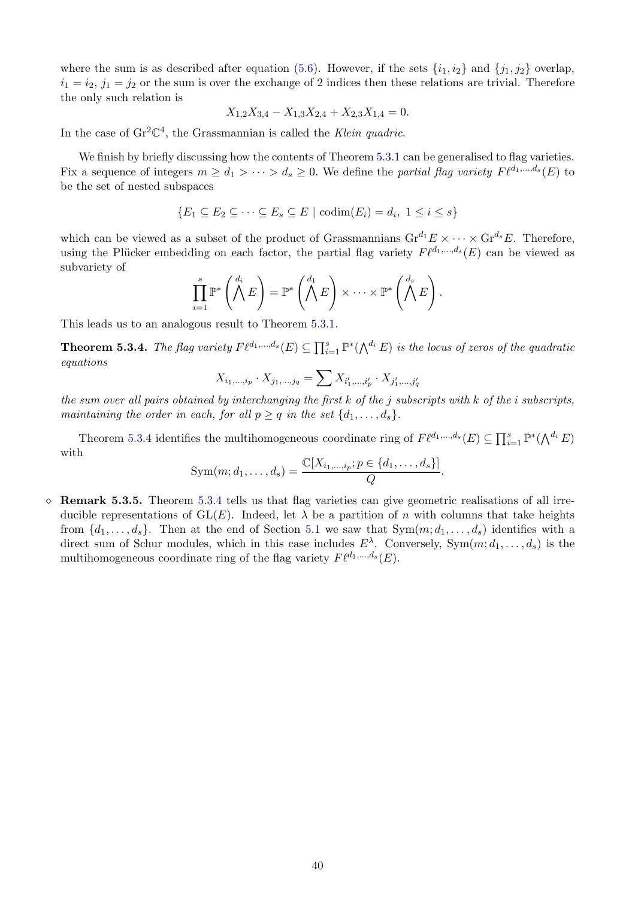where the sum is as described after equation (5.6). However, if the sets $\{i_1, i_2\}$ and $\{j_1, j_2\}$ overlap, $i_1 = i_2$, $j_1 = j_2$ or the sum is over the exchange of 2 indices then these relations are trivial. Therefore the only such relation is

$$X_{1,2}X_{3,4} - X_{1,3}X_{2,4} + X_{2,3}X_{1,4} = 0.$$

In the case of $\mathrm{Gr}^2\mathbb{C}^4$, the Grassmannian is called the *Klein quadric*.

We finish by briefly discussing how the contents of Theorem 5.3.1 can be generalised to flag varieties. Fix a sequence of integers $m \geq d_1 > \cdots > d_s \geq 0$. We define the *partial flag variety* $F\ell^{d_1,\ldots,d_s}(E)$ to be the set of nested subspaces

$$\{E_1 \subseteq E_2 \subseteq \cdots \subseteq E_s \subseteq E \mid \mathrm{codim}(E_i) = d_i,\ 1 \leq i \leq s\}$$

which can be viewed as a subset of the product of Grassmannians $\mathrm{Gr}^{d_1}E \times \cdots \times \mathrm{Gr}^{d_s}E$. Therefore, using the Plücker embedding on each factor, the partial flag variety $F\ell^{d_1,\ldots,d_s}(E)$ can be viewed as subvariety of

$$\prod_{i=1}^{s} \mathbb{P}^*\left(\bigwedge^{d_i} E\right) = \mathbb{P}^*\left(\bigwedge^{d_1} E\right) \times \cdots \times \mathbb{P}^*\left(\bigwedge^{d_s} E\right).$$

This leads us to an analogous result to Theorem 5.3.1.

**Theorem 5.3.4.** *The flag variety $F\ell^{d_1,\ldots,d_s}(E) \subseteq \prod_{i=1}^{s} \mathbb{P}^*(\bigwedge^{d_i} E)$ is the locus of zeros of the quadratic equations*

$$X_{i_1,\ldots,i_p} \cdot X_{j_1,\ldots,j_q} = \sum X_{i'_1,\ldots,i'_p} \cdot X_{j'_1,\ldots,j'_q}$$

*the sum over all pairs obtained by interchanging the first $k$ of the $j$ subscripts with $k$ of the $i$ subscripts, maintaining the order in each, for all $p \geq q$ in the set $\{d_1, \ldots, d_s\}$.*

Theorem 5.3.4 identifies the multihomogeneous coordinate ring of $F\ell^{d_1,\ldots,d_s}(E) \subseteq \prod_{i=1}^{s} \mathbb{P}^*(\bigwedge^{d_i} E)$ with

$$\mathrm{Sym}(m; d_1, \ldots, d_s) = \frac{\mathbb{C}[X_{i_1,\ldots,i_p}; p \in \{d_1, \ldots, d_s\}]}{Q}.$$

◇ **Remark 5.3.5.** Theorem 5.3.4 tells us that flag varieties can give geometric realisations of all irreducible representations of $\mathrm{GL}(E)$. Indeed, let $\lambda$ be a partition of $n$ with columns that take heights from $\{d_1, \ldots, d_s\}$. Then at the end of Section 5.1 we saw that $\mathrm{Sym}(m; d_1, \ldots, d_s)$ identifies with a direct sum of Schur modules, which in this case includes $E^\lambda$. Conversely, $\mathrm{Sym}(m; d_1, \ldots, d_s)$ is the multihomogeneous coordinate ring of the flag variety $F\ell^{d_1,\ldots,d_s}(E)$.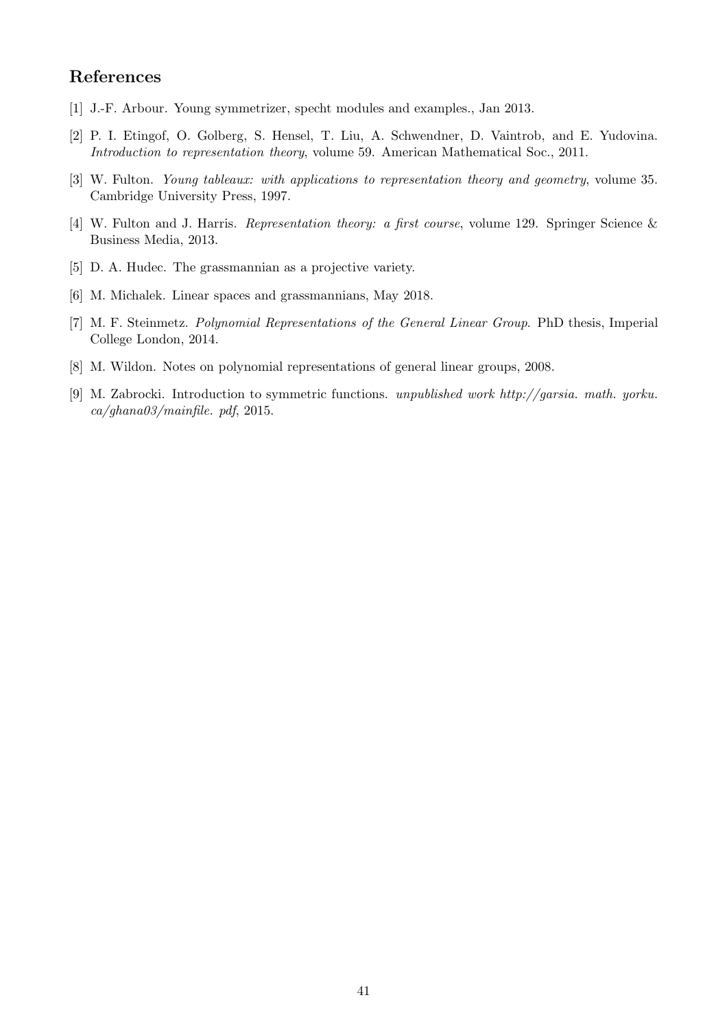## References

[1] J.-F. Arbour. Young symmetrizer, specht modules and examples., Jan 2013.

[2] P. I. Etingof, O. Golberg, S. Hensel, T. Liu, A. Schwendner, D. Vaintrob, and E. Yudovina. *Introduction to representation theory*, volume 59. American Mathematical Soc., 2011.

[3] W. Fulton. *Young tableaux: with applications to representation theory and geometry*, volume 35. Cambridge University Press, 1997.

[4] W. Fulton and J. Harris. *Representation theory: a first course*, volume 129. Springer Science & Business Media, 2013.

[5] D. A. Hudec. The grassmannian as a projective variety.

[6] M. Michalek. Linear spaces and grassmannians, May 2018.

[7] M. F. Steinmetz. *Polynomial Representations of the General Linear Group*. PhD thesis, Imperial College London, 2014.

[8] M. Wildon. Notes on polynomial representations of general linear groups, 2008.

[9] M. Zabrocki. Introduction to symmetric functions. *unpublished work http://garsia. math. yorku. ca/ghana03/mainfile. pdf*, 2015.